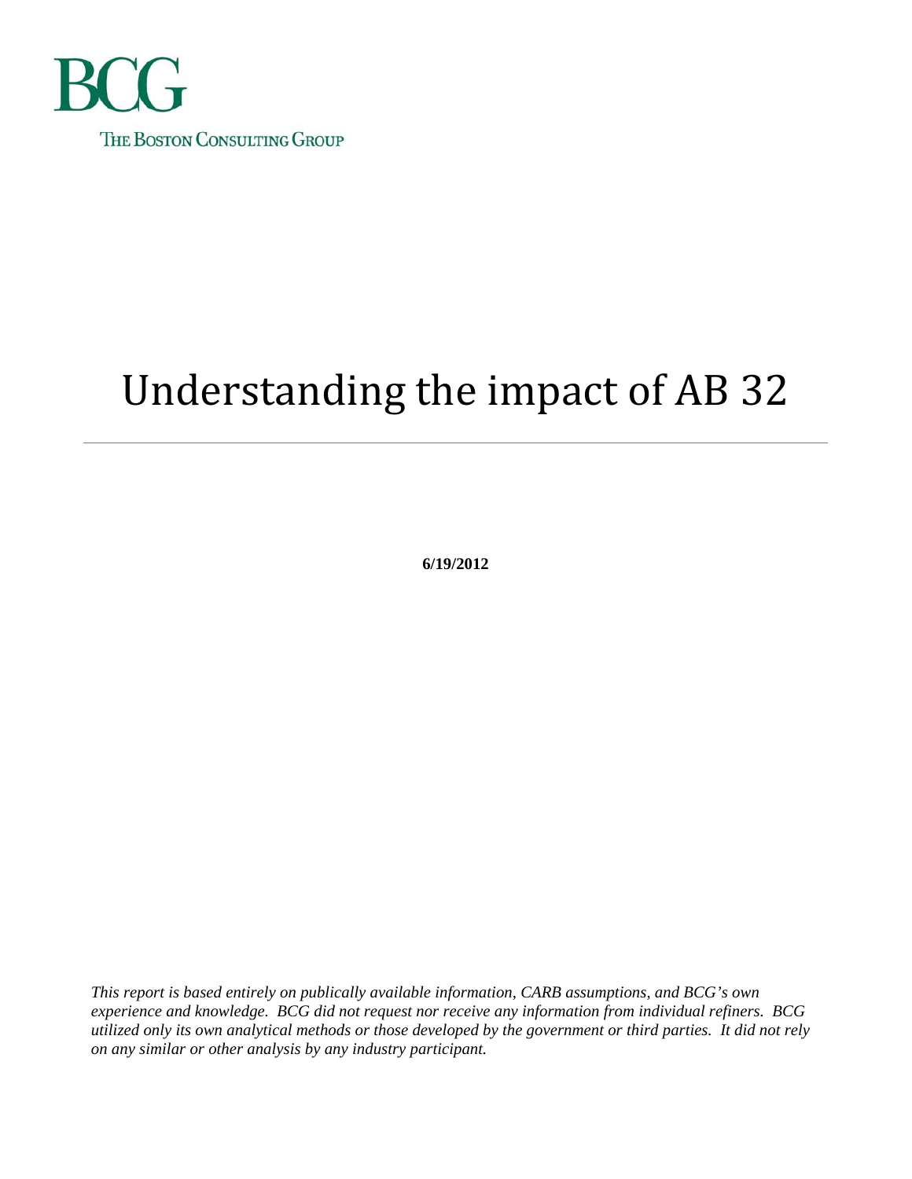BCG

THE BOSTON CONSULTING GROUP

# Understanding the impact of AB 32

**6/19/2012**

*This report is based entirely on publically available information, CARB assumptions, and BCG's own experience and knowledge. BCG did not request nor receive any information from individual refiners. BCG utilized only its own analytical methods or those developed by the government or third parties. It did not rely on any similar or other analysis by any industry participant.*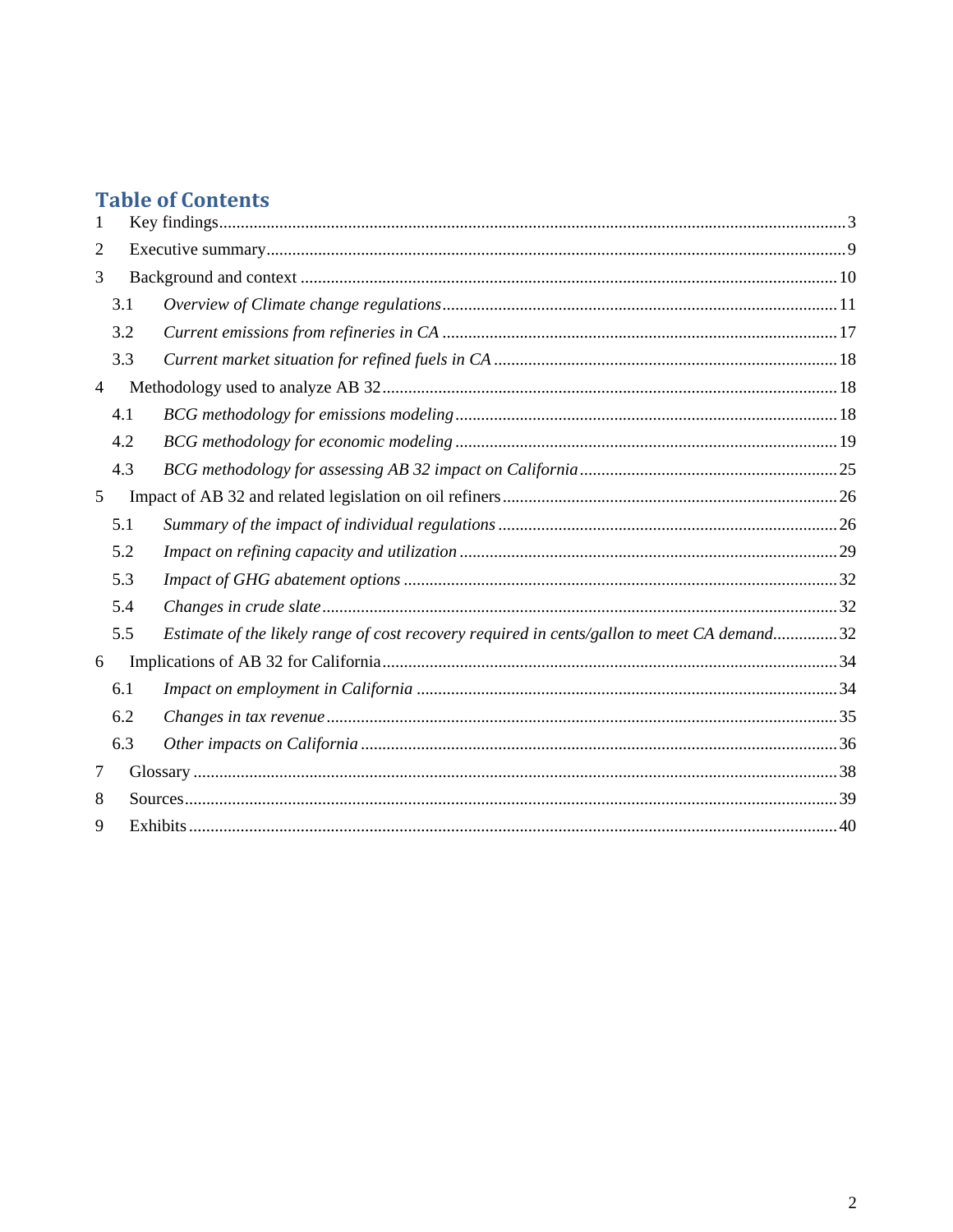## Table of Contents

1 Key findings ... 3

2 Executive summary ... 9

3 Background and context ... 10

- 3.1 *Overview of Climate change regulations* ... 11
- 3.2 *Current emissions from refineries in CA* ... 17
- 3.3 *Current market situation for refined fuels in CA* ... 18

4 Methodology used to analyze AB 32 ... 18

- 4.1 *BCG methodology for emissions modeling* ... 18
- 4.2 *BCG methodology for economic modeling* ... 19
- 4.3 *BCG methodology for assessing AB 32 impact on California* ... 25

5 Impact of AB 32 and related legislation on oil refiners ... 26

- 5.1 *Summary of the impact of individual regulations* ... 26
- 5.2 *Impact on refining capacity and utilization* ... 29
- 5.3 *Impact of GHG abatement options* ... 32
- 5.4 *Changes in crude slate* ... 32
- 5.5 *Estimate of the likely range of cost recovery required in cents/gallon to meet CA demand* ... 32

6 Implications of AB 32 for California ... 34

- 6.1 *Impact on employment in California* ... 34
- 6.2 *Changes in tax revenue* ... 35
- 6.3 *Other impacts on California* ... 36

7 Glossary ... 38

8 Sources ... 39

9 Exhibits ... 40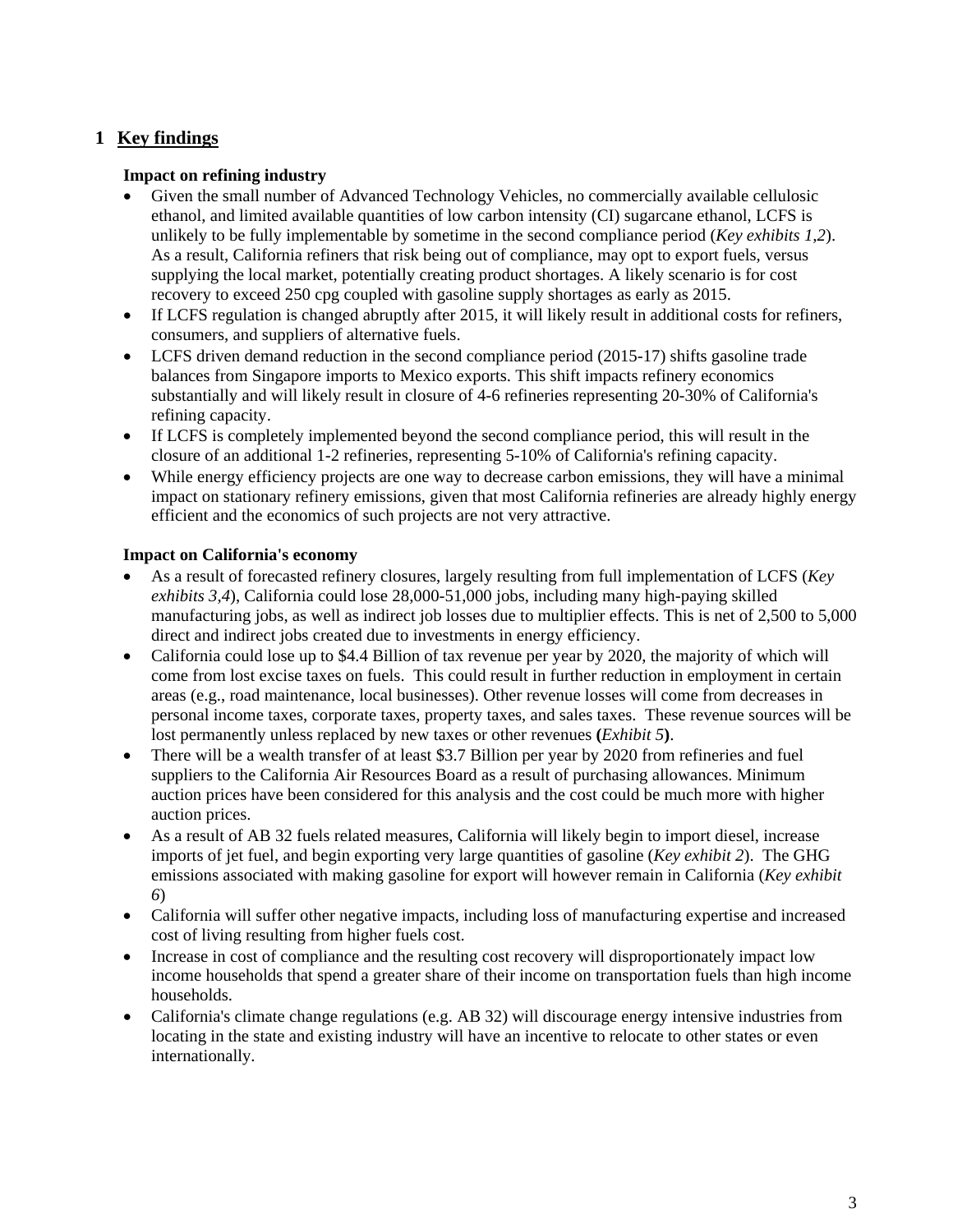# 1 Key findings

**Impact on refining industry**

- Given the small number of Advanced Technology Vehicles, no commercially available cellulosic ethanol, and limited available quantities of low carbon intensity (CI) sugarcane ethanol, LCFS is unlikely to be fully implementable by sometime in the second compliance period (*Key exhibits 1,2*). As a result, California refiners that risk being out of compliance, may opt to export fuels, versus supplying the local market, potentially creating product shortages. A likely scenario is for cost recovery to exceed 250 cpg coupled with gasoline supply shortages as early as 2015.
- If LCFS regulation is changed abruptly after 2015, it will likely result in additional costs for refiners, consumers, and suppliers of alternative fuels.
- LCFS driven demand reduction in the second compliance period (2015-17) shifts gasoline trade balances from Singapore imports to Mexico exports. This shift impacts refinery economics substantially and will likely result in closure of 4-6 refineries representing 20-30% of California's refining capacity.
- If LCFS is completely implemented beyond the second compliance period, this will result in the closure of an additional 1-2 refineries, representing 5-10% of California's refining capacity.
- While energy efficiency projects are one way to decrease carbon emissions, they will have a minimal impact on stationary refinery emissions, given that most California refineries are already highly energy efficient and the economics of such projects are not very attractive.

**Impact on California's economy**

- As a result of forecasted refinery closures, largely resulting from full implementation of LCFS (*Key exhibits 3,4*), California could lose 28,000-51,000 jobs, including many high-paying skilled manufacturing jobs, as well as indirect job losses due to multiplier effects. This is net of 2,500 to 5,000 direct and indirect jobs created due to investments in energy efficiency.
- California could lose up to $4.4 Billion of tax revenue per year by 2020, the majority of which will come from lost excise taxes on fuels. This could result in further reduction in employment in certain areas (e.g., road maintenance, local businesses). Other revenue losses will come from decreases in personal income taxes, corporate taxes, property taxes, and sales taxes. These revenue sources will be lost permanently unless replaced by new taxes or other revenues **(***Exhibit 5***)**.
- There will be a wealth transfer of at least $3.7 Billion per year by 2020 from refineries and fuel suppliers to the California Air Resources Board as a result of purchasing allowances. Minimum auction prices have been considered for this analysis and the cost could be much more with higher auction prices.
- As a result of AB 32 fuels related measures, California will likely begin to import diesel, increase imports of jet fuel, and begin exporting very large quantities of gasoline (*Key exhibit 2*). The GHG emissions associated with making gasoline for export will however remain in California (*Key exhibit 6*)
- California will suffer other negative impacts, including loss of manufacturing expertise and increased cost of living resulting from higher fuels cost.
- Increase in cost of compliance and the resulting cost recovery will disproportionately impact low income households that spend a greater share of their income on transportation fuels than high income households.
- California's climate change regulations (e.g. AB 32) will discourage energy intensive industries from locating in the state and existing industry will have an incentive to relocate to other states or even internationally.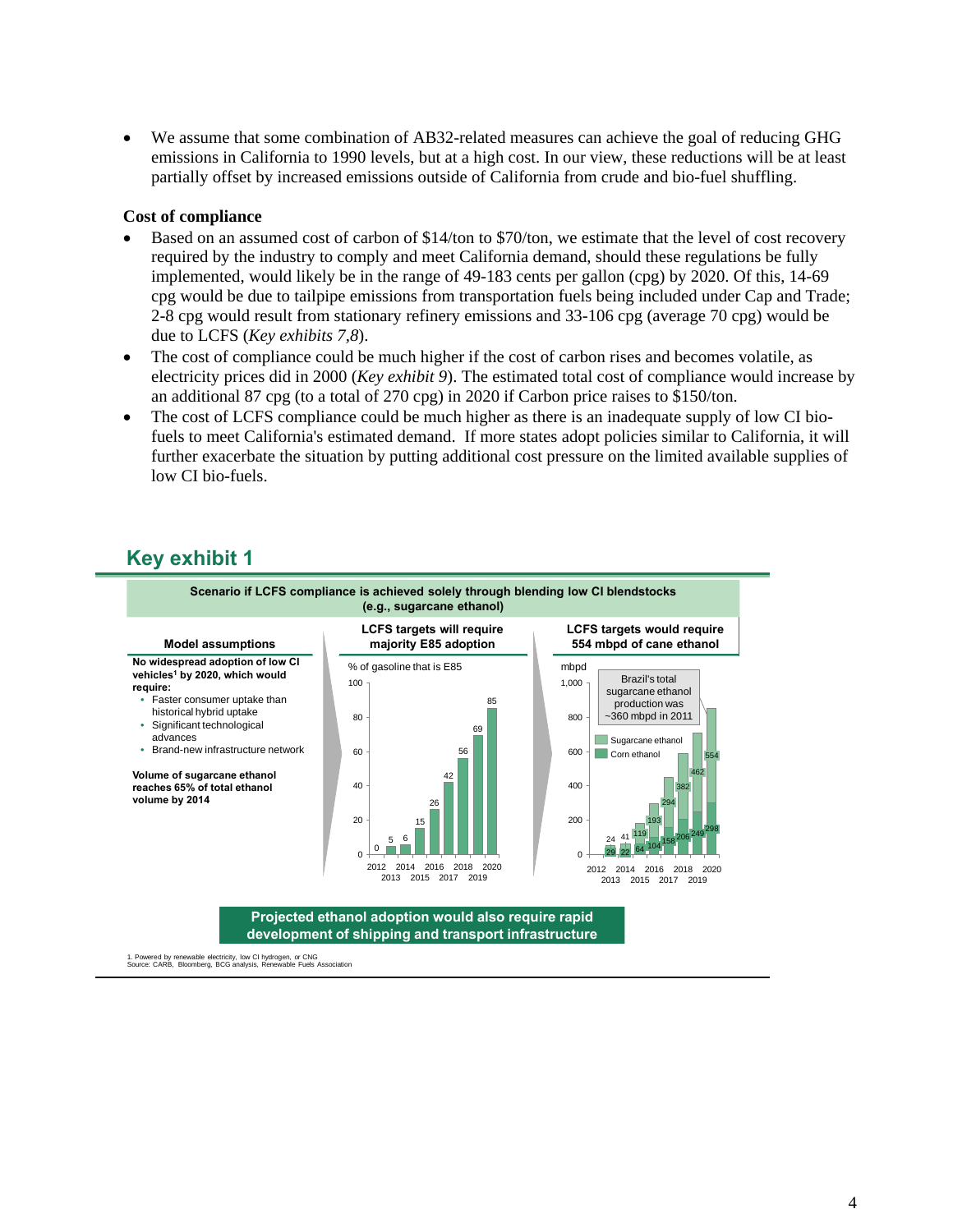- We assume that some combination of AB32-related measures can achieve the goal of reducing GHG emissions in California to 1990 levels, but at a high cost. In our view, these reductions will be at least partially offset by increased emissions outside of California from crude and bio-fuel shuffling.

**Cost of compliance**

- Based on an assumed cost of carbon of $14/ton to $70/ton, we estimate that the level of cost recovery required by the industry to comply and meet California demand, should these regulations be fully implemented, would likely be in the range of 49-183 cents per gallon (cpg) by 2020. Of this, 14-69 cpg would be due to tailpipe emissions from transportation fuels being included under Cap and Trade; 2-8 cpg would result from stationary refinery emissions and 33-106 cpg (average 70 cpg) would be due to LCFS (*Key exhibits 7,8*).
- The cost of compliance could be much higher if the cost of carbon rises and becomes volatile, as electricity prices did in 2000 (*Key exhibit 9*). The estimated total cost of compliance would increase by an additional 87 cpg (to a total of 270 cpg) in 2020 if Carbon price raises to $150/ton.
- The cost of LCFS compliance could be much higher as there is an inadequate supply of low CI bio-fuels to meet California's estimated demand. If more states adopt policies similar to California, it will further exacerbate the situation by putting additional cost pressure on the limited available supplies of low CI bio-fuels.

## Key exhibit 1

**Scenario if LCFS compliance is achieved solely through blending low CI blendstocks (e.g., sugarcane ethanol)**

**Model assumptions**

**No widespread adoption of low CI vehicles[1] by 2020, which would require:**

- Faster consumer uptake than historical hybrid uptake
- Significant technological advances
- Brand-new infrastructure network

**Volume of sugarcane ethanol reaches 65% of total ethanol volume by 2014**

**LCFS targets will require majority E85 adoption**

% of gasoline that is E85

| Year | 2012 | 2013 | 2014 | 2015 | 2016 | 2017 | 2018 | 2019 | 2020 |
|---|---|---|---|---|---|---|---|---|---|
| % E85 | 0 | 5 | 6 | 15 | 26 | 42 | 56 | 69 | 85 |

**LCFS targets would require 554 mbpd of cane ethanol**

mbpd

Brazil's total sugarcane ethanol production was ~360 mbpd in 2011

| Year | 2012 | 2013 | 2014 | 2015 | 2016 | 2017 | 2018 | 2019 | 2020 |
|---|---|---|---|---|---|---|---|---|---|
| Sugarcane ethanol | | 24 | 41 | 119 | 193 | 294 | 382 | 462 | 554 |
| Corn ethanol | | 29 | 22 | 64 | 104 | 158 | 206 | 249 | 298 |

**Projected ethanol adoption would also require rapid development of shipping and transport infrastructure**

1. Powered by renewable electricity, low CI hydrogen, or CNG
Source: CARB, Bloomberg, BCG analysis, Renewable Fuels Association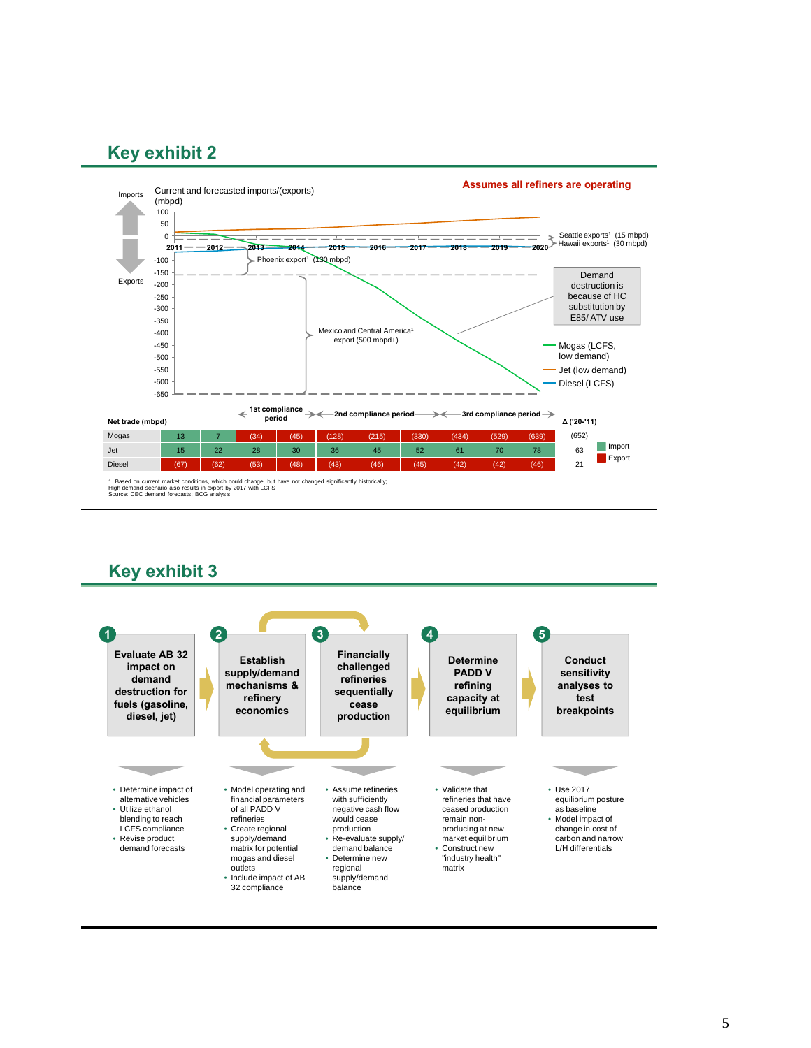## Key exhibit 2

**Assumes all refiners are operating**

Current and forecasted imports/(exports) (mbpd)

Imports / Exports

Seattle exports[1] (15 mbpd)
Hawaii exports[1] (30 mbpd)

Phoenix export[1] (130 mbpd)

Mexico and Central America[1] export (500 mbpd+)

Demand destruction is because of HC substitution by E85/ ATV use

- Mogas (LCFS, low demand)
- Jet (low demand)
- Diesel (LCFS)

1st compliance period | 2nd compliance period | 3rd compliance period

| Net trade (mbpd) | 2011 | 2012 | 2013 | 2014 | 2015 | 2016 | 2017 | 2018 | 2019 | 2020 | Δ ('20-'11) |
|---|---|---|---|---|---|---|---|---|---|---|---|
| Mogas | 13 | 7 | (34) | (45) | (128) | (215) | (330) | (434) | (529) | (639) | (652) |
| Jet | 15 | 22 | 28 | 30 | 36 | 45 | 52 | 61 | 70 | 78 | 63 |
| Diesel | (67) | (62) | (53) | (48) | (43) | (46) | (45) | (42) | (42) | (46) | 21 |

Import / Export

1. Based on current market conditions, which could change, but have not changed significantly historically;
High demand scenario also results in export by 2017 with LCFS
Source: CEC demand forecasts; BCG analysis

## Key exhibit 3

**1. Evaluate AB 32 impact on demand destruction for fuels (gasoline, diesel, jet)**

- Determine impact of alternative vehicles
- Utilize ethanol blending to reach LCFS compliance
- Revise product demand forecasts

**2. Establish supply/demand mechanisms & refinery economics**

- Model operating and financial parameters of all PADD V refineries
- Create regional supply/demand matrix for potential mogas and diesel outlets
- Include impact of AB 32 compliance

**3. Financially challenged refineries sequentially cease production**

- Assume refineries with sufficiently negative cash flow would cease production
- Re-evaluate supply/ demand balance
- Determine new regional supply/demand balance

**4. Determine PADD V refining capacity at equilibrium**

- Validate that refineries that have ceased production remain non-producing at new market equilibrium
- Construct new "industry health" matrix

**5. Conduct sensitivity analyses to test breakpoints**

- Use 2017 equilibrium posture as baseline
- Model impact of change in cost of carbon and narrow L/H differentials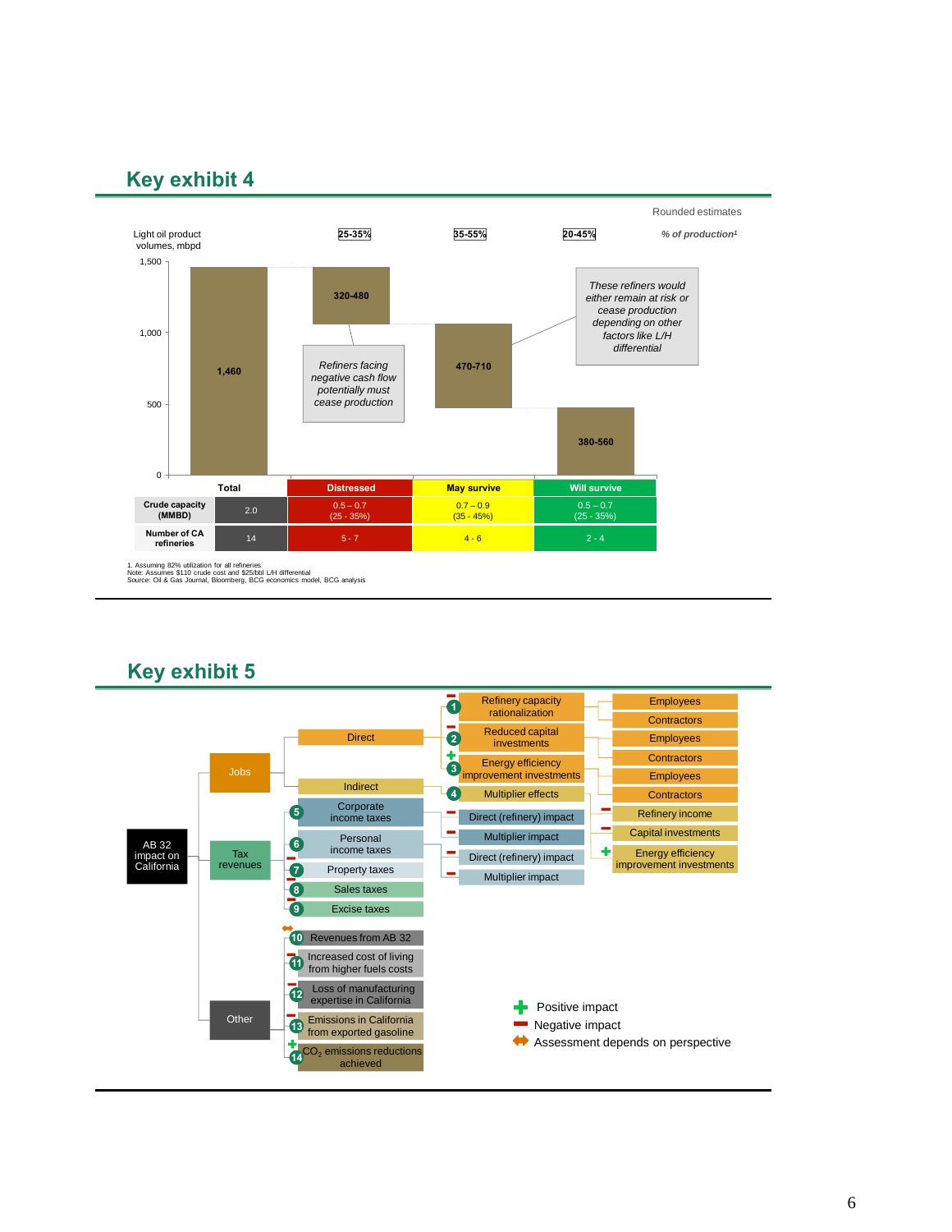## Key exhibit 4

Rounded estimates

Light oil product volumes, mbpd

| | Total | Distressed | May survive | Will survive |
|---|---|---|---|---|
| % of production[1] | | 25-35% | 35-55% | 20-45% |
| Volume (mbpd) | 1,460 | 320-480 | 470-710 | 380-560 |
| Crude capacity (MMBD) | 2.0 | 0.5 – 0.7 (25 - 35%) | 0.7 – 0.9 (35 - 45%) | 0.5 – 0.7 (25 - 35%) |
| Number of CA refineries | 14 | 5 - 7 | 4 - 6 | 2 - 4 |

*Refiners facing negative cash flow potentially must cease production* (Distressed)

*These refiners would either remain at risk or cease production depending on other factors like L/H differential* (May survive)

1. Assuming 82% utilization for all refineries
Note: Assumes $110 crude cost and $25/bbl L/H differential
Source: Oil & Gas Journal, Bloomberg, BCG economics model, BCG analysis

## Key exhibit 5

AB 32 impact on California

- **Jobs**
  - Direct
    - 1 (−) Refinery capacity rationalization → Employees; Contractors
    - 2 (−) Reduced capital investments → Employees; Contractors
    - 3 (+) Energy efficiency improvement investments → Employees; Contractors
  - Indirect
    - 4 Multiplier effects
- **Tax revenues**
  - 5 Corporate income taxes → (−) Direct (refinery) impact; (−) Multiplier impact
  - 6 Personal income taxes → (−) Direct (refinery) impact; Multiplier impact
    - (−) Refinery income; (−) Capital investments; (+) Energy efficiency improvement investments
  - 7 (−) Property taxes
  - 8 (−) Sales taxes
  - 9 (−) Excise taxes
- **Other**
  - 10 (↔) Revenues from AB 32
  - 11 (−) Increased cost of living from higher fuels costs
  - 12 (−) Loss of manufacturing expertise in California
  - 13 (−) Emissions in California from exported gasoline
  - 14 (+) $CO_2$ emissions reductions achieved

Legend:
- (+) Positive impact
- (−) Negative impact
- (↔) Assessment depends on perspective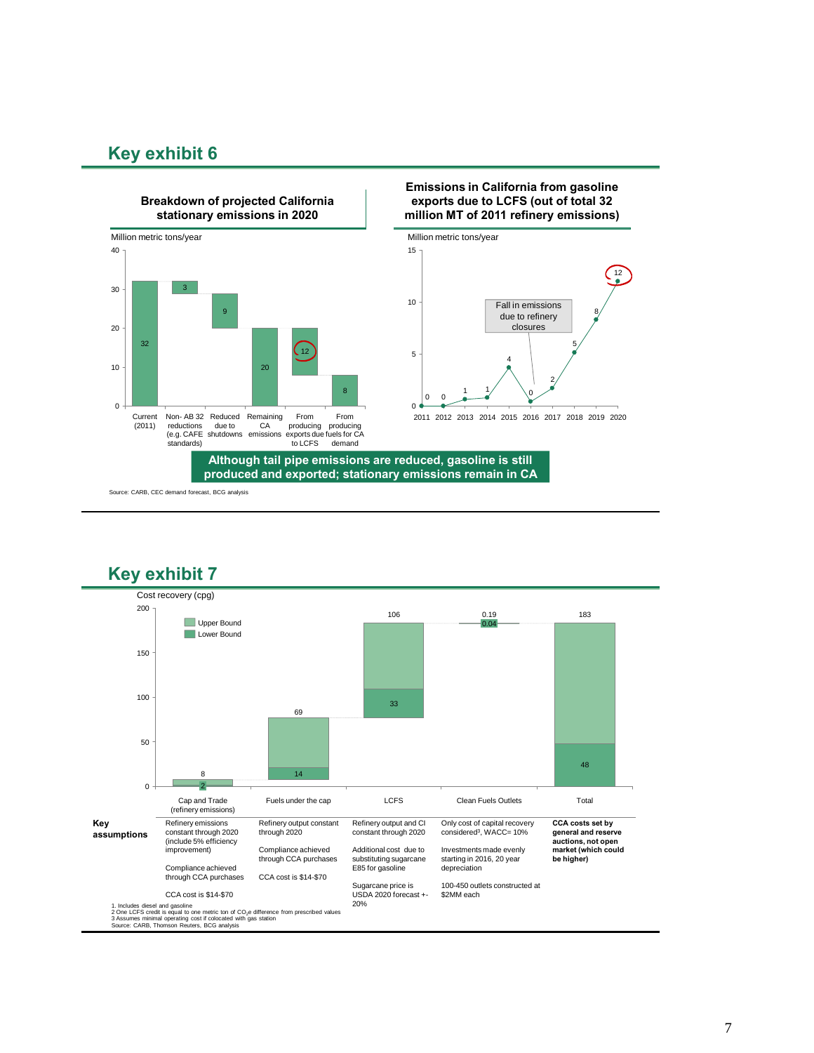## Key exhibit 6

**Breakdown of projected California stationary emissions in 2020**

Million metric tons/year

| Category | Value |
|---|---|
| Current (2011) | 32 |
| Non- AB 32 reductions (e.g. CAFE standards) | 3 |
| Reduced due to shutdowns | 9 |
| Remaining CA emissions | 20 |
| From producing exports due to LCFS | 12 |
| From producing fuels for CA demand | 8 |

**Emissions in California from gasoline exports due to LCFS (out of total 32 million MT of 2011 refinery emissions)**

Million metric tons/year

| Year | 2011 | 2012 | 2013 | 2014 | 2015 | 2016 | 2017 | 2018 | 2019 | 2020 |
|---|---|---|---|---|---|---|---|---|---|---|
| Emissions | 0 | 0 | 1 | 1 | 4 | 0 | 2 | 5 | 8 | 12 |

Fall in emissions due to refinery closures

**Although tail pipe emissions are reduced, gasoline is still produced and exported; stationary emissions remain in CA**

Source: CARB, CEC demand forecast, BCG analysis

## Key exhibit 7

Cost recovery (cpg)

| | Cap and Trade (refinery emissions) | Fuels under the cap | LCFS | Clean Fuels Outlets | Total |
|---|---|---|---|---|---|
| Upper Bound | 8 | 69 | 106 | 0.19 | 183 |
| Lower Bound | 2 | 14 | 33 | 0.04 | 48 |
| **Key assumptions** | Refinery emissions constant through 2020 (include 5% efficiency improvement)<br><br>Compliance achieved through CCA purchases<br><br>CCA cost is $14-$70 | Refinery output constant through 2020<br><br>Compliance achieved through CCA purchases<br><br>CCA cost is $14-$70 | Refinery output and CI constant through 2020<br><br>Additional cost due to substituting sugarcane E85 for gasoline<br><br>Sugarcane price is USDA 2020 forecast +-20% | Only cost of capital recovery considered[3], WACC= 10%<br><br>Investments made evenly starting in 2016, 20 year depreciation<br><br>100-450 outlets constructed at $2MM each | **CCA costs set by general and reserve auctions, not open market (which could be higher)** |

1. Includes diesel and gasoline
2 One LCFS credit is equal to one metric ton of $CO_2e$ difference from prescribed values
3 Assumes minimal operating cost if colocated with gas station
Source: CARB, Thomson Reuters, BCG analysis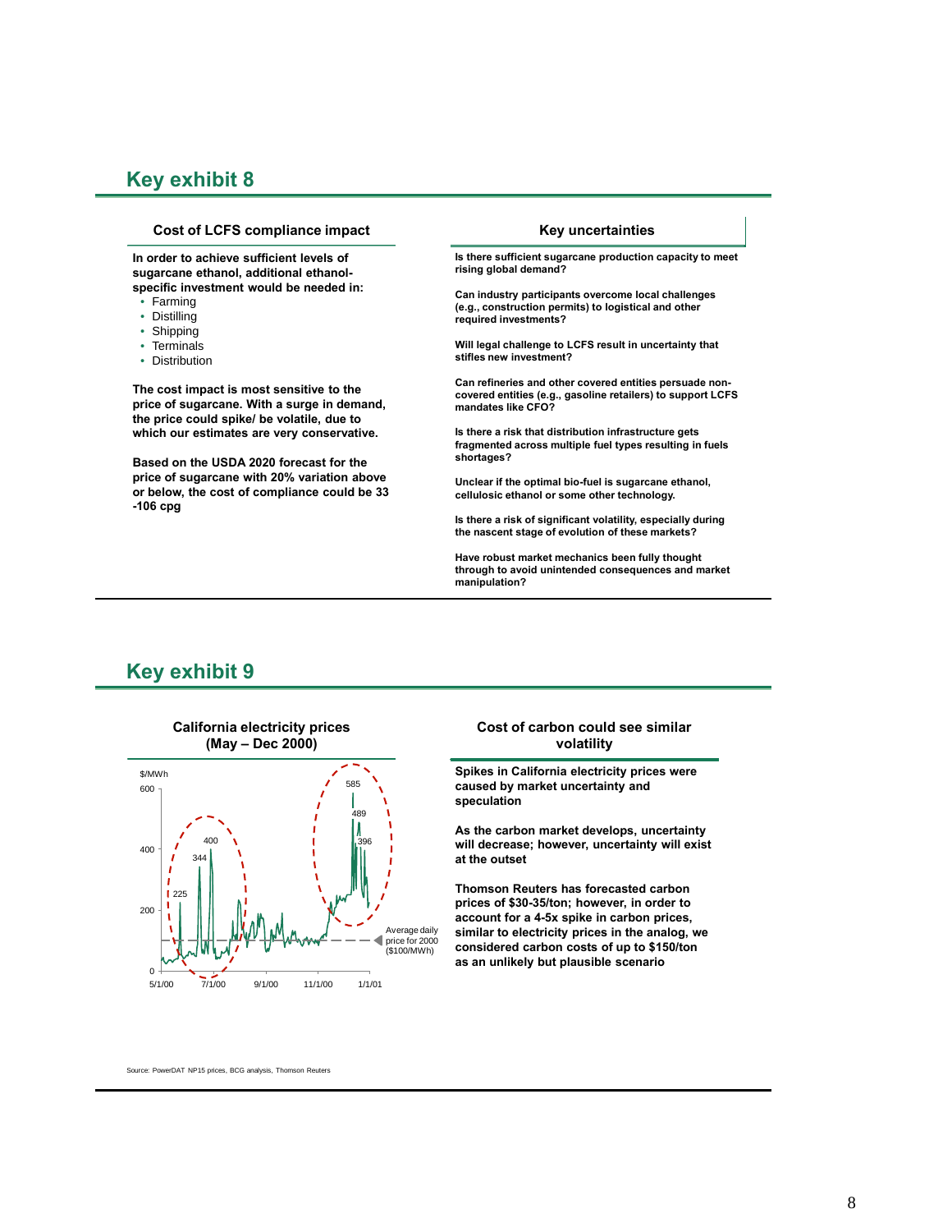## Key exhibit 8

### Cost of LCFS compliance impact

**In order to achieve sufficient levels of sugarcane ethanol, additional ethanol-specific investment would be needed in:**

- Farming
- Distilling
- Shipping
- Terminals
- Distribution

**The cost impact is most sensitive to the price of sugarcane. With a surge in demand, the price could spike/ be volatile, due to which our estimates are very conservative.**

**Based on the USDA 2020 forecast for the price of sugarcane with 20% variation above or below, the cost of compliance could be 33 -106 cpg**

### Key uncertainties

**Is there sufficient sugarcane production capacity to meet rising global demand?**

**Can industry participants overcome local challenges (e.g., construction permits) to logistical and other required investments?**

**Will legal challenge to LCFS result in uncertainty that stifles new investment?**

**Can refineries and other covered entities persuade non-covered entities (e.g., gasoline retailers) to support LCFS mandates like CFO?**

**Is there a risk that distribution infrastructure gets fragmented across multiple fuel types resulting in fuels shortages?**

**Unclear if the optimal bio-fuel is sugarcane ethanol, cellulosic ethanol or some other technology.**

**Is there a risk of significant volatility, especially during the nascent stage of evolution of these markets?**

**Have robust market mechanics been fully thought through to avoid unintended consequences and market manipulation?**

## Key exhibit 9

### California electricity prices (May – Dec 2000)

$/MWh chart, 5/1/00 to 1/1/01, with peaks labeled 225, 344, 400 (around June–July 2000) and 585, 489, 396 (around Dec 2000); average daily price for 2000 ($100/MWh) shown as dashed line.

### Cost of carbon could see similar volatility

**Spikes in California electricity prices were caused by market uncertainty and speculation**

**As the carbon market develops, uncertainty will decrease; however, uncertainty will exist at the outset**

**Thomson Reuters has forecasted carbon prices of $30-35/ton; however, in order to account for a 4-5x spike in carbon prices, similar to electricity prices in the analog, we considered carbon costs of up to $150/ton as an unlikely but plausible scenario**

Source: PowerDAT NP15 prices, BCG analysis, Thomson Reuters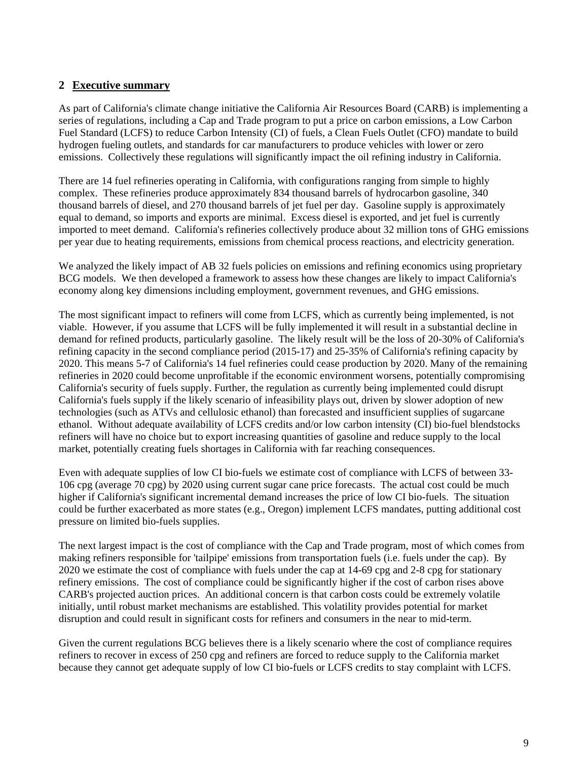## 2 Executive summary

As part of California's climate change initiative the California Air Resources Board (CARB) is implementing a series of regulations, including a Cap and Trade program to put a price on carbon emissions, a Low Carbon Fuel Standard (LCFS) to reduce Carbon Intensity (CI) of fuels, a Clean Fuels Outlet (CFO) mandate to build hydrogen fueling outlets, and standards for car manufacturers to produce vehicles with lower or zero emissions. Collectively these regulations will significantly impact the oil refining industry in California.

There are 14 fuel refineries operating in California, with configurations ranging from simple to highly complex. These refineries produce approximately 834 thousand barrels of hydrocarbon gasoline, 340 thousand barrels of diesel, and 270 thousand barrels of jet fuel per day. Gasoline supply is approximately equal to demand, so imports and exports are minimal. Excess diesel is exported, and jet fuel is currently imported to meet demand. California's refineries collectively produce about 32 million tons of GHG emissions per year due to heating requirements, emissions from chemical process reactions, and electricity generation.

We analyzed the likely impact of AB 32 fuels policies on emissions and refining economics using proprietary BCG models. We then developed a framework to assess how these changes are likely to impact California's economy along key dimensions including employment, government revenues, and GHG emissions.

The most significant impact to refiners will come from LCFS, which as currently being implemented, is not viable. However, if you assume that LCFS will be fully implemented it will result in a substantial decline in demand for refined products, particularly gasoline. The likely result will be the loss of 20-30% of California's refining capacity in the second compliance period (2015-17) and 25-35% of California's refining capacity by 2020. This means 5-7 of California's 14 fuel refineries could cease production by 2020. Many of the remaining refineries in 2020 could become unprofitable if the economic environment worsens, potentially compromising California's security of fuels supply. Further, the regulation as currently being implemented could disrupt California's fuels supply if the likely scenario of infeasibility plays out, driven by slower adoption of new technologies (such as ATVs and cellulosic ethanol) than forecasted and insufficient supplies of sugarcane ethanol. Without adequate availability of LCFS credits and/or low carbon intensity (CI) bio-fuel blendstocks refiners will have no choice but to export increasing quantities of gasoline and reduce supply to the local market, potentially creating fuels shortages in California with far reaching consequences.

Even with adequate supplies of low CI bio-fuels we estimate cost of compliance with LCFS of between 33-106 cpg (average 70 cpg) by 2020 using current sugar cane price forecasts. The actual cost could be much higher if California's significant incremental demand increases the price of low CI bio-fuels. The situation could be further exacerbated as more states (e.g., Oregon) implement LCFS mandates, putting additional cost pressure on limited bio-fuels supplies.

The next largest impact is the cost of compliance with the Cap and Trade program, most of which comes from making refiners responsible for 'tailpipe' emissions from transportation fuels (i.e. fuels under the cap). By 2020 we estimate the cost of compliance with fuels under the cap at 14-69 cpg and 2-8 cpg for stationary refinery emissions. The cost of compliance could be significantly higher if the cost of carbon rises above CARB's projected auction prices. An additional concern is that carbon costs could be extremely volatile initially, until robust market mechanisms are established. This volatility provides potential for market disruption and could result in significant costs for refiners and consumers in the near to mid-term.

Given the current regulations BCG believes there is a likely scenario where the cost of compliance requires refiners to recover in excess of 250 cpg and refiners are forced to reduce supply to the California market because they cannot get adequate supply of low CI bio-fuels or LCFS credits to stay complaint with LCFS.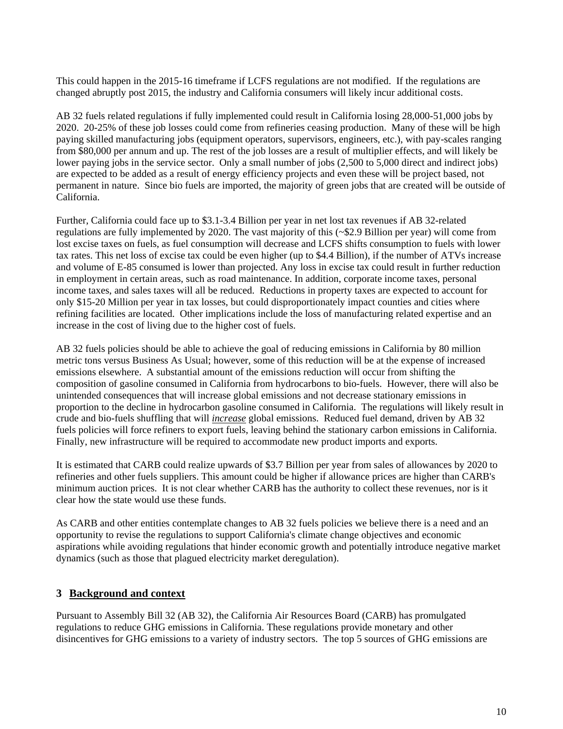This could happen in the 2015-16 timeframe if LCFS regulations are not modified. If the regulations are changed abruptly post 2015, the industry and California consumers will likely incur additional costs.

AB 32 fuels related regulations if fully implemented could result in California losing 28,000-51,000 jobs by 2020. 20-25% of these job losses could come from refineries ceasing production. Many of these will be high paying skilled manufacturing jobs (equipment operators, supervisors, engineers, etc.), with pay-scales ranging from $80,000 per annum and up. The rest of the job losses are a result of multiplier effects, and will likely be lower paying jobs in the service sector. Only a small number of jobs (2,500 to 5,000 direct and indirect jobs) are expected to be added as a result of energy efficiency projects and even these will be project based, not permanent in nature. Since bio fuels are imported, the majority of green jobs that are created will be outside of California.

Further, California could face up to $3.1-3.4 Billion per year in net lost tax revenues if AB 32-related regulations are fully implemented by 2020. The vast majority of this (~$2.9 Billion per year) will come from lost excise taxes on fuels, as fuel consumption will decrease and LCFS shifts consumption to fuels with lower tax rates. This net loss of excise tax could be even higher (up to $4.4 Billion), if the number of ATVs increase and volume of E-85 consumed is lower than projected. Any loss in excise tax could result in further reduction in employment in certain areas, such as road maintenance. In addition, corporate income taxes, personal income taxes, and sales taxes will all be reduced. Reductions in property taxes are expected to account for only $15-20 Million per year in tax losses, but could disproportionately impact counties and cities where refining facilities are located. Other implications include the loss of manufacturing related expertise and an increase in the cost of living due to the higher cost of fuels.

AB 32 fuels policies should be able to achieve the goal of reducing emissions in California by 80 million metric tons versus Business As Usual; however, some of this reduction will be at the expense of increased emissions elsewhere. A substantial amount of the emissions reduction will occur from shifting the composition of gasoline consumed in California from hydrocarbons to bio-fuels. However, there will also be unintended consequences that will increase global emissions and not decrease stationary emissions in proportion to the decline in hydrocarbon gasoline consumed in California. The regulations will likely result in crude and bio-fuels shuffling that will *increase* global emissions. Reduced fuel demand, driven by AB 32 fuels policies will force refiners to export fuels, leaving behind the stationary carbon emissions in California. Finally, new infrastructure will be required to accommodate new product imports and exports.

It is estimated that CARB could realize upwards of $3.7 Billion per year from sales of allowances by 2020 to refineries and other fuels suppliers. This amount could be higher if allowance prices are higher than CARB's minimum auction prices. It is not clear whether CARB has the authority to collect these revenues, nor is it clear how the state would use these funds.

As CARB and other entities contemplate changes to AB 32 fuels policies we believe there is a need and an opportunity to revise the regulations to support California's climate change objectives and economic aspirations while avoiding regulations that hinder economic growth and potentially introduce negative market dynamics (such as those that plagued electricity market deregulation).

## 3 Background and context

Pursuant to Assembly Bill 32 (AB 32), the California Air Resources Board (CARB) has promulgated regulations to reduce GHG emissions in California. These regulations provide monetary and other disincentives for GHG emissions to a variety of industry sectors. The top 5 sources of GHG emissions are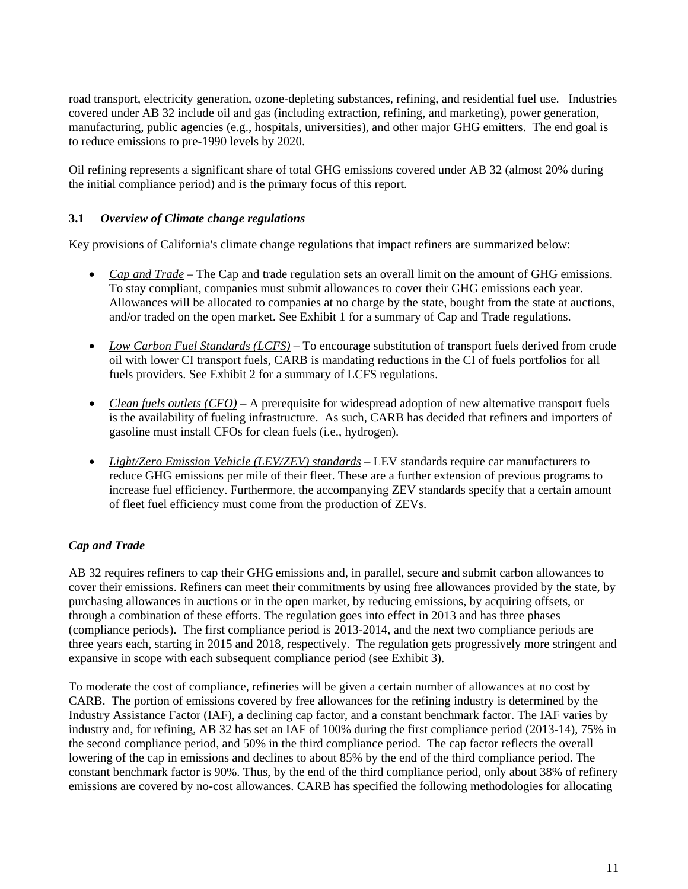road transport, electricity generation, ozone-depleting substances, refining, and residential fuel use. Industries covered under AB 32 include oil and gas (including extraction, refining, and marketing), power generation, manufacturing, public agencies (e.g., hospitals, universities), and other major GHG emitters. The end goal is to reduce emissions to pre-1990 levels by 2020.

Oil refining represents a significant share of total GHG emissions covered under AB 32 (almost 20% during the initial compliance period) and is the primary focus of this report.

### 3.1 *Overview of Climate change regulations*

Key provisions of California's climate change regulations that impact refiners are summarized below:

- *Cap and Trade* – The Cap and trade regulation sets an overall limit on the amount of GHG emissions. To stay compliant, companies must submit allowances to cover their GHG emissions each year. Allowances will be allocated to companies at no charge by the state, bought from the state at auctions, and/or traded on the open market. See Exhibit 1 for a summary of Cap and Trade regulations.

- *Low Carbon Fuel Standards (LCFS)* – To encourage substitution of transport fuels derived from crude oil with lower CI transport fuels, CARB is mandating reductions in the CI of fuels portfolios for all fuels providers. See Exhibit 2 for a summary of LCFS regulations.

- *Clean fuels outlets (CFO)* – A prerequisite for widespread adoption of new alternative transport fuels is the availability of fueling infrastructure. As such, CARB has decided that refiners and importers of gasoline must install CFOs for clean fuels (i.e., hydrogen).

- *Light/Zero Emission Vehicle (LEV/ZEV) standards* – LEV standards require car manufacturers to reduce GHG emissions per mile of their fleet. These are a further extension of previous programs to increase fuel efficiency. Furthermore, the accompanying ZEV standards specify that a certain amount of fleet fuel efficiency must come from the production of ZEVs.

#### *Cap and Trade*

AB 32 requires refiners to cap their GHG emissions and, in parallel, secure and submit carbon allowances to cover their emissions. Refiners can meet their commitments by using free allowances provided by the state, by purchasing allowances in auctions or in the open market, by reducing emissions, by acquiring offsets, or through a combination of these efforts. The regulation goes into effect in 2013 and has three phases (compliance periods). The first compliance period is 2013-2014, and the next two compliance periods are three years each, starting in 2015 and 2018, respectively. The regulation gets progressively more stringent and expansive in scope with each subsequent compliance period (see Exhibit 3).

To moderate the cost of compliance, refineries will be given a certain number of allowances at no cost by CARB. The portion of emissions covered by free allowances for the refining industry is determined by the Industry Assistance Factor (IAF), a declining cap factor, and a constant benchmark factor. The IAF varies by industry and, for refining, AB 32 has set an IAF of 100% during the first compliance period (2013-14), 75% in the second compliance period, and 50% in the third compliance period. The cap factor reflects the overall lowering of the cap in emissions and declines to about 85% by the end of the third compliance period. The constant benchmark factor is 90%. Thus, by the end of the third compliance period, only about 38% of refinery emissions are covered by no-cost allowances. CARB has specified the following methodologies for allocating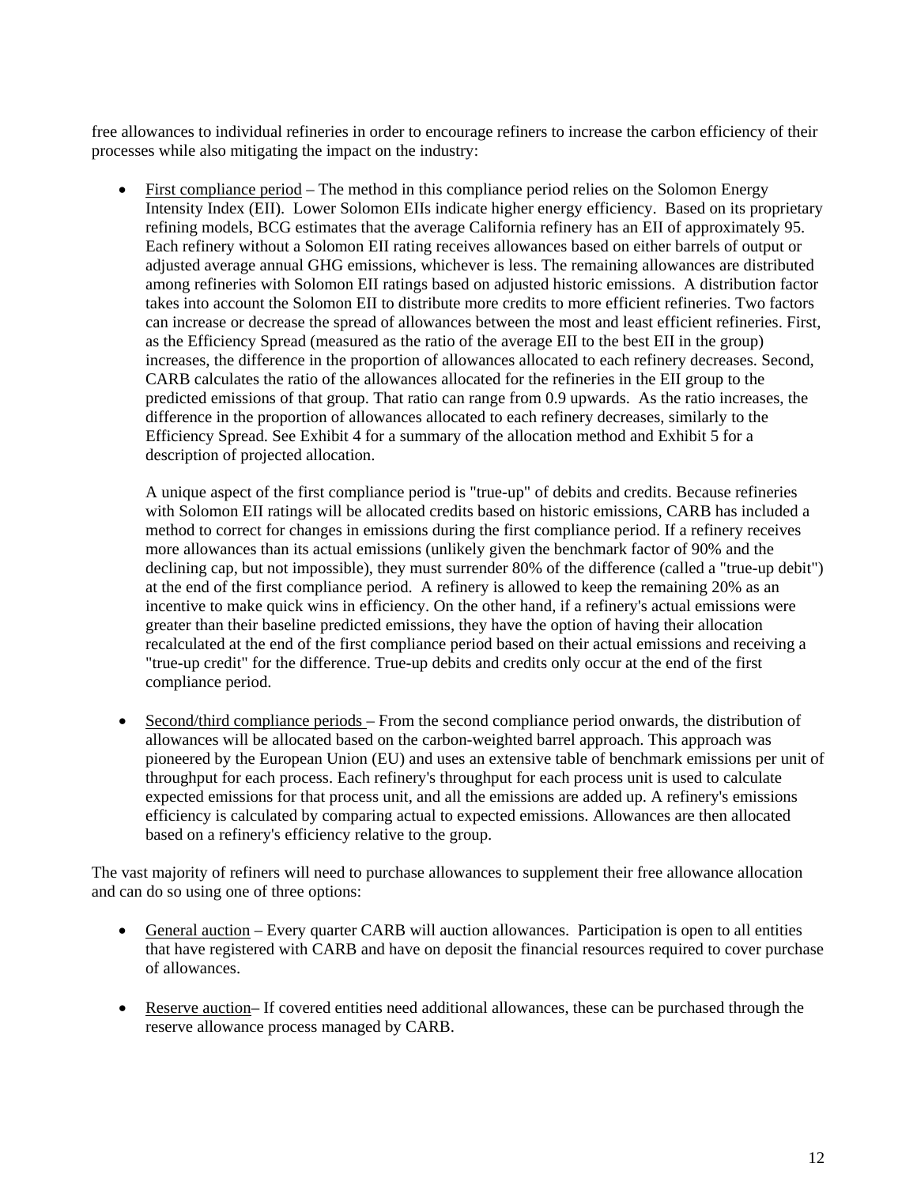free allowances to individual refineries in order to encourage refiners to increase the carbon efficiency of their processes while also mitigating the impact on the industry:

- First compliance period – The method in this compliance period relies on the Solomon Energy Intensity Index (EII). Lower Solomon EIIs indicate higher energy efficiency. Based on its proprietary refining models, BCG estimates that the average California refinery has an EII of approximately 95. Each refinery without a Solomon EII rating receives allowances based on either barrels of output or adjusted average annual GHG emissions, whichever is less. The remaining allowances are distributed among refineries with Solomon EII ratings based on adjusted historic emissions. A distribution factor takes into account the Solomon EII to distribute more credits to more efficient refineries. Two factors can increase or decrease the spread of allowances between the most and least efficient refineries. First, as the Efficiency Spread (measured as the ratio of the average EII to the best EII in the group) increases, the difference in the proportion of allowances allocated to each refinery decreases. Second, CARB calculates the ratio of the allowances allocated for the refineries in the EII group to the predicted emissions of that group. That ratio can range from 0.9 upwards. As the ratio increases, the difference in the proportion of allowances allocated to each refinery decreases, similarly to the Efficiency Spread. See Exhibit 4 for a summary of the allocation method and Exhibit 5 for a description of projected allocation.

  A unique aspect of the first compliance period is "true-up" of debits and credits. Because refineries with Solomon EII ratings will be allocated credits based on historic emissions, CARB has included a method to correct for changes in emissions during the first compliance period. If a refinery receives more allowances than its actual emissions (unlikely given the benchmark factor of 90% and the declining cap, but not impossible), they must surrender 80% of the difference (called a "true-up debit") at the end of the first compliance period. A refinery is allowed to keep the remaining 20% as an incentive to make quick wins in efficiency. On the other hand, if a refinery's actual emissions were greater than their baseline predicted emissions, they have the option of having their allocation recalculated at the end of the first compliance period based on their actual emissions and receiving a "true-up credit" for the difference. True-up debits and credits only occur at the end of the first compliance period.

- Second/third compliance periods – From the second compliance period onwards, the distribution of allowances will be allocated based on the carbon-weighted barrel approach. This approach was pioneered by the European Union (EU) and uses an extensive table of benchmark emissions per unit of throughput for each process. Each refinery's throughput for each process unit is used to calculate expected emissions for that process unit, and all the emissions are added up. A refinery's emissions efficiency is calculated by comparing actual to expected emissions. Allowances are then allocated based on a refinery's efficiency relative to the group.

The vast majority of refiners will need to purchase allowances to supplement their free allowance allocation and can do so using one of three options:

- General auction – Every quarter CARB will auction allowances. Participation is open to all entities that have registered with CARB and have on deposit the financial resources required to cover purchase of allowances.

- Reserve auction– If covered entities need additional allowances, these can be purchased through the reserve allowance process managed by CARB.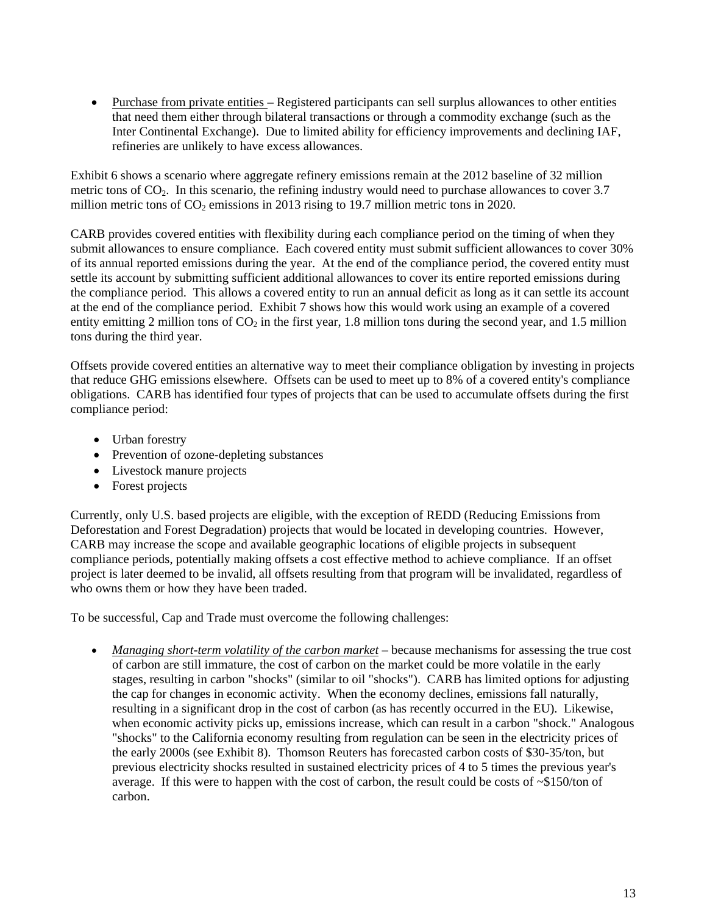- Purchase from private entities – Registered participants can sell surplus allowances to other entities that need them either through bilateral transactions or through a commodity exchange (such as the Inter Continental Exchange). Due to limited ability for efficiency improvements and declining IAF, refineries are unlikely to have excess allowances.

Exhibit 6 shows a scenario where aggregate refinery emissions remain at the 2012 baseline of 32 million metric tons of $CO_2$. In this scenario, the refining industry would need to purchase allowances to cover 3.7 million metric tons of $CO_2$ emissions in 2013 rising to 19.7 million metric tons in 2020.

CARB provides covered entities with flexibility during each compliance period on the timing of when they submit allowances to ensure compliance. Each covered entity must submit sufficient allowances to cover 30% of its annual reported emissions during the year. At the end of the compliance period, the covered entity must settle its account by submitting sufficient additional allowances to cover its entire reported emissions during the compliance period. This allows a covered entity to run an annual deficit as long as it can settle its account at the end of the compliance period. Exhibit 7 shows how this would work using an example of a covered entity emitting 2 million tons of $CO_2$ in the first year, 1.8 million tons during the second year, and 1.5 million tons during the third year.

Offsets provide covered entities an alternative way to meet their compliance obligation by investing in projects that reduce GHG emissions elsewhere. Offsets can be used to meet up to 8% of a covered entity's compliance obligations. CARB has identified four types of projects that can be used to accumulate offsets during the first compliance period:

- Urban forestry
- Prevention of ozone-depleting substances
- Livestock manure projects
- Forest projects

Currently, only U.S. based projects are eligible, with the exception of REDD (Reducing Emissions from Deforestation and Forest Degradation) projects that would be located in developing countries. However, CARB may increase the scope and available geographic locations of eligible projects in subsequent compliance periods, potentially making offsets a cost effective method to achieve compliance. If an offset project is later deemed to be invalid, all offsets resulting from that program will be invalidated, regardless of who owns them or how they have been traded.

To be successful, Cap and Trade must overcome the following challenges:

- *Managing short-term volatility of the carbon market* – because mechanisms for assessing the true cost of carbon are still immature, the cost of carbon on the market could be more volatile in the early stages, resulting in carbon "shocks" (similar to oil "shocks"). CARB has limited options for adjusting the cap for changes in economic activity. When the economy declines, emissions fall naturally, resulting in a significant drop in the cost of carbon (as has recently occurred in the EU). Likewise, when economic activity picks up, emissions increase, which can result in a carbon "shock." Analogous "shocks" to the California economy resulting from regulation can be seen in the electricity prices of the early 2000s (see Exhibit 8). Thomson Reuters has forecasted carbon costs of $30-35/ton, but previous electricity shocks resulted in sustained electricity prices of 4 to 5 times the previous year's average. If this were to happen with the cost of carbon, the result could be costs of ~$150/ton of carbon.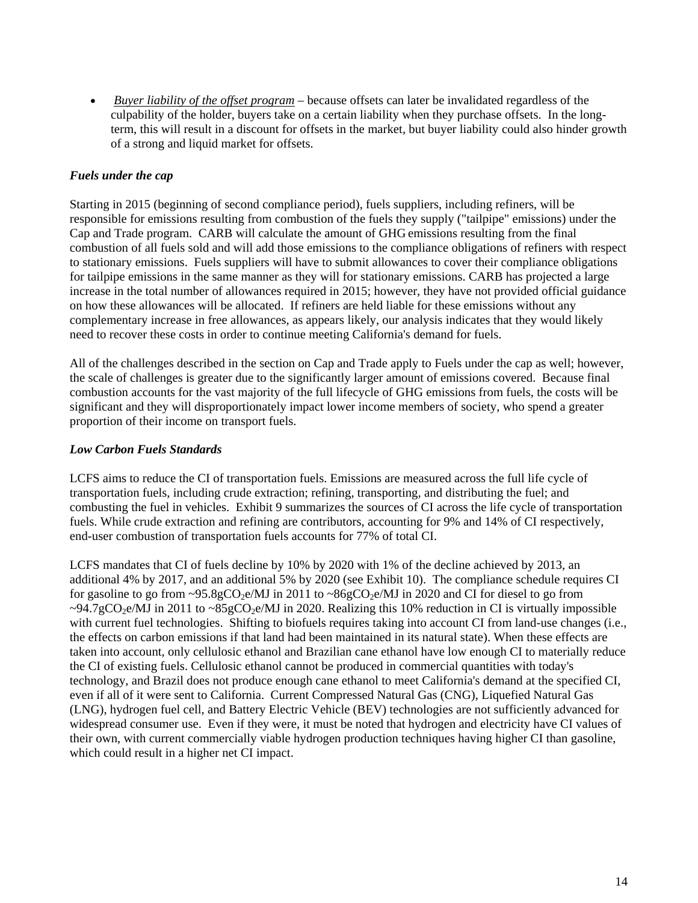- *Buyer liability of the offset program* – because offsets can later be invalidated regardless of the culpability of the holder, buyers take on a certain liability when they purchase offsets. In the long-term, this will result in a discount for offsets in the market, but buyer liability could also hinder growth of a strong and liquid market for offsets.

### *Fuels under the cap*

Starting in 2015 (beginning of second compliance period), fuels suppliers, including refiners, will be responsible for emissions resulting from combustion of the fuels they supply ("tailpipe" emissions) under the Cap and Trade program. CARB will calculate the amount of GHG emissions resulting from the final combustion of all fuels sold and will add those emissions to the compliance obligations of refiners with respect to stationary emissions. Fuels suppliers will have to submit allowances to cover their compliance obligations for tailpipe emissions in the same manner as they will for stationary emissions. CARB has projected a large increase in the total number of allowances required in 2015; however, they have not provided official guidance on how these allowances will be allocated. If refiners are held liable for these emissions without any complementary increase in free allowances, as appears likely, our analysis indicates that they would likely need to recover these costs in order to continue meeting California's demand for fuels.

All of the challenges described in the section on Cap and Trade apply to Fuels under the cap as well; however, the scale of challenges is greater due to the significantly larger amount of emissions covered. Because final combustion accounts for the vast majority of the full lifecycle of GHG emissions from fuels, the costs will be significant and they will disproportionately impact lower income members of society, who spend a greater proportion of their income on transport fuels.

### *Low Carbon Fuels Standards*

LCFS aims to reduce the CI of transportation fuels. Emissions are measured across the full life cycle of transportation fuels, including crude extraction; refining, transporting, and distributing the fuel; and combusting the fuel in vehicles. Exhibit 9 summarizes the sources of CI across the life cycle of transportation fuels. While crude extraction and refining are contributors, accounting for 9% and 14% of CI respectively, end-user combustion of transportation fuels accounts for 77% of total CI.

LCFS mandates that CI of fuels decline by 10% by 2020 with 1% of the decline achieved by 2013, an additional 4% by 2017, and an additional 5% by 2020 (see Exhibit 10). The compliance schedule requires CI for gasoline to go from ~95.8g$CO_2$e/MJ in 2011 to ~86g$CO_2$e/MJ in 2020 and CI for diesel to go from ~94.7g$CO_2$e/MJ in 2011 to ~85g$CO_2$e/MJ in 2020. Realizing this 10% reduction in CI is virtually impossible with current fuel technologies. Shifting to biofuels requires taking into account CI from land-use changes (i.e., the effects on carbon emissions if that land had been maintained in its natural state). When these effects are taken into account, only cellulosic ethanol and Brazilian cane ethanol have low enough CI to materially reduce the CI of existing fuels. Cellulosic ethanol cannot be produced in commercial quantities with today's technology, and Brazil does not produce enough cane ethanol to meet California's demand at the specified CI, even if all of it were sent to California. Current Compressed Natural Gas (CNG), Liquefied Natural Gas (LNG), hydrogen fuel cell, and Battery Electric Vehicle (BEV) technologies are not sufficiently advanced for widespread consumer use. Even if they were, it must be noted that hydrogen and electricity have CI values of their own, with current commercially viable hydrogen production techniques having higher CI than gasoline, which could result in a higher net CI impact.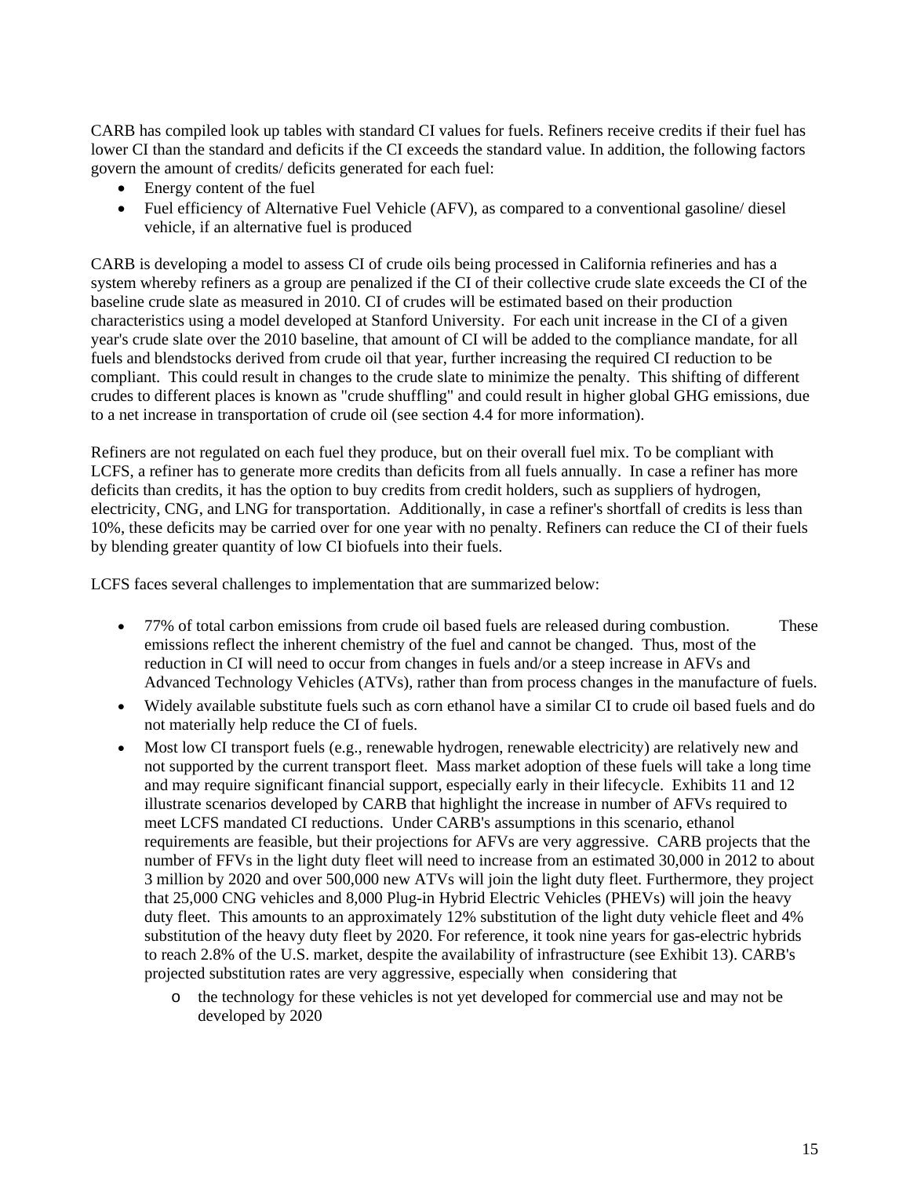CARB has compiled look up tables with standard CI values for fuels. Refiners receive credits if their fuel has lower CI than the standard and deficits if the CI exceeds the standard value. In addition, the following factors govern the amount of credits/ deficits generated for each fuel:

- Energy content of the fuel
- Fuel efficiency of Alternative Fuel Vehicle (AFV), as compared to a conventional gasoline/ diesel vehicle, if an alternative fuel is produced

CARB is developing a model to assess CI of crude oils being processed in California refineries and has a system whereby refiners as a group are penalized if the CI of their collective crude slate exceeds the CI of the baseline crude slate as measured in 2010. CI of crudes will be estimated based on their production characteristics using a model developed at Stanford University. For each unit increase in the CI of a given year's crude slate over the 2010 baseline, that amount of CI will be added to the compliance mandate, for all fuels and blendstocks derived from crude oil that year, further increasing the required CI reduction to be compliant. This could result in changes to the crude slate to minimize the penalty. This shifting of different crudes to different places is known as "crude shuffling" and could result in higher global GHG emissions, due to a net increase in transportation of crude oil (see section 4.4 for more information).

Refiners are not regulated on each fuel they produce, but on their overall fuel mix. To be compliant with LCFS, a refiner has to generate more credits than deficits from all fuels annually. In case a refiner has more deficits than credits, it has the option to buy credits from credit holders, such as suppliers of hydrogen, electricity, CNG, and LNG for transportation. Additionally, in case a refiner's shortfall of credits is less than 10%, these deficits may be carried over for one year with no penalty. Refiners can reduce the CI of their fuels by blending greater quantity of low CI biofuels into their fuels.

LCFS faces several challenges to implementation that are summarized below:

- 77% of total carbon emissions from crude oil based fuels are released during combustion. These emissions reflect the inherent chemistry of the fuel and cannot be changed. Thus, most of the reduction in CI will need to occur from changes in fuels and/or a steep increase in AFVs and Advanced Technology Vehicles (ATVs), rather than from process changes in the manufacture of fuels.
- Widely available substitute fuels such as corn ethanol have a similar CI to crude oil based fuels and do not materially help reduce the CI of fuels.
- Most low CI transport fuels (e.g., renewable hydrogen, renewable electricity) are relatively new and not supported by the current transport fleet. Mass market adoption of these fuels will take a long time and may require significant financial support, especially early in their lifecycle. Exhibits 11 and 12 illustrate scenarios developed by CARB that highlight the increase in number of AFVs required to meet LCFS mandated CI reductions. Under CARB's assumptions in this scenario, ethanol requirements are feasible, but their projections for AFVs are very aggressive. CARB projects that the number of FFVs in the light duty fleet will need to increase from an estimated 30,000 in 2012 to about 3 million by 2020 and over 500,000 new ATVs will join the light duty fleet. Furthermore, they project that 25,000 CNG vehicles and 8,000 Plug-in Hybrid Electric Vehicles (PHEVs) will join the heavy duty fleet. This amounts to an approximately 12% substitution of the light duty vehicle fleet and 4% substitution of the heavy duty fleet by 2020. For reference, it took nine years for gas-electric hybrids to reach 2.8% of the U.S. market, despite the availability of infrastructure (see Exhibit 13). CARB's projected substitution rates are very aggressive, especially when considering that
    - the technology for these vehicles is not yet developed for commercial use and may not be developed by 2020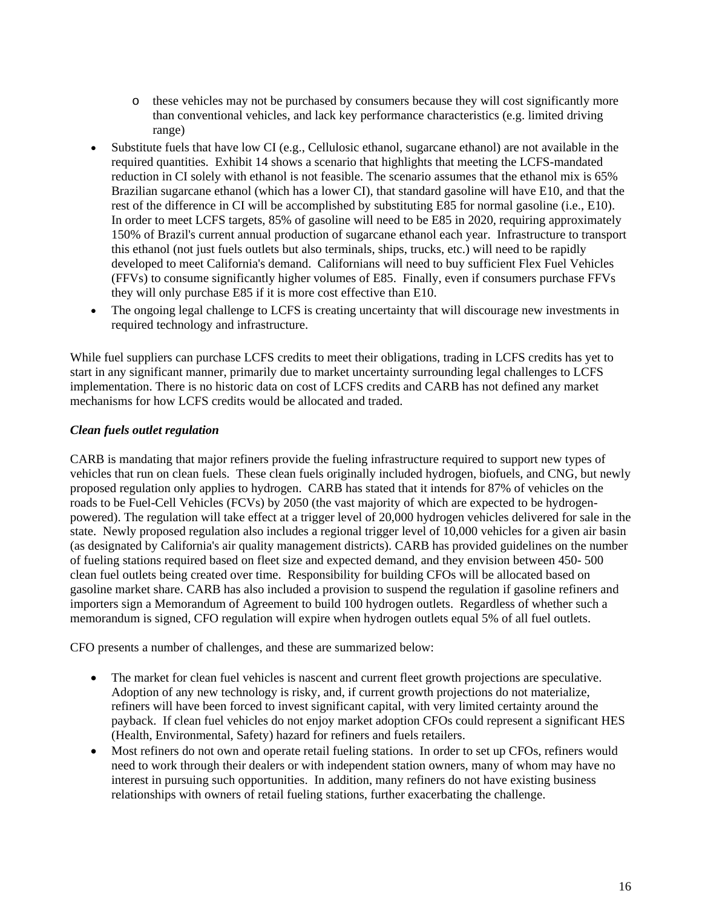- these vehicles may not be purchased by consumers because they will cost significantly more than conventional vehicles, and lack key performance characteristics (e.g. limited driving range)
- Substitute fuels that have low CI (e.g., Cellulosic ethanol, sugarcane ethanol) are not available in the required quantities. Exhibit 14 shows a scenario that highlights that meeting the LCFS-mandated reduction in CI solely with ethanol is not feasible. The scenario assumes that the ethanol mix is 65% Brazilian sugarcane ethanol (which has a lower CI), that standard gasoline will have E10, and that the rest of the difference in CI will be accomplished by substituting E85 for normal gasoline (i.e., E10). In order to meet LCFS targets, 85% of gasoline will need to be E85 in 2020, requiring approximately 150% of Brazil's current annual production of sugarcane ethanol each year. Infrastructure to transport this ethanol (not just fuels outlets but also terminals, ships, trucks, etc.) will need to be rapidly developed to meet California's demand. Californians will need to buy sufficient Flex Fuel Vehicles (FFVs) to consume significantly higher volumes of E85. Finally, even if consumers purchase FFVs they will only purchase E85 if it is more cost effective than E10.
- The ongoing legal challenge to LCFS is creating uncertainty that will discourage new investments in required technology and infrastructure.

While fuel suppliers can purchase LCFS credits to meet their obligations, trading in LCFS credits has yet to start in any significant manner, primarily due to market uncertainty surrounding legal challenges to LCFS implementation. There is no historic data on cost of LCFS credits and CARB has not defined any market mechanisms for how LCFS credits would be allocated and traded.

***Clean fuels outlet regulation***

CARB is mandating that major refiners provide the fueling infrastructure required to support new types of vehicles that run on clean fuels. These clean fuels originally included hydrogen, biofuels, and CNG, but newly proposed regulation only applies to hydrogen. CARB has stated that it intends for 87% of vehicles on the roads to be Fuel-Cell Vehicles (FCVs) by 2050 (the vast majority of which are expected to be hydrogen-powered). The regulation will take effect at a trigger level of 20,000 hydrogen vehicles delivered for sale in the state. Newly proposed regulation also includes a regional trigger level of 10,000 vehicles for a given air basin (as designated by California's air quality management districts). CARB has provided guidelines on the number of fueling stations required based on fleet size and expected demand, and they envision between 450- 500 clean fuel outlets being created over time. Responsibility for building CFOs will be allocated based on gasoline market share. CARB has also included a provision to suspend the regulation if gasoline refiners and importers sign a Memorandum of Agreement to build 100 hydrogen outlets. Regardless of whether such a memorandum is signed, CFO regulation will expire when hydrogen outlets equal 5% of all fuel outlets.

CFO presents a number of challenges, and these are summarized below:

- The market for clean fuel vehicles is nascent and current fleet growth projections are speculative. Adoption of any new technology is risky, and, if current growth projections do not materialize, refiners will have been forced to invest significant capital, with very limited certainty around the payback. If clean fuel vehicles do not enjoy market adoption CFOs could represent a significant HES (Health, Environmental, Safety) hazard for refiners and fuels retailers.
- Most refiners do not own and operate retail fueling stations. In order to set up CFOs, refiners would need to work through their dealers or with independent station owners, many of whom may have no interest in pursuing such opportunities. In addition, many refiners do not have existing business relationships with owners of retail fueling stations, further exacerbating the challenge.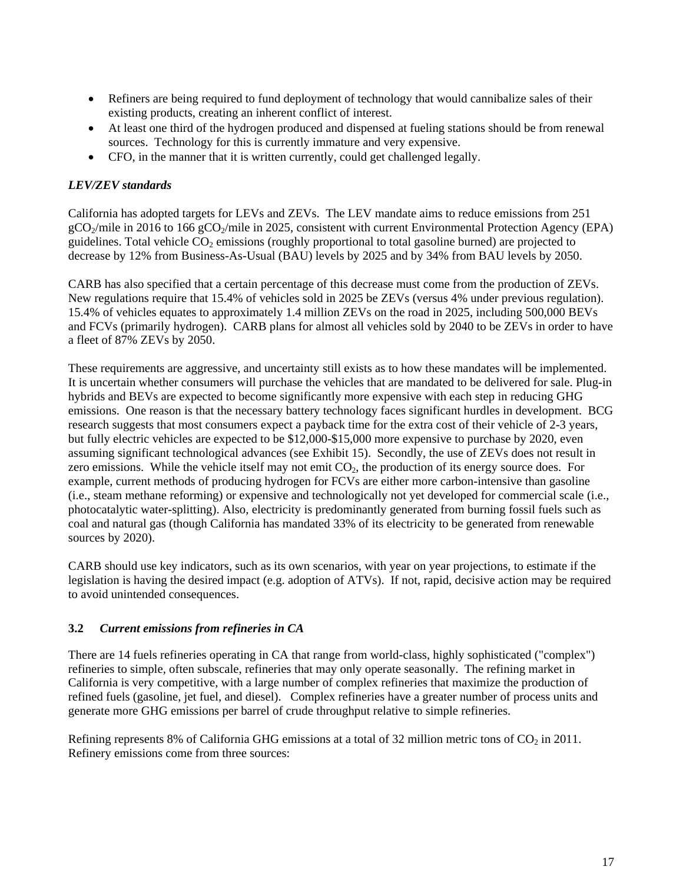- Refiners are being required to fund deployment of technology that would cannibalize sales of their existing products, creating an inherent conflict of interest.
- At least one third of the hydrogen produced and dispensed at fueling stations should be from renewal sources. Technology for this is currently immature and very expensive.
- CFO, in the manner that it is written currently, could get challenged legally.

***LEV/ZEV standards***

California has adopted targets for LEVs and ZEVs. The LEV mandate aims to reduce emissions from 251 $gCO_2$/mile in 2016 to 166 $gCO_2$/mile in 2025, consistent with current Environmental Protection Agency (EPA) guidelines. Total vehicle $CO_2$ emissions (roughly proportional to total gasoline burned) are projected to decrease by 12% from Business-As-Usual (BAU) levels by 2025 and by 34% from BAU levels by 2050.

CARB has also specified that a certain percentage of this decrease must come from the production of ZEVs. New regulations require that 15.4% of vehicles sold in 2025 be ZEVs (versus 4% under previous regulation). 15.4% of vehicles equates to approximately 1.4 million ZEVs on the road in 2025, including 500,000 BEVs and FCVs (primarily hydrogen). CARB plans for almost all vehicles sold by 2040 to be ZEVs in order to have a fleet of 87% ZEVs by 2050.

These requirements are aggressive, and uncertainty still exists as to how these mandates will be implemented. It is uncertain whether consumers will purchase the vehicles that are mandated to be delivered for sale. Plug-in hybrids and BEVs are expected to become significantly more expensive with each step in reducing GHG emissions. One reason is that the necessary battery technology faces significant hurdles in development. BCG research suggests that most consumers expect a payback time for the extra cost of their vehicle of 2-3 years, but fully electric vehicles are expected to be \$12,000-\$15,000 more expensive to purchase by 2020, even assuming significant technological advances (see Exhibit 15). Secondly, the use of ZEVs does not result in zero emissions. While the vehicle itself may not emit $CO_2$, the production of its energy source does. For example, current methods of producing hydrogen for FCVs are either more carbon-intensive than gasoline (i.e., steam methane reforming) or expensive and technologically not yet developed for commercial scale (i.e., photocatalytic water-splitting). Also, electricity is predominantly generated from burning fossil fuels such as coal and natural gas (though California has mandated 33% of its electricity to be generated from renewable sources by 2020).

CARB should use key indicators, such as its own scenarios, with year on year projections, to estimate if the legislation is having the desired impact (e.g. adoption of ATVs). If not, rapid, decisive action may be required to avoid unintended consequences.

### 3.2 *Current emissions from refineries in CA*

There are 14 fuels refineries operating in CA that range from world-class, highly sophisticated ("complex") refineries to simple, often subscale, refineries that may only operate seasonally. The refining market in California is very competitive, with a large number of complex refineries that maximize the production of refined fuels (gasoline, jet fuel, and diesel). Complex refineries have a greater number of process units and generate more GHG emissions per barrel of crude throughput relative to simple refineries.

Refining represents 8% of California GHG emissions at a total of 32 million metric tons of $CO_2$ in 2011. Refinery emissions come from three sources: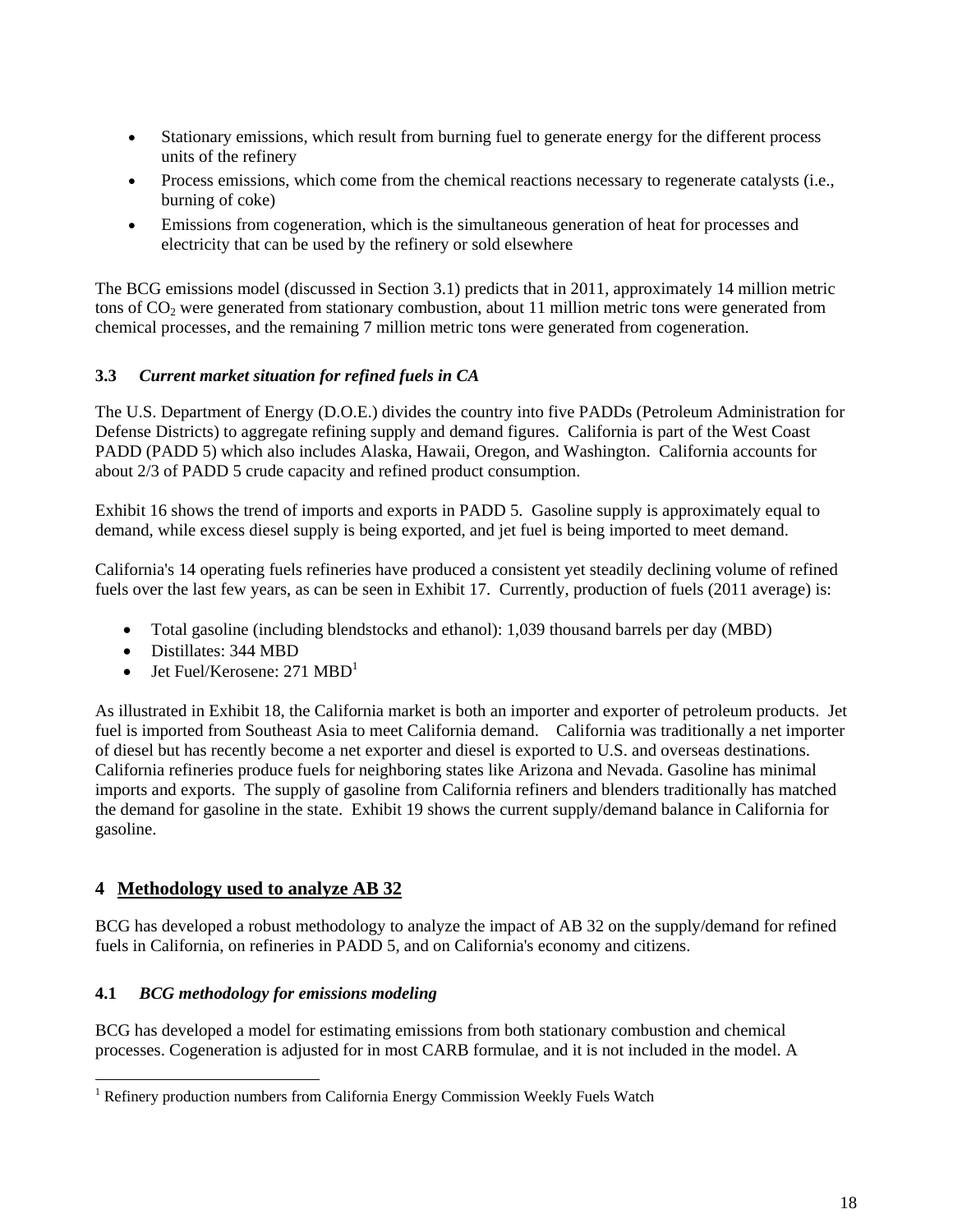- Stationary emissions, which result from burning fuel to generate energy for the different process units of the refinery
- Process emissions, which come from the chemical reactions necessary to regenerate catalysts (i.e., burning of coke)
- Emissions from cogeneration, which is the simultaneous generation of heat for processes and electricity that can be used by the refinery or sold elsewhere

The BCG emissions model (discussed in Section 3.1) predicts that in 2011, approximately 14 million metric tons of $CO_2$ were generated from stationary combustion, about 11 million metric tons were generated from chemical processes, and the remaining 7 million metric tons were generated from cogeneration.

### 3.3 *Current market situation for refined fuels in CA*

The U.S. Department of Energy (D.O.E.) divides the country into five PADDs (Petroleum Administration for Defense Districts) to aggregate refining supply and demand figures. California is part of the West Coast PADD (PADD 5) which also includes Alaska, Hawaii, Oregon, and Washington. California accounts for about 2/3 of PADD 5 crude capacity and refined product consumption.

Exhibit 16 shows the trend of imports and exports in PADD 5. Gasoline supply is approximately equal to demand, while excess diesel supply is being exported, and jet fuel is being imported to meet demand.

California's 14 operating fuels refineries have produced a consistent yet steadily declining volume of refined fuels over the last few years, as can be seen in Exhibit 17. Currently, production of fuels (2011 average) is:

- Total gasoline (including blendstocks and ethanol): 1,039 thousand barrels per day (MBD)
- Distillates: 344 MBD
- Jet Fuel/Kerosene: 271 MBD[1]

As illustrated in Exhibit 18, the California market is both an importer and exporter of petroleum products. Jet fuel is imported from Southeast Asia to meet California demand. California was traditionally a net importer of diesel but has recently become a net exporter and diesel is exported to U.S. and overseas destinations. California refineries produce fuels for neighboring states like Arizona and Nevada. Gasoline has minimal imports and exports. The supply of gasoline from California refiners and blenders traditionally has matched the demand for gasoline in the state. Exhibit 19 shows the current supply/demand balance in California for gasoline.

## 4 Methodology used to analyze AB 32

BCG has developed a robust methodology to analyze the impact of AB 32 on the supply/demand for refined fuels in California, on refineries in PADD 5, and on California's economy and citizens.

### 4.1 *BCG methodology for emissions modeling*

BCG has developed a model for estimating emissions from both stationary combustion and chemical processes. Cogeneration is adjusted for in most CARB formulae, and it is not included in the model. A

[1] Refinery production numbers from California Energy Commission Weekly Fuels Watch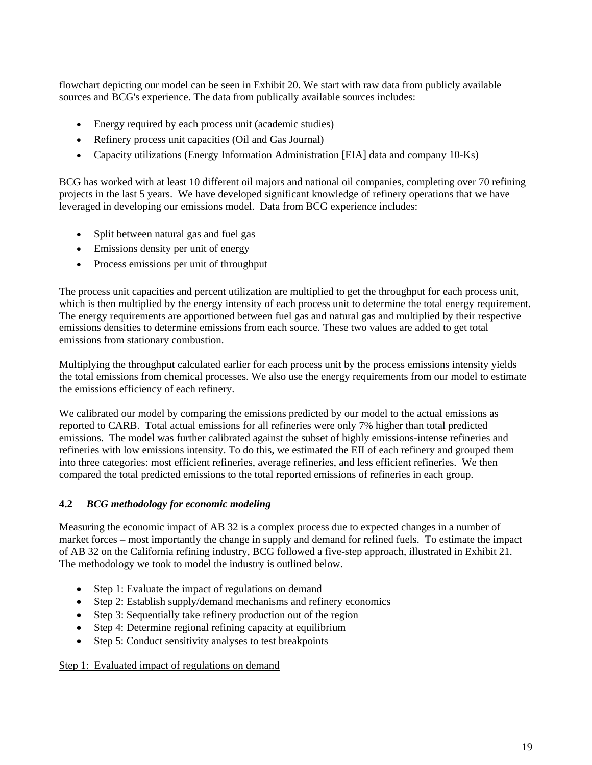flowchart depicting our model can be seen in Exhibit 20. We start with raw data from publicly available sources and BCG's experience. The data from publically available sources includes:

- Energy required by each process unit (academic studies)
- Refinery process unit capacities (Oil and Gas Journal)
- Capacity utilizations (Energy Information Administration [EIA] data and company 10-Ks)

BCG has worked with at least 10 different oil majors and national oil companies, completing over 70 refining projects in the last 5 years. We have developed significant knowledge of refinery operations that we have leveraged in developing our emissions model. Data from BCG experience includes:

- Split between natural gas and fuel gas
- Emissions density per unit of energy
- Process emissions per unit of throughput

The process unit capacities and percent utilization are multiplied to get the throughput for each process unit, which is then multiplied by the energy intensity of each process unit to determine the total energy requirement. The energy requirements are apportioned between fuel gas and natural gas and multiplied by their respective emissions densities to determine emissions from each source. These two values are added to get total emissions from stationary combustion.

Multiplying the throughput calculated earlier for each process unit by the process emissions intensity yields the total emissions from chemical processes. We also use the energy requirements from our model to estimate the emissions efficiency of each refinery.

We calibrated our model by comparing the emissions predicted by our model to the actual emissions as reported to CARB. Total actual emissions for all refineries were only 7% higher than total predicted emissions. The model was further calibrated against the subset of highly emissions-intense refineries and refineries with low emissions intensity. To do this, we estimated the EII of each refinery and grouped them into three categories: most efficient refineries, average refineries, and less efficient refineries. We then compared the total predicted emissions to the total reported emissions of refineries in each group.

### 4.2 *BCG methodology for economic modeling*

Measuring the economic impact of AB 32 is a complex process due to expected changes in a number of market forces – most importantly the change in supply and demand for refined fuels. To estimate the impact of AB 32 on the California refining industry, BCG followed a five-step approach, illustrated in Exhibit 21. The methodology we took to model the industry is outlined below.

- Step 1: Evaluate the impact of regulations on demand
- Step 2: Establish supply/demand mechanisms and refinery economics
- Step 3: Sequentially take refinery production out of the region
- Step 4: Determine regional refining capacity at equilibrium
- Step 5: Conduct sensitivity analyses to test breakpoints

<u>Step 1: Evaluated impact of regulations on demand</u>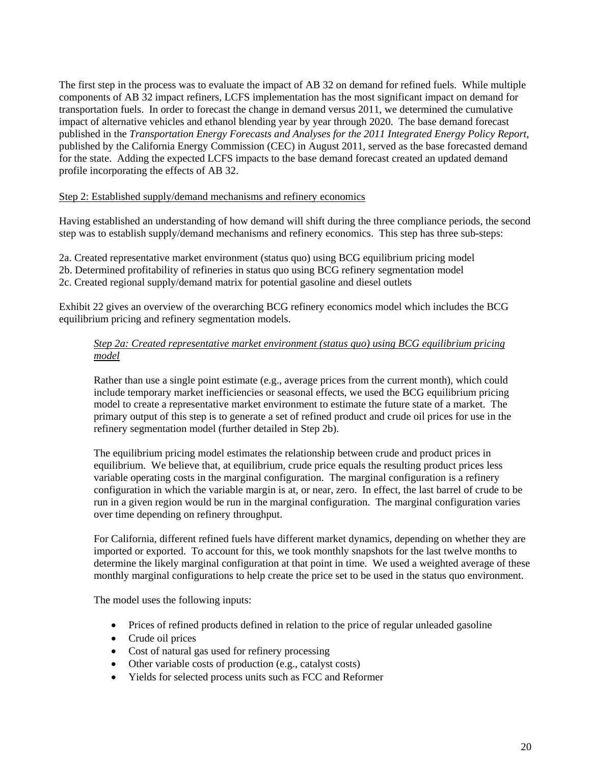The first step in the process was to evaluate the impact of AB 32 on demand for refined fuels. While multiple components of AB 32 impact refiners, LCFS implementation has the most significant impact on demand for transportation fuels. In order to forecast the change in demand versus 2011, we determined the cumulative impact of alternative vehicles and ethanol blending year by year through 2020. The base demand forecast published in the *Transportation Energy Forecasts and Analyses for the 2011 Integrated Energy Policy Report*, published by the California Energy Commission (CEC) in August 2011, served as the base forecasted demand for the state. Adding the expected LCFS impacts to the base demand forecast created an updated demand profile incorporating the effects of AB 32.

<u>Step 2: Established supply/demand mechanisms and refinery economics</u>

Having established an understanding of how demand will shift during the three compliance periods, the second step was to establish supply/demand mechanisms and refinery economics. This step has three sub-steps:

2a. Created representative market environment (status quo) using BCG equilibrium pricing model
2b. Determined profitability of refineries in status quo using BCG refinery segmentation model
2c. Created regional supply/demand matrix for potential gasoline and diesel outlets

Exhibit 22 gives an overview of the overarching BCG refinery economics model which includes the BCG equilibrium pricing and refinery segmentation models.

*<u>Step 2a: Created representative market environment (status quo) using BCG equilibrium pricing model</u>*

Rather than use a single point estimate (e.g., average prices from the current month), which could include temporary market inefficiencies or seasonal effects, we used the BCG equilibrium pricing model to create a representative market environment to estimate the future state of a market. The primary output of this step is to generate a set of refined product and crude oil prices for use in the refinery segmentation model (further detailed in Step 2b).

The equilibrium pricing model estimates the relationship between crude and product prices in equilibrium. We believe that, at equilibrium, crude price equals the resulting product prices less variable operating costs in the marginal configuration. The marginal configuration is a refinery configuration in which the variable margin is at, or near, zero. In effect, the last barrel of crude to be run in a given region would be run in the marginal configuration. The marginal configuration varies over time depending on refinery throughput.

For California, different refined fuels have different market dynamics, depending on whether they are imported or exported. To account for this, we took monthly snapshots for the last twelve months to determine the likely marginal configuration at that point in time. We used a weighted average of these monthly marginal configurations to help create the price set to be used in the status quo environment.

The model uses the following inputs:

- Prices of refined products defined in relation to the price of regular unleaded gasoline
- Crude oil prices
- Cost of natural gas used for refinery processing
- Other variable costs of production (e.g., catalyst costs)
- Yields for selected process units such as FCC and Reformer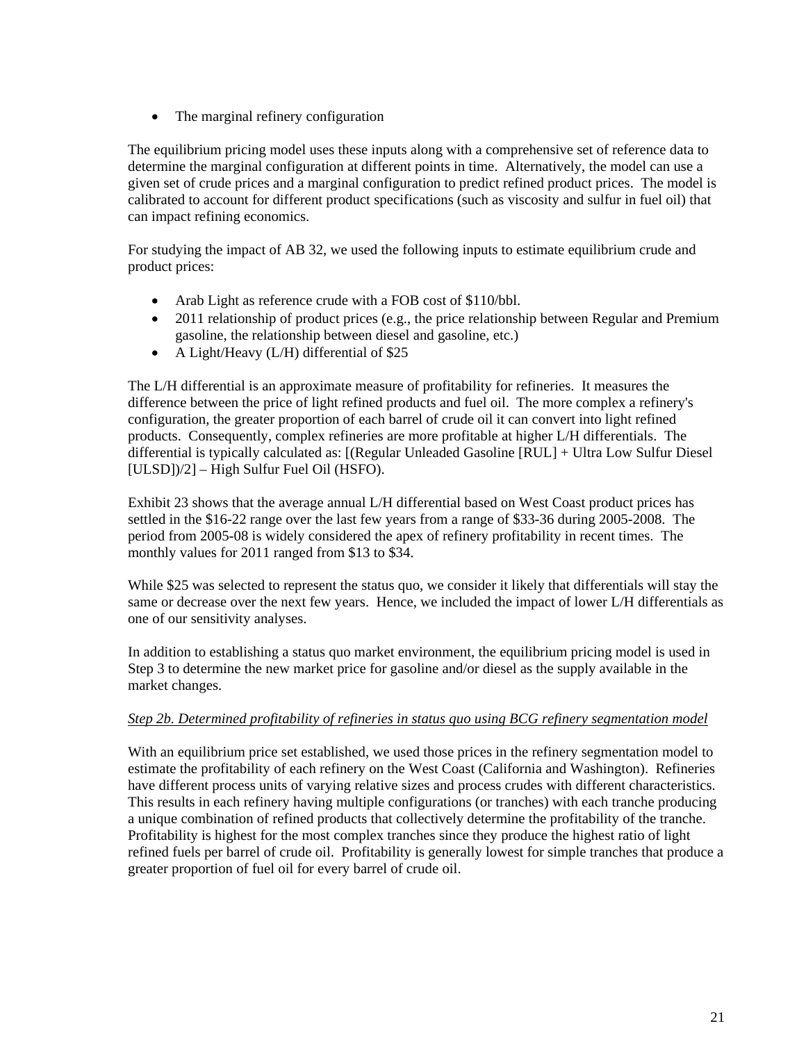- The marginal refinery configuration

The equilibrium pricing model uses these inputs along with a comprehensive set of reference data to determine the marginal configuration at different points in time. Alternatively, the model can use a given set of crude prices and a marginal configuration to predict refined product prices. The model is calibrated to account for different product specifications (such as viscosity and sulfur in fuel oil) that can impact refining economics.

For studying the impact of AB 32, we used the following inputs to estimate equilibrium crude and product prices:

- Arab Light as reference crude with a FOB cost of $110/bbl.
- 2011 relationship of product prices (e.g., the price relationship between Regular and Premium gasoline, the relationship between diesel and gasoline, etc.)
- A Light/Heavy (L/H) differential of $25

The L/H differential is an approximate measure of profitability for refineries. It measures the difference between the price of light refined products and fuel oil. The more complex a refinery's configuration, the greater proportion of each barrel of crude oil it can convert into light refined products. Consequently, complex refineries are more profitable at higher L/H differentials. The differential is typically calculated as: [(Regular Unleaded Gasoline [RUL] + Ultra Low Sulfur Diesel [ULSD])/2] – High Sulfur Fuel Oil (HSFO).

Exhibit 23 shows that the average annual L/H differential based on West Coast product prices has settled in the $16-22 range over the last few years from a range of $33-36 during 2005-2008. The period from 2005-08 is widely considered the apex of refinery profitability in recent times. The monthly values for 2011 ranged from $13 to $34.

While $25 was selected to represent the status quo, we consider it likely that differentials will stay the same or decrease over the next few years. Hence, we included the impact of lower L/H differentials as one of our sensitivity analyses.

In addition to establishing a status quo market environment, the equilibrium pricing model is used in Step 3 to determine the new market price for gasoline and/or diesel as the supply available in the market changes.

*Step 2b. Determined profitability of refineries in status quo using BCG refinery segmentation model*

With an equilibrium price set established, we used those prices in the refinery segmentation model to estimate the profitability of each refinery on the West Coast (California and Washington). Refineries have different process units of varying relative sizes and process crudes with different characteristics. This results in each refinery having multiple configurations (or tranches) with each tranche producing a unique combination of refined products that collectively determine the profitability of the tranche. Profitability is highest for the most complex tranches since they produce the highest ratio of light refined fuels per barrel of crude oil. Profitability is generally lowest for simple tranches that produce a greater proportion of fuel oil for every barrel of crude oil.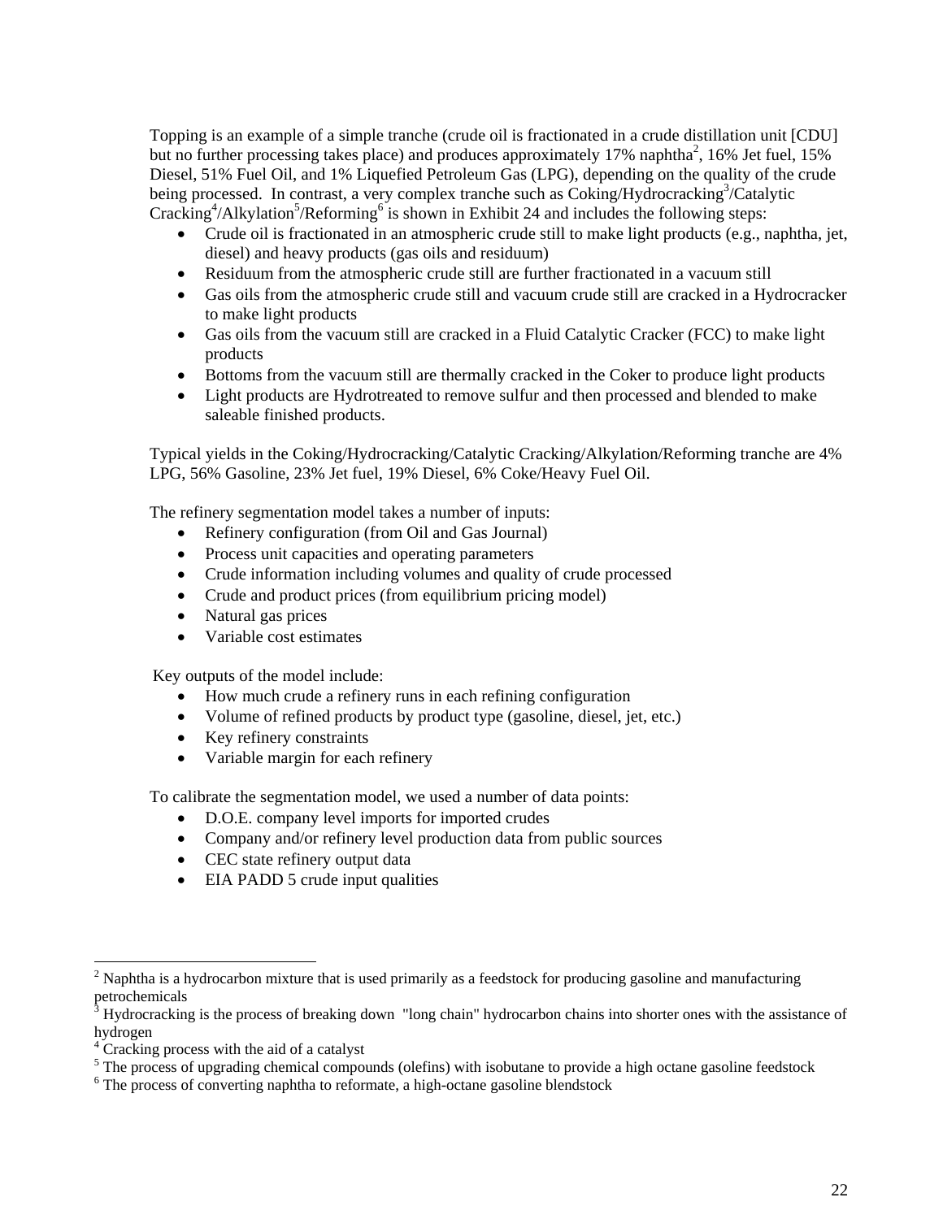Topping is an example of a simple tranche (crude oil is fractionated in a crude distillation unit [CDU] but no further processing takes place) and produces approximately 17% naphtha[2], 16% Jet fuel, 15% Diesel, 51% Fuel Oil, and 1% Liquefied Petroleum Gas (LPG), depending on the quality of the crude being processed. In contrast, a very complex tranche such as Coking/Hydrocracking[3]/Catalytic Cracking[4]/Alkylation[5]/Reforming[6] is shown in Exhibit 24 and includes the following steps:

- Crude oil is fractionated in an atmospheric crude still to make light products (e.g., naphtha, jet, diesel) and heavy products (gas oils and residuum)
- Residuum from the atmospheric crude still are further fractionated in a vacuum still
- Gas oils from the atmospheric crude still and vacuum crude still are cracked in a Hydrocracker to make light products
- Gas oils from the vacuum still are cracked in a Fluid Catalytic Cracker (FCC) to make light products
- Bottoms from the vacuum still are thermally cracked in the Coker to produce light products
- Light products are Hydrotreated to remove sulfur and then processed and blended to make saleable finished products.

Typical yields in the Coking/Hydrocracking/Catalytic Cracking/Alkylation/Reforming tranche are 4% LPG, 56% Gasoline, 23% Jet fuel, 19% Diesel, 6% Coke/Heavy Fuel Oil.

The refinery segmentation model takes a number of inputs:

- Refinery configuration (from Oil and Gas Journal)
- Process unit capacities and operating parameters
- Crude information including volumes and quality of crude processed
- Crude and product prices (from equilibrium pricing model)
- Natural gas prices
- Variable cost estimates

Key outputs of the model include:

- How much crude a refinery runs in each refining configuration
- Volume of refined products by product type (gasoline, diesel, jet, etc.)
- Key refinery constraints
- Variable margin for each refinery

To calibrate the segmentation model, we used a number of data points:

- D.O.E. company level imports for imported crudes
- Company and/or refinery level production data from public sources
- CEC state refinery output data
- EIA PADD 5 crude input qualities

---

[2] Naphtha is a hydrocarbon mixture that is used primarily as a feedstock for producing gasoline and manufacturing petrochemicals

[3] Hydrocracking is the process of breaking down "long chain" hydrocarbon chains into shorter ones with the assistance of hydrogen

[4] Cracking process with the aid of a catalyst

[5] The process of upgrading chemical compounds (olefins) with isobutane to provide a high octane gasoline feedstock

[6] The process of converting naphtha to reformate, a high-octane gasoline blendstock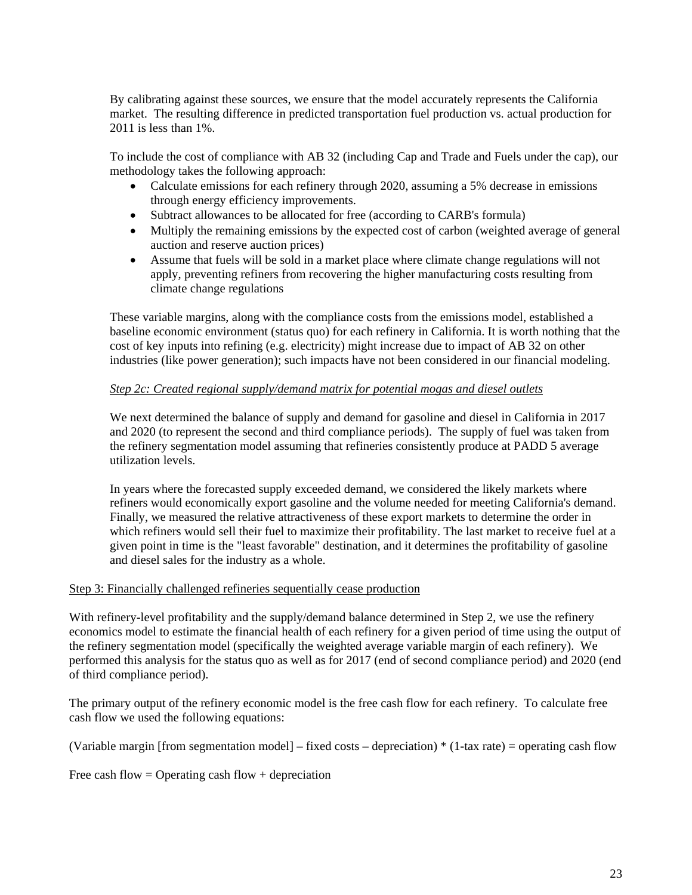By calibrating against these sources, we ensure that the model accurately represents the California market. The resulting difference in predicted transportation fuel production vs. actual production for 2011 is less than 1%.

To include the cost of compliance with AB 32 (including Cap and Trade and Fuels under the cap), our methodology takes the following approach:

- Calculate emissions for each refinery through 2020, assuming a 5% decrease in emissions through energy efficiency improvements.
- Subtract allowances to be allocated for free (according to CARB's formula)
- Multiply the remaining emissions by the expected cost of carbon (weighted average of general auction and reserve auction prices)
- Assume that fuels will be sold in a market place where climate change regulations will not apply, preventing refiners from recovering the higher manufacturing costs resulting from climate change regulations

These variable margins, along with the compliance costs from the emissions model, established a baseline economic environment (status quo) for each refinery in California. It is worth nothing that the cost of key inputs into refining (e.g. electricity) might increase due to impact of AB 32 on other industries (like power generation); such impacts have not been considered in our financial modeling.

*Step 2c: Created regional supply/demand matrix for potential mogas and diesel outlets*

We next determined the balance of supply and demand for gasoline and diesel in California in 2017 and 2020 (to represent the second and third compliance periods). The supply of fuel was taken from the refinery segmentation model assuming that refineries consistently produce at PADD 5 average utilization levels.

In years where the forecasted supply exceeded demand, we considered the likely markets where refiners would economically export gasoline and the volume needed for meeting California's demand. Finally, we measured the relative attractiveness of these export markets to determine the order in which refiners would sell their fuel to maximize their profitability. The last market to receive fuel at a given point in time is the "least favorable" destination, and it determines the profitability of gasoline and diesel sales for the industry as a whole.

Step 3: Financially challenged refineries sequentially cease production

With refinery-level profitability and the supply/demand balance determined in Step 2, we use the refinery economics model to estimate the financial health of each refinery for a given period of time using the output of the refinery segmentation model (specifically the weighted average variable margin of each refinery). We performed this analysis for the status quo as well as for 2017 (end of second compliance period) and 2020 (end of third compliance period).

The primary output of the refinery economic model is the free cash flow for each refinery. To calculate free cash flow we used the following equations:

(Variable margin [from segmentation model] – fixed costs – depreciation) * (1-tax rate) = operating cash flow

Free cash flow = Operating cash flow + depreciation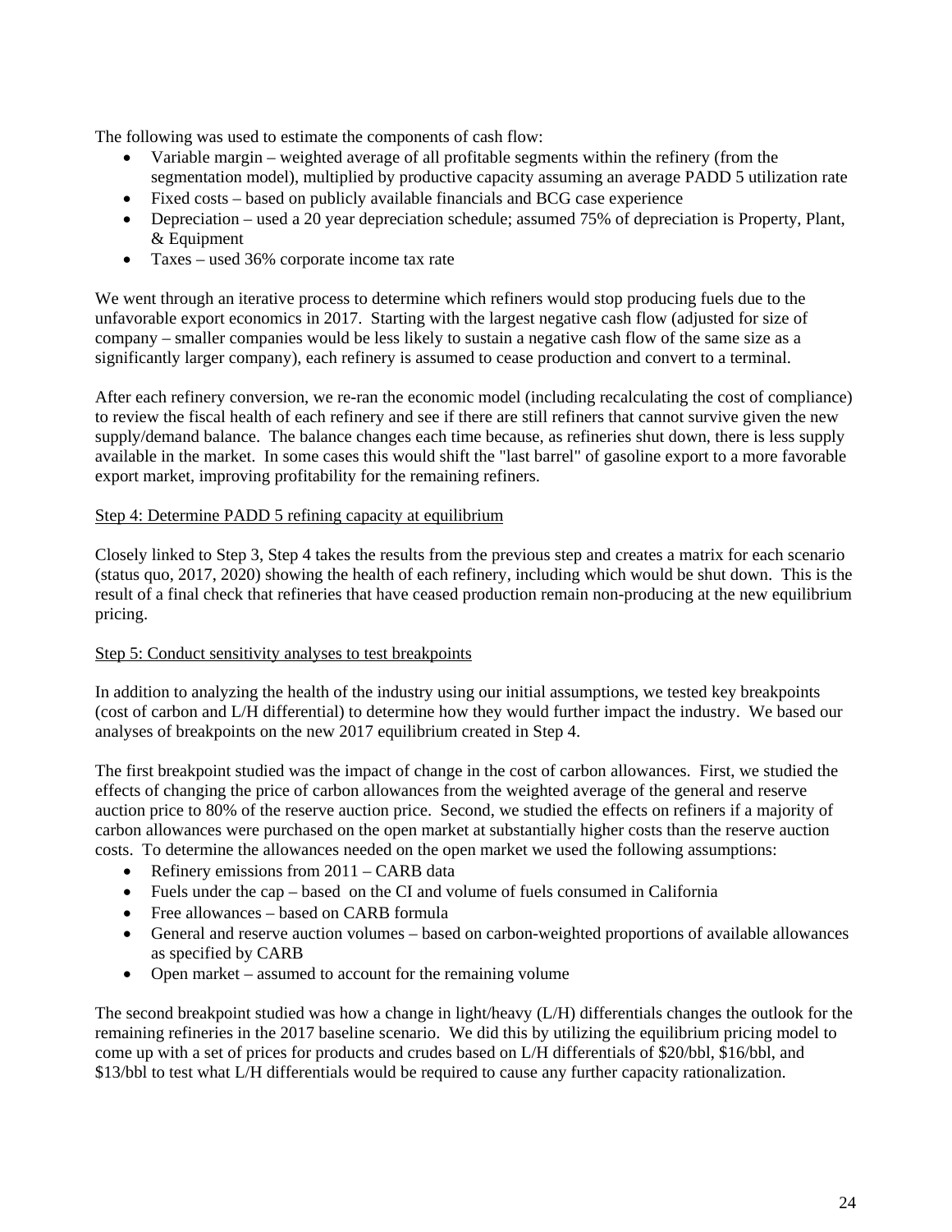The following was used to estimate the components of cash flow:

- Variable margin – weighted average of all profitable segments within the refinery (from the segmentation model), multiplied by productive capacity assuming an average PADD 5 utilization rate
- Fixed costs – based on publicly available financials and BCG case experience
- Depreciation – used a 20 year depreciation schedule; assumed 75% of depreciation is Property, Plant, & Equipment
- Taxes – used 36% corporate income tax rate

We went through an iterative process to determine which refiners would stop producing fuels due to the unfavorable export economics in 2017. Starting with the largest negative cash flow (adjusted for size of company – smaller companies would be less likely to sustain a negative cash flow of the same size as a significantly larger company), each refinery is assumed to cease production and convert to a terminal.

After each refinery conversion, we re-ran the economic model (including recalculating the cost of compliance) to review the fiscal health of each refinery and see if there are still refiners that cannot survive given the new supply/demand balance. The balance changes each time because, as refineries shut down, there is less supply available in the market. In some cases this would shift the "last barrel" of gasoline export to a more favorable export market, improving profitability for the remaining refiners.

Step 4: Determine PADD 5 refining capacity at equilibrium

Closely linked to Step 3, Step 4 takes the results from the previous step and creates a matrix for each scenario (status quo, 2017, 2020) showing the health of each refinery, including which would be shut down. This is the result of a final check that refineries that have ceased production remain non-producing at the new equilibrium pricing.

Step 5: Conduct sensitivity analyses to test breakpoints

In addition to analyzing the health of the industry using our initial assumptions, we tested key breakpoints (cost of carbon and L/H differential) to determine how they would further impact the industry. We based our analyses of breakpoints on the new 2017 equilibrium created in Step 4.

The first breakpoint studied was the impact of change in the cost of carbon allowances. First, we studied the effects of changing the price of carbon allowances from the weighted average of the general and reserve auction price to 80% of the reserve auction price. Second, we studied the effects on refiners if a majority of carbon allowances were purchased on the open market at substantially higher costs than the reserve auction costs. To determine the allowances needed on the open market we used the following assumptions:

- Refinery emissions from 2011 – CARB data
- Fuels under the cap – based on the CI and volume of fuels consumed in California
- Free allowances – based on CARB formula
- General and reserve auction volumes – based on carbon-weighted proportions of available allowances as specified by CARB
- Open market – assumed to account for the remaining volume

The second breakpoint studied was how a change in light/heavy (L/H) differentials changes the outlook for the remaining refineries in the 2017 baseline scenario. We did this by utilizing the equilibrium pricing model to come up with a set of prices for products and crudes based on L/H differentials of $20/bbl, $16/bbl, and $13/bbl to test what L/H differentials would be required to cause any further capacity rationalization.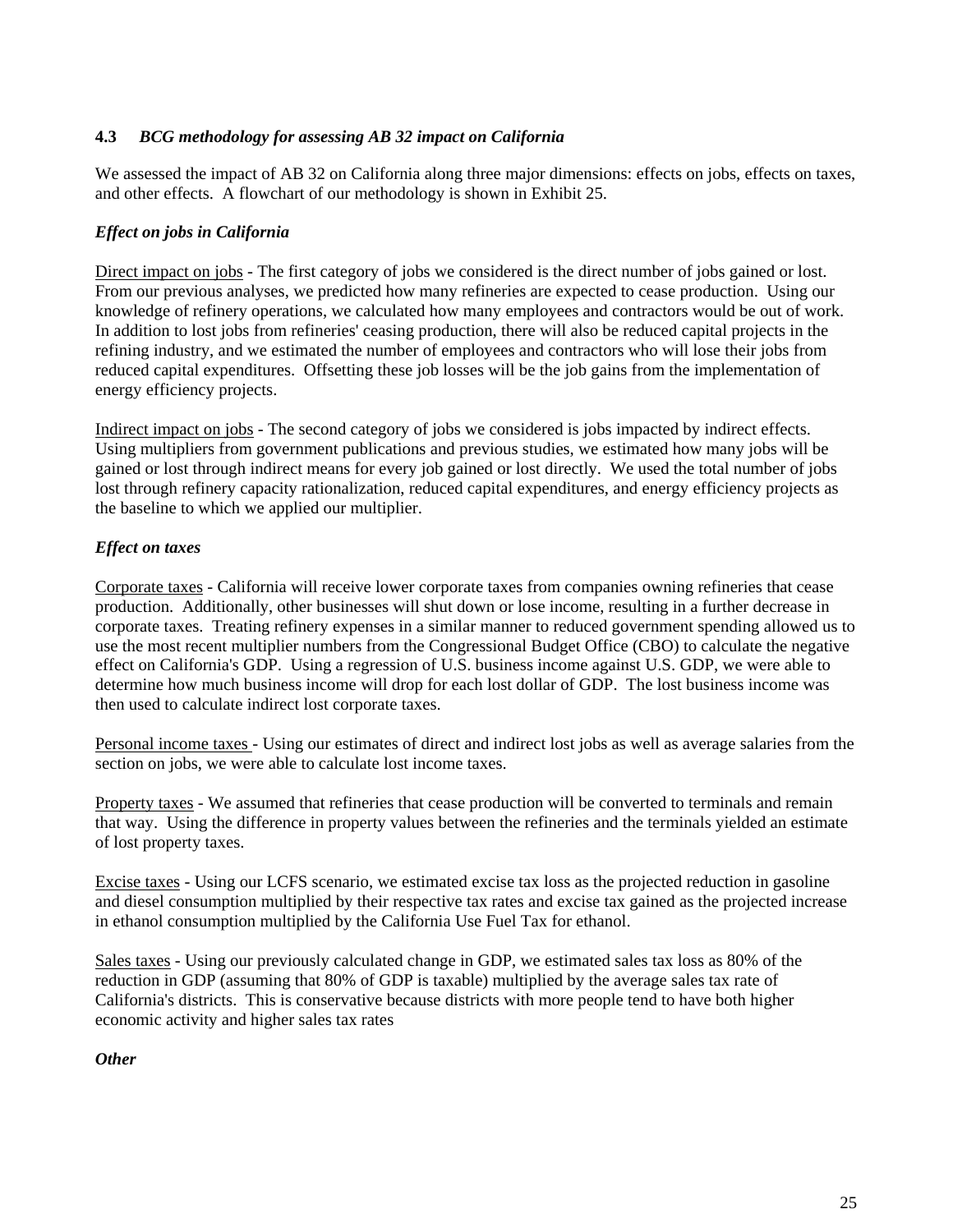### 4.3 *BCG methodology for assessing AB 32 impact on California*

We assessed the impact of AB 32 on California along three major dimensions: effects on jobs, effects on taxes, and other effects. A flowchart of our methodology is shown in Exhibit 25.

#### *Effect on jobs in California*

Direct impact on jobs - The first category of jobs we considered is the direct number of jobs gained or lost. From our previous analyses, we predicted how many refineries are expected to cease production. Using our knowledge of refinery operations, we calculated how many employees and contractors would be out of work. In addition to lost jobs from refineries' ceasing production, there will also be reduced capital projects in the refining industry, and we estimated the number of employees and contractors who will lose their jobs from reduced capital expenditures. Offsetting these job losses will be the job gains from the implementation of energy efficiency projects.

Indirect impact on jobs - The second category of jobs we considered is jobs impacted by indirect effects. Using multipliers from government publications and previous studies, we estimated how many jobs will be gained or lost through indirect means for every job gained or lost directly. We used the total number of jobs lost through refinery capacity rationalization, reduced capital expenditures, and energy efficiency projects as the baseline to which we applied our multiplier.

#### *Effect on taxes*

Corporate taxes - California will receive lower corporate taxes from companies owning refineries that cease production. Additionally, other businesses will shut down or lose income, resulting in a further decrease in corporate taxes. Treating refinery expenses in a similar manner to reduced government spending allowed us to use the most recent multiplier numbers from the Congressional Budget Office (CBO) to calculate the negative effect on California's GDP. Using a regression of U.S. business income against U.S. GDP, we were able to determine how much business income will drop for each lost dollar of GDP. The lost business income was then used to calculate indirect lost corporate taxes.

Personal income taxes - Using our estimates of direct and indirect lost jobs as well as average salaries from the section on jobs, we were able to calculate lost income taxes.

Property taxes - We assumed that refineries that cease production will be converted to terminals and remain that way. Using the difference in property values between the refineries and the terminals yielded an estimate of lost property taxes.

Excise taxes - Using our LCFS scenario, we estimated excise tax loss as the projected reduction in gasoline and diesel consumption multiplied by their respective tax rates and excise tax gained as the projected increase in ethanol consumption multiplied by the California Use Fuel Tax for ethanol.

Sales taxes - Using our previously calculated change in GDP, we estimated sales tax loss as 80% of the reduction in GDP (assuming that 80% of GDP is taxable) multiplied by the average sales tax rate of California's districts. This is conservative because districts with more people tend to have both higher economic activity and higher sales tax rates

#### *Other*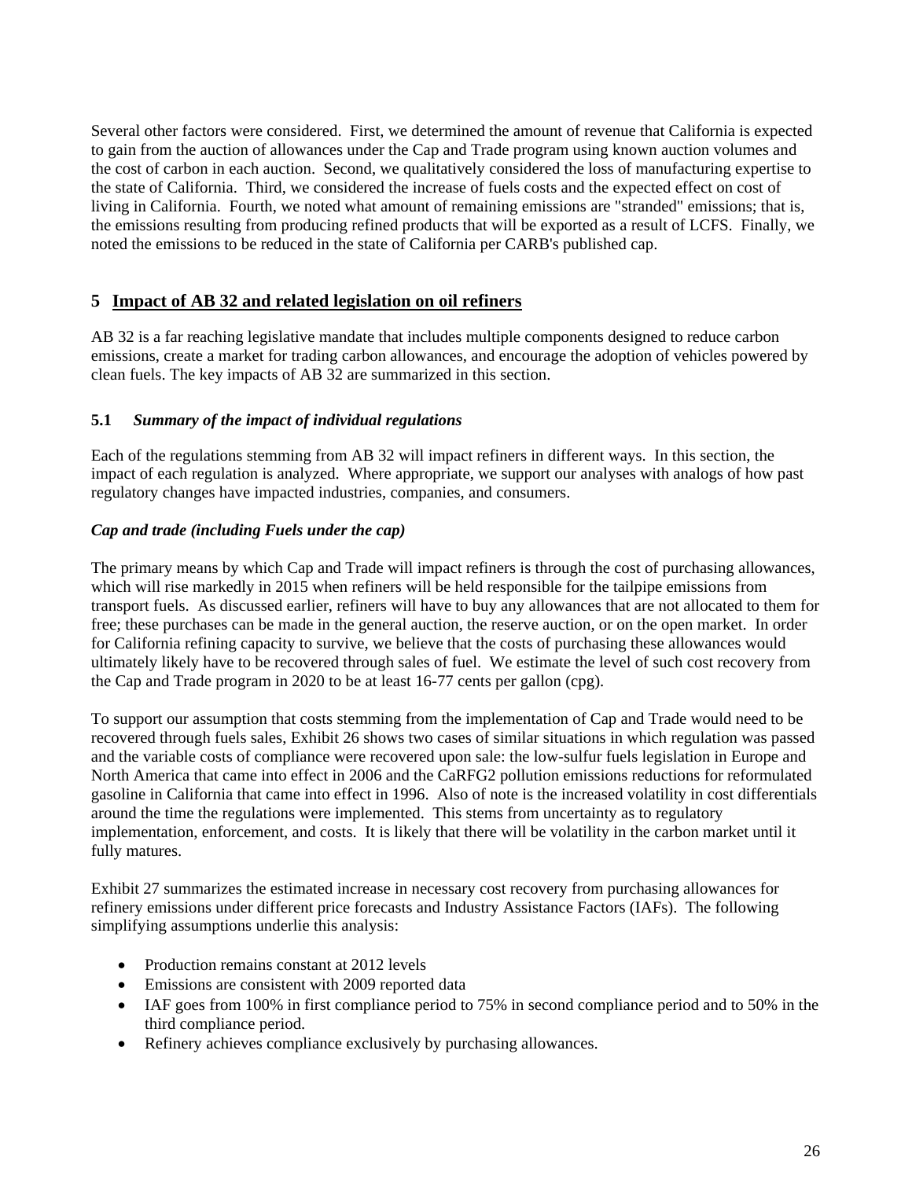Several other factors were considered. First, we determined the amount of revenue that California is expected to gain from the auction of allowances under the Cap and Trade program using known auction volumes and the cost of carbon in each auction. Second, we qualitatively considered the loss of manufacturing expertise to the state of California. Third, we considered the increase of fuels costs and the expected effect on cost of living in California. Fourth, we noted what amount of remaining emissions are "stranded" emissions; that is, the emissions resulting from producing refined products that will be exported as a result of LCFS. Finally, we noted the emissions to be reduced in the state of California per CARB's published cap.

## 5 Impact of AB 32 and related legislation on oil refiners

AB 32 is a far reaching legislative mandate that includes multiple components designed to reduce carbon emissions, create a market for trading carbon allowances, and encourage the adoption of vehicles powered by clean fuels. The key impacts of AB 32 are summarized in this section.

### 5.1 *Summary of the impact of individual regulations*

Each of the regulations stemming from AB 32 will impact refiners in different ways. In this section, the impact of each regulation is analyzed. Where appropriate, we support our analyses with analogs of how past regulatory changes have impacted industries, companies, and consumers.

***Cap and trade (including Fuels under the cap)***

The primary means by which Cap and Trade will impact refiners is through the cost of purchasing allowances, which will rise markedly in 2015 when refiners will be held responsible for the tailpipe emissions from transport fuels. As discussed earlier, refiners will have to buy any allowances that are not allocated to them for free; these purchases can be made in the general auction, the reserve auction, or on the open market. In order for California refining capacity to survive, we believe that the costs of purchasing these allowances would ultimately likely have to be recovered through sales of fuel. We estimate the level of such cost recovery from the Cap and Trade program in 2020 to be at least 16-77 cents per gallon (cpg).

To support our assumption that costs stemming from the implementation of Cap and Trade would need to be recovered through fuels sales, Exhibit 26 shows two cases of similar situations in which regulation was passed and the variable costs of compliance were recovered upon sale: the low-sulfur fuels legislation in Europe and North America that came into effect in 2006 and the CaRFG2 pollution emissions reductions for reformulated gasoline in California that came into effect in 1996. Also of note is the increased volatility in cost differentials around the time the regulations were implemented. This stems from uncertainty as to regulatory implementation, enforcement, and costs. It is likely that there will be volatility in the carbon market until it fully matures.

Exhibit 27 summarizes the estimated increase in necessary cost recovery from purchasing allowances for refinery emissions under different price forecasts and Industry Assistance Factors (IAFs). The following simplifying assumptions underlie this analysis:

- Production remains constant at 2012 levels
- Emissions are consistent with 2009 reported data
- IAF goes from 100% in first compliance period to 75% in second compliance period and to 50% in the third compliance period.
- Refinery achieves compliance exclusively by purchasing allowances.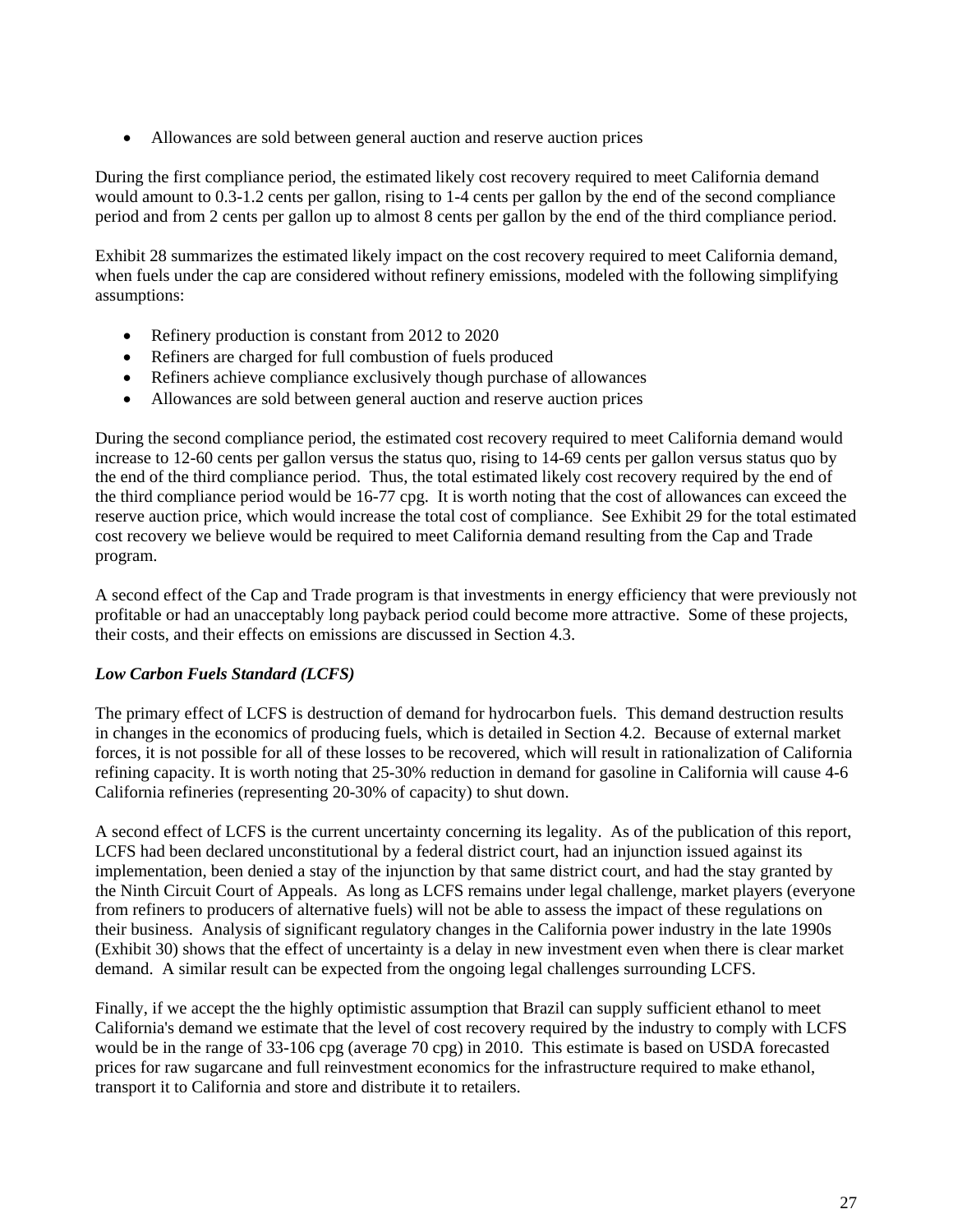- Allowances are sold between general auction and reserve auction prices

During the first compliance period, the estimated likely cost recovery required to meet California demand would amount to 0.3-1.2 cents per gallon, rising to 1-4 cents per gallon by the end of the second compliance period and from 2 cents per gallon up to almost 8 cents per gallon by the end of the third compliance period.

Exhibit 28 summarizes the estimated likely impact on the cost recovery required to meet California demand, when fuels under the cap are considered without refinery emissions, modeled with the following simplifying assumptions:

- Refinery production is constant from 2012 to 2020
- Refiners are charged for full combustion of fuels produced
- Refiners achieve compliance exclusively though purchase of allowances
- Allowances are sold between general auction and reserve auction prices

During the second compliance period, the estimated cost recovery required to meet California demand would increase to 12-60 cents per gallon versus the status quo, rising to 14-69 cents per gallon versus status quo by the end of the third compliance period. Thus, the total estimated likely cost recovery required by the end of the third compliance period would be 16-77 cpg. It is worth noting that the cost of allowances can exceed the reserve auction price, which would increase the total cost of compliance. See Exhibit 29 for the total estimated cost recovery we believe would be required to meet California demand resulting from the Cap and Trade program.

A second effect of the Cap and Trade program is that investments in energy efficiency that were previously not profitable or had an unacceptably long payback period could become more attractive. Some of these projects, their costs, and their effects on emissions are discussed in Section 4.3.

***Low Carbon Fuels Standard (LCFS)***

The primary effect of LCFS is destruction of demand for hydrocarbon fuels. This demand destruction results in changes in the economics of producing fuels, which is detailed in Section 4.2. Because of external market forces, it is not possible for all of these losses to be recovered, which will result in rationalization of California refining capacity. It is worth noting that 25-30% reduction in demand for gasoline in California will cause 4-6 California refineries (representing 20-30% of capacity) to shut down.

A second effect of LCFS is the current uncertainty concerning its legality. As of the publication of this report, LCFS had been declared unconstitutional by a federal district court, had an injunction issued against its implementation, been denied a stay of the injunction by that same district court, and had the stay granted by the Ninth Circuit Court of Appeals. As long as LCFS remains under legal challenge, market players (everyone from refiners to producers of alternative fuels) will not be able to assess the impact of these regulations on their business. Analysis of significant regulatory changes in the California power industry in the late 1990s (Exhibit 30) shows that the effect of uncertainty is a delay in new investment even when there is clear market demand. A similar result can be expected from the ongoing legal challenges surrounding LCFS.

Finally, if we accept the the highly optimistic assumption that Brazil can supply sufficient ethanol to meet California's demand we estimate that the level of cost recovery required by the industry to comply with LCFS would be in the range of 33-106 cpg (average 70 cpg) in 2010. This estimate is based on USDA forecasted prices for raw sugarcane and full reinvestment economics for the infrastructure required to make ethanol, transport it to California and store and distribute it to retailers.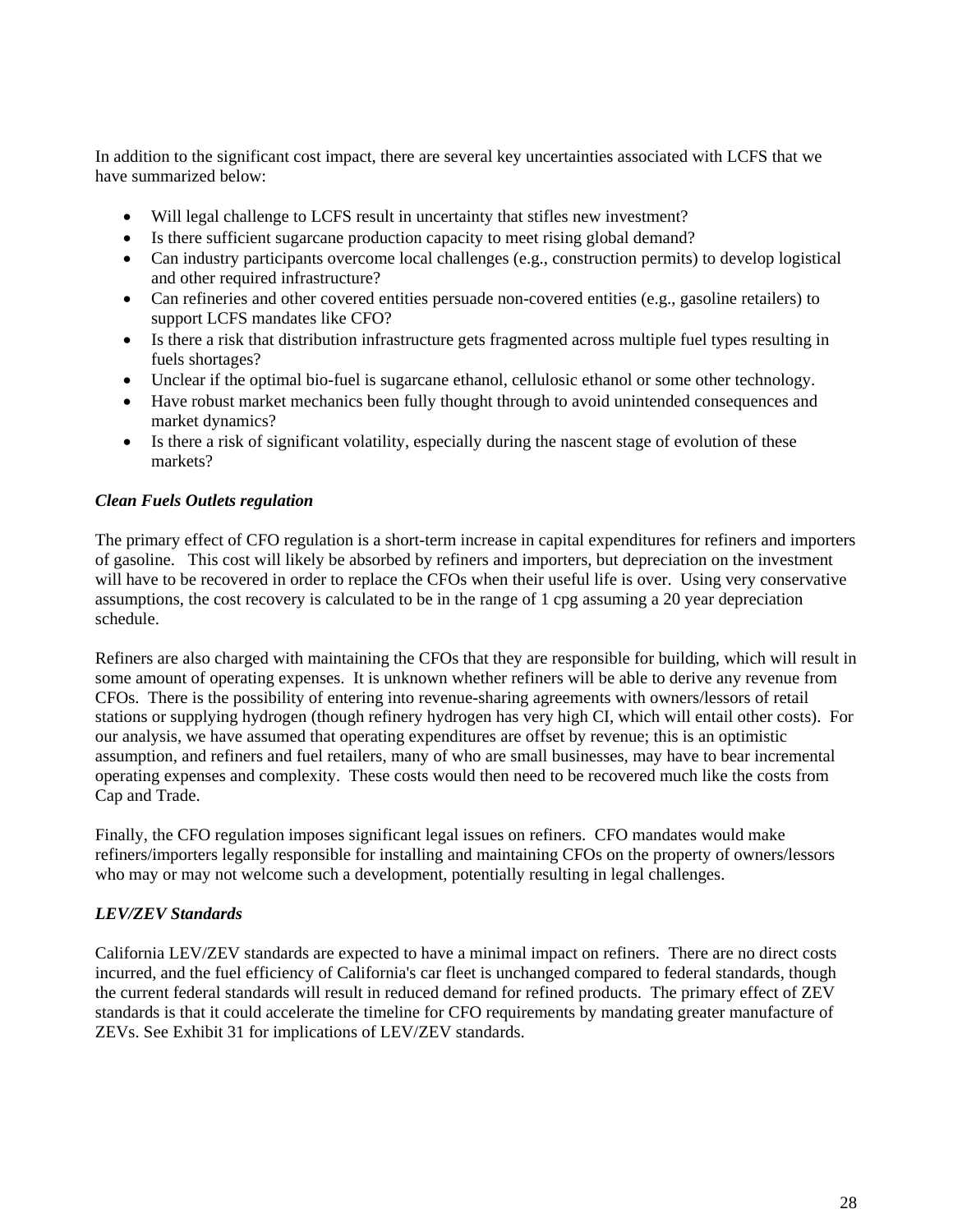In addition to the significant cost impact, there are several key uncertainties associated with LCFS that we have summarized below:

- Will legal challenge to LCFS result in uncertainty that stifles new investment?
- Is there sufficient sugarcane production capacity to meet rising global demand?
- Can industry participants overcome local challenges (e.g., construction permits) to develop logistical and other required infrastructure?
- Can refineries and other covered entities persuade non-covered entities (e.g., gasoline retailers) to support LCFS mandates like CFO?
- Is there a risk that distribution infrastructure gets fragmented across multiple fuel types resulting in fuels shortages?
- Unclear if the optimal bio-fuel is sugarcane ethanol, cellulosic ethanol or some other technology.
- Have robust market mechanics been fully thought through to avoid unintended consequences and market dynamics?
- Is there a risk of significant volatility, especially during the nascent stage of evolution of these markets?

***Clean Fuels Outlets regulation***

The primary effect of CFO regulation is a short-term increase in capital expenditures for refiners and importers of gasoline. This cost will likely be absorbed by refiners and importers, but depreciation on the investment will have to be recovered in order to replace the CFOs when their useful life is over. Using very conservative assumptions, the cost recovery is calculated to be in the range of 1 cpg assuming a 20 year depreciation schedule.

Refiners are also charged with maintaining the CFOs that they are responsible for building, which will result in some amount of operating expenses. It is unknown whether refiners will be able to derive any revenue from CFOs. There is the possibility of entering into revenue-sharing agreements with owners/lessors of retail stations or supplying hydrogen (though refinery hydrogen has very high CI, which will entail other costs). For our analysis, we have assumed that operating expenditures are offset by revenue; this is an optimistic assumption, and refiners and fuel retailers, many of who are small businesses, may have to bear incremental operating expenses and complexity. These costs would then need to be recovered much like the costs from Cap and Trade.

Finally, the CFO regulation imposes significant legal issues on refiners. CFO mandates would make refiners/importers legally responsible for installing and maintaining CFOs on the property of owners/lessors who may or may not welcome such a development, potentially resulting in legal challenges.

***LEV/ZEV Standards***

California LEV/ZEV standards are expected to have a minimal impact on refiners. There are no direct costs incurred, and the fuel efficiency of California's car fleet is unchanged compared to federal standards, though the current federal standards will result in reduced demand for refined products. The primary effect of ZEV standards is that it could accelerate the timeline for CFO requirements by mandating greater manufacture of ZEVs. See Exhibit 31 for implications of LEV/ZEV standards.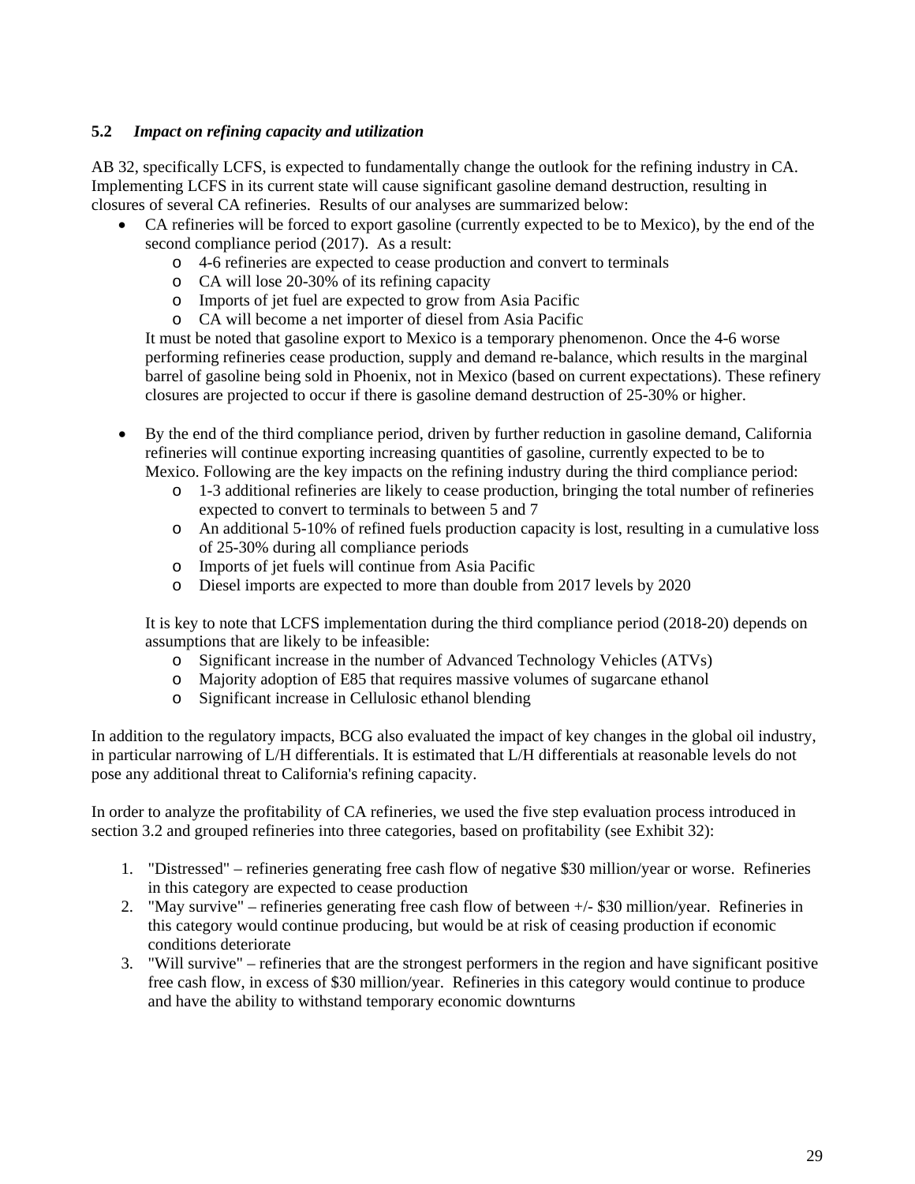### 5.2 *Impact on refining capacity and utilization*

AB 32, specifically LCFS, is expected to fundamentally change the outlook for the refining industry in CA. Implementing LCFS in its current state will cause significant gasoline demand destruction, resulting in closures of several CA refineries. Results of our analyses are summarized below:

- CA refineries will be forced to export gasoline (currently expected to be to Mexico), by the end of the second compliance period (2017). As a result:
  - 4-6 refineries are expected to cease production and convert to terminals
  - CA will lose 20-30% of its refining capacity
  - Imports of jet fuel are expected to grow from Asia Pacific
  - CA will become a net importer of diesel from Asia Pacific

  It must be noted that gasoline export to Mexico is a temporary phenomenon. Once the 4-6 worse performing refineries cease production, supply and demand re-balance, which results in the marginal barrel of gasoline being sold in Phoenix, not in Mexico (based on current expectations). These refinery closures are projected to occur if there is gasoline demand destruction of 25-30% or higher.

- By the end of the third compliance period, driven by further reduction in gasoline demand, California refineries will continue exporting increasing quantities of gasoline, currently expected to be to Mexico. Following are the key impacts on the refining industry during the third compliance period:
  - 1-3 additional refineries are likely to cease production, bringing the total number of refineries expected to convert to terminals to between 5 and 7
  - An additional 5-10% of refined fuels production capacity is lost, resulting in a cumulative loss of 25-30% during all compliance periods
  - Imports of jet fuels will continue from Asia Pacific
  - Diesel imports are expected to more than double from 2017 levels by 2020

  It is key to note that LCFS implementation during the third compliance period (2018-20) depends on assumptions that are likely to be infeasible:
  - Significant increase in the number of Advanced Technology Vehicles (ATVs)
  - Majority adoption of E85 that requires massive volumes of sugarcane ethanol
  - Significant increase in Cellulosic ethanol blending

In addition to the regulatory impacts, BCG also evaluated the impact of key changes in the global oil industry, in particular narrowing of L/H differentials. It is estimated that L/H differentials at reasonable levels do not pose any additional threat to California's refining capacity.

In order to analyze the profitability of CA refineries, we used the five step evaluation process introduced in section 3.2 and grouped refineries into three categories, based on profitability (see Exhibit 32):

1. "Distressed" – refineries generating free cash flow of negative $30 million/year or worse. Refineries in this category are expected to cease production
2. "May survive" – refineries generating free cash flow of between +/- $30 million/year. Refineries in this category would continue producing, but would be at risk of ceasing production if economic conditions deteriorate
3. "Will survive" – refineries that are the strongest performers in the region and have significant positive free cash flow, in excess of $30 million/year. Refineries in this category would continue to produce and have the ability to withstand temporary economic downturns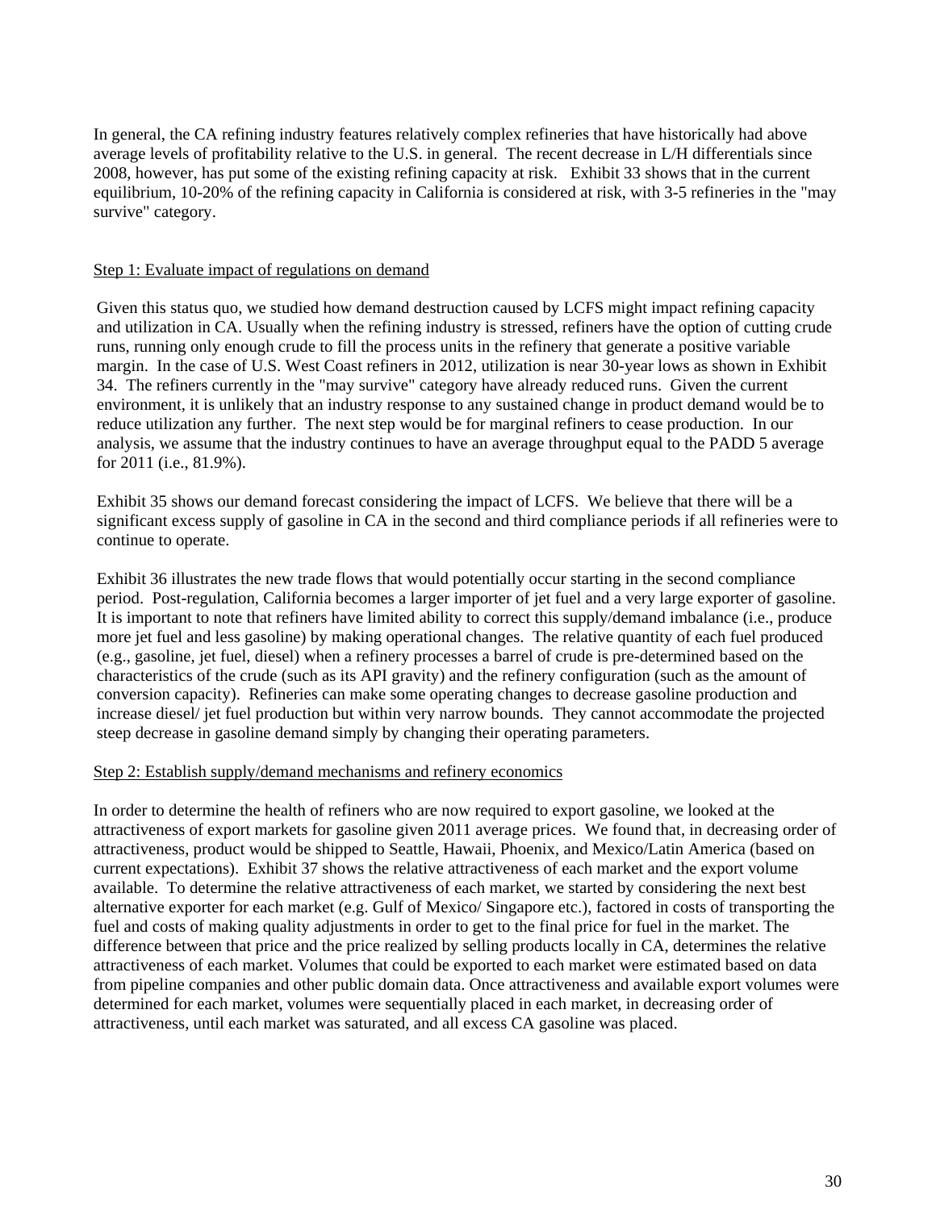In general, the CA refining industry features relatively complex refineries that have historically had above average levels of profitability relative to the U.S. in general. The recent decrease in L/H differentials since 2008, however, has put some of the existing refining capacity at risk. Exhibit 33 shows that in the current equilibrium, 10-20% of the refining capacity in California is considered at risk, with 3-5 refineries in the "may survive" category.

Step 1: Evaluate impact of regulations on demand

Given this status quo, we studied how demand destruction caused by LCFS might impact refining capacity and utilization in CA. Usually when the refining industry is stressed, refiners have the option of cutting crude runs, running only enough crude to fill the process units in the refinery that generate a positive variable margin. In the case of U.S. West Coast refiners in 2012, utilization is near 30-year lows as shown in Exhibit 34. The refiners currently in the "may survive" category have already reduced runs. Given the current environment, it is unlikely that an industry response to any sustained change in product demand would be to reduce utilization any further. The next step would be for marginal refiners to cease production. In our analysis, we assume that the industry continues to have an average throughput equal to the PADD 5 average for 2011 (i.e., 81.9%).

Exhibit 35 shows our demand forecast considering the impact of LCFS. We believe that there will be a significant excess supply of gasoline in CA in the second and third compliance periods if all refineries were to continue to operate.

Exhibit 36 illustrates the new trade flows that would potentially occur starting in the second compliance period. Post-regulation, California becomes a larger importer of jet fuel and a very large exporter of gasoline. It is important to note that refiners have limited ability to correct this supply/demand imbalance (i.e., produce more jet fuel and less gasoline) by making operational changes. The relative quantity of each fuel produced (e.g., gasoline, jet fuel, diesel) when a refinery processes a barrel of crude is pre-determined based on the characteristics of the crude (such as its API gravity) and the refinery configuration (such as the amount of conversion capacity). Refineries can make some operating changes to decrease gasoline production and increase diesel/ jet fuel production but within very narrow bounds. They cannot accommodate the projected steep decrease in gasoline demand simply by changing their operating parameters.

Step 2: Establish supply/demand mechanisms and refinery economics

In order to determine the health of refiners who are now required to export gasoline, we looked at the attractiveness of export markets for gasoline given 2011 average prices. We found that, in decreasing order of attractiveness, product would be shipped to Seattle, Hawaii, Phoenix, and Mexico/Latin America (based on current expectations). Exhibit 37 shows the relative attractiveness of each market and the export volume available. To determine the relative attractiveness of each market, we started by considering the next best alternative exporter for each market (e.g. Gulf of Mexico/ Singapore etc.), factored in costs of transporting the fuel and costs of making quality adjustments in order to get to the final price for fuel in the market. The difference between that price and the price realized by selling products locally in CA, determines the relative attractiveness of each market. Volumes that could be exported to each market were estimated based on data from pipeline companies and other public domain data. Once attractiveness and available export volumes were determined for each market, volumes were sequentially placed in each market, in decreasing order of attractiveness, until each market was saturated, and all excess CA gasoline was placed.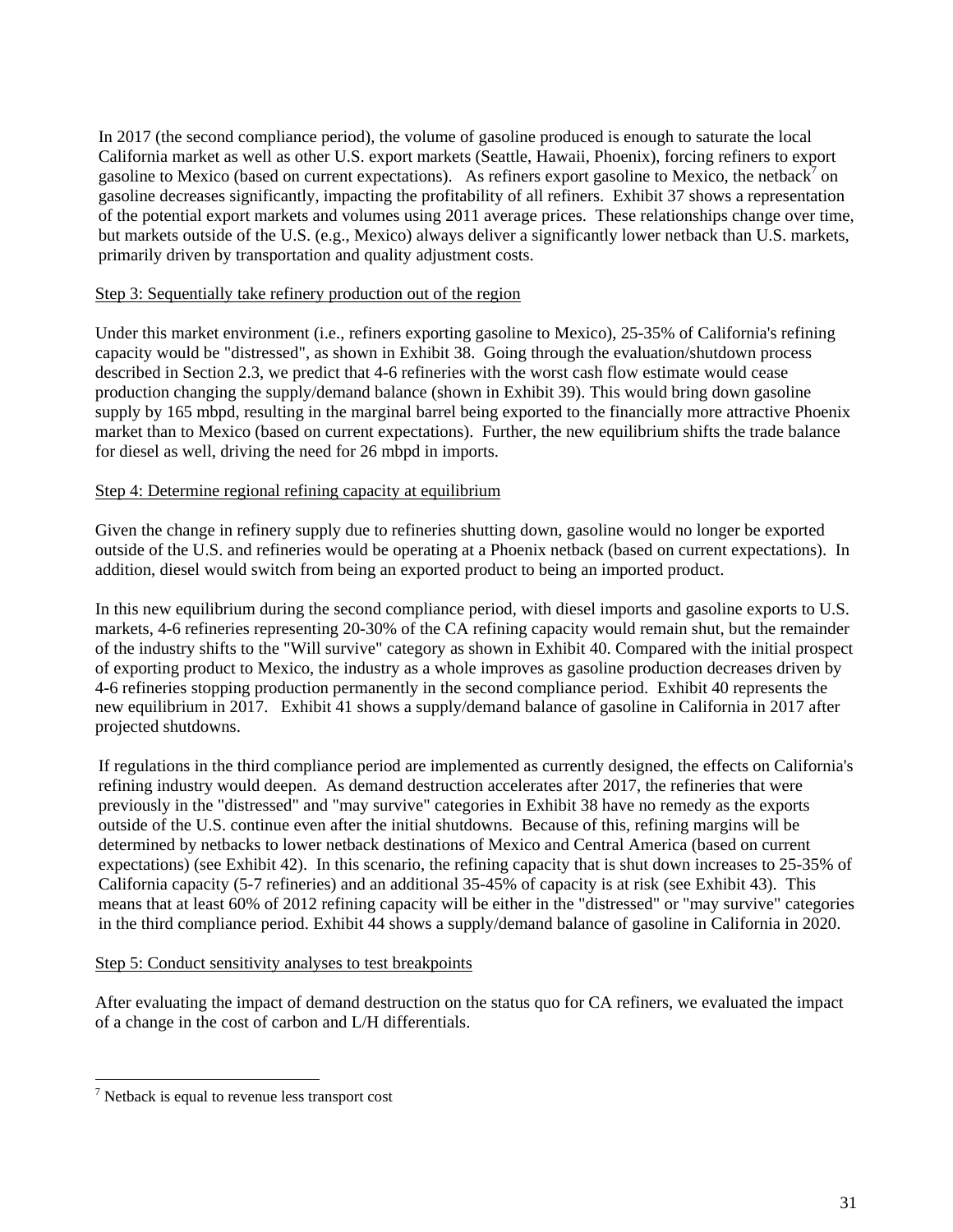In 2017 (the second compliance period), the volume of gasoline produced is enough to saturate the local California market as well as other U.S. export markets (Seattle, Hawaii, Phoenix), forcing refiners to export gasoline to Mexico (based on current expectations). As refiners export gasoline to Mexico, the netback[7] on gasoline decreases significantly, impacting the profitability of all refiners. Exhibit 37 shows a representation of the potential export markets and volumes using 2011 average prices. These relationships change over time, but markets outside of the U.S. (e.g., Mexico) always deliver a significantly lower netback than U.S. markets, primarily driven by transportation and quality adjustment costs.

Step 3: Sequentially take refinery production out of the region

Under this market environment (i.e., refiners exporting gasoline to Mexico), 25-35% of California's refining capacity would be "distressed", as shown in Exhibit 38. Going through the evaluation/shutdown process described in Section 2.3, we predict that 4-6 refineries with the worst cash flow estimate would cease production changing the supply/demand balance (shown in Exhibit 39). This would bring down gasoline supply by 165 mbpd, resulting in the marginal barrel being exported to the financially more attractive Phoenix market than to Mexico (based on current expectations). Further, the new equilibrium shifts the trade balance for diesel as well, driving the need for 26 mbpd in imports.

Step 4: Determine regional refining capacity at equilibrium

Given the change in refinery supply due to refineries shutting down, gasoline would no longer be exported outside of the U.S. and refineries would be operating at a Phoenix netback (based on current expectations). In addition, diesel would switch from being an exported product to being an imported product.

In this new equilibrium during the second compliance period, with diesel imports and gasoline exports to U.S. markets, 4-6 refineries representing 20-30% of the CA refining capacity would remain shut, but the remainder of the industry shifts to the "Will survive" category as shown in Exhibit 40. Compared with the initial prospect of exporting product to Mexico, the industry as a whole improves as gasoline production decreases driven by 4-6 refineries stopping production permanently in the second compliance period. Exhibit 40 represents the new equilibrium in 2017. Exhibit 41 shows a supply/demand balance of gasoline in California in 2017 after projected shutdowns.

If regulations in the third compliance period are implemented as currently designed, the effects on California's refining industry would deepen. As demand destruction accelerates after 2017, the refineries that were previously in the "distressed" and "may survive" categories in Exhibit 38 have no remedy as the exports outside of the U.S. continue even after the initial shutdowns. Because of this, refining margins will be determined by netbacks to lower netback destinations of Mexico and Central America (based on current expectations) (see Exhibit 42). In this scenario, the refining capacity that is shut down increases to 25-35% of California capacity (5-7 refineries) and an additional 35-45% of capacity is at risk (see Exhibit 43). This means that at least 60% of 2012 refining capacity will be either in the "distressed" or "may survive" categories in the third compliance period. Exhibit 44 shows a supply/demand balance of gasoline in California in 2020.

Step 5: Conduct sensitivity analyses to test breakpoints

After evaluating the impact of demand destruction on the status quo for CA refiners, we evaluated the impact of a change in the cost of carbon and L/H differentials.

[7] Netback is equal to revenue less transport cost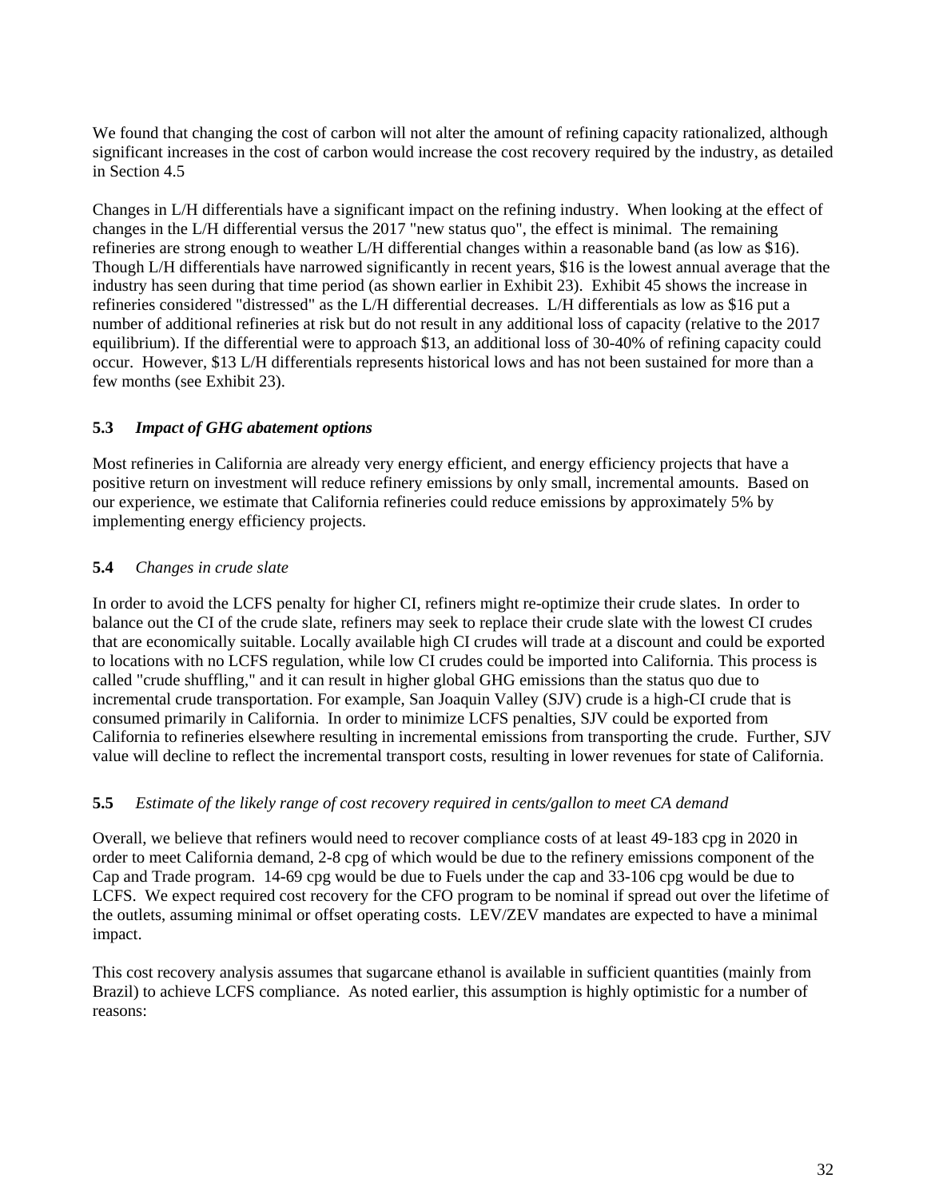We found that changing the cost of carbon will not alter the amount of refining capacity rationalized, although significant increases in the cost of carbon would increase the cost recovery required by the industry, as detailed in Section 4.5

Changes in L/H differentials have a significant impact on the refining industry. When looking at the effect of changes in the L/H differential versus the 2017 "new status quo", the effect is minimal. The remaining refineries are strong enough to weather L/H differential changes within a reasonable band (as low as $16). Though L/H differentials have narrowed significantly in recent years, $16 is the lowest annual average that the industry has seen during that time period (as shown earlier in Exhibit 23). Exhibit 45 shows the increase in refineries considered "distressed" as the L/H differential decreases. L/H differentials as low as $16 put a number of additional refineries at risk but do not result in any additional loss of capacity (relative to the 2017 equilibrium). If the differential were to approach $13, an additional loss of 30-40% of refining capacity could occur. However, $13 L/H differentials represents historical lows and has not been sustained for more than a few months (see Exhibit 23).

### 5.3 *Impact of GHG abatement options*

Most refineries in California are already very energy efficient, and energy efficiency projects that have a positive return on investment will reduce refinery emissions by only small, incremental amounts. Based on our experience, we estimate that California refineries could reduce emissions by approximately 5% by implementing energy efficiency projects.

### 5.4 *Changes in crude slate*

In order to avoid the LCFS penalty for higher CI, refiners might re-optimize their crude slates. In order to balance out the CI of the crude slate, refiners may seek to replace their crude slate with the lowest CI crudes that are economically suitable. Locally available high CI crudes will trade at a discount and could be exported to locations with no LCFS regulation, while low CI crudes could be imported into California. This process is called "crude shuffling," and it can result in higher global GHG emissions than the status quo due to incremental crude transportation. For example, San Joaquin Valley (SJV) crude is a high-CI crude that is consumed primarily in California. In order to minimize LCFS penalties, SJV could be exported from California to refineries elsewhere resulting in incremental emissions from transporting the crude. Further, SJV value will decline to reflect the incremental transport costs, resulting in lower revenues for state of California.

### 5.5 *Estimate of the likely range of cost recovery required in cents/gallon to meet CA demand*

Overall, we believe that refiners would need to recover compliance costs of at least 49-183 cpg in 2020 in order to meet California demand, 2-8 cpg of which would be due to the refinery emissions component of the Cap and Trade program. 14-69 cpg would be due to Fuels under the cap and 33-106 cpg would be due to LCFS. We expect required cost recovery for the CFO program to be nominal if spread out over the lifetime of the outlets, assuming minimal or offset operating costs. LEV/ZEV mandates are expected to have a minimal impact.

This cost recovery analysis assumes that sugarcane ethanol is available in sufficient quantities (mainly from Brazil) to achieve LCFS compliance. As noted earlier, this assumption is highly optimistic for a number of reasons: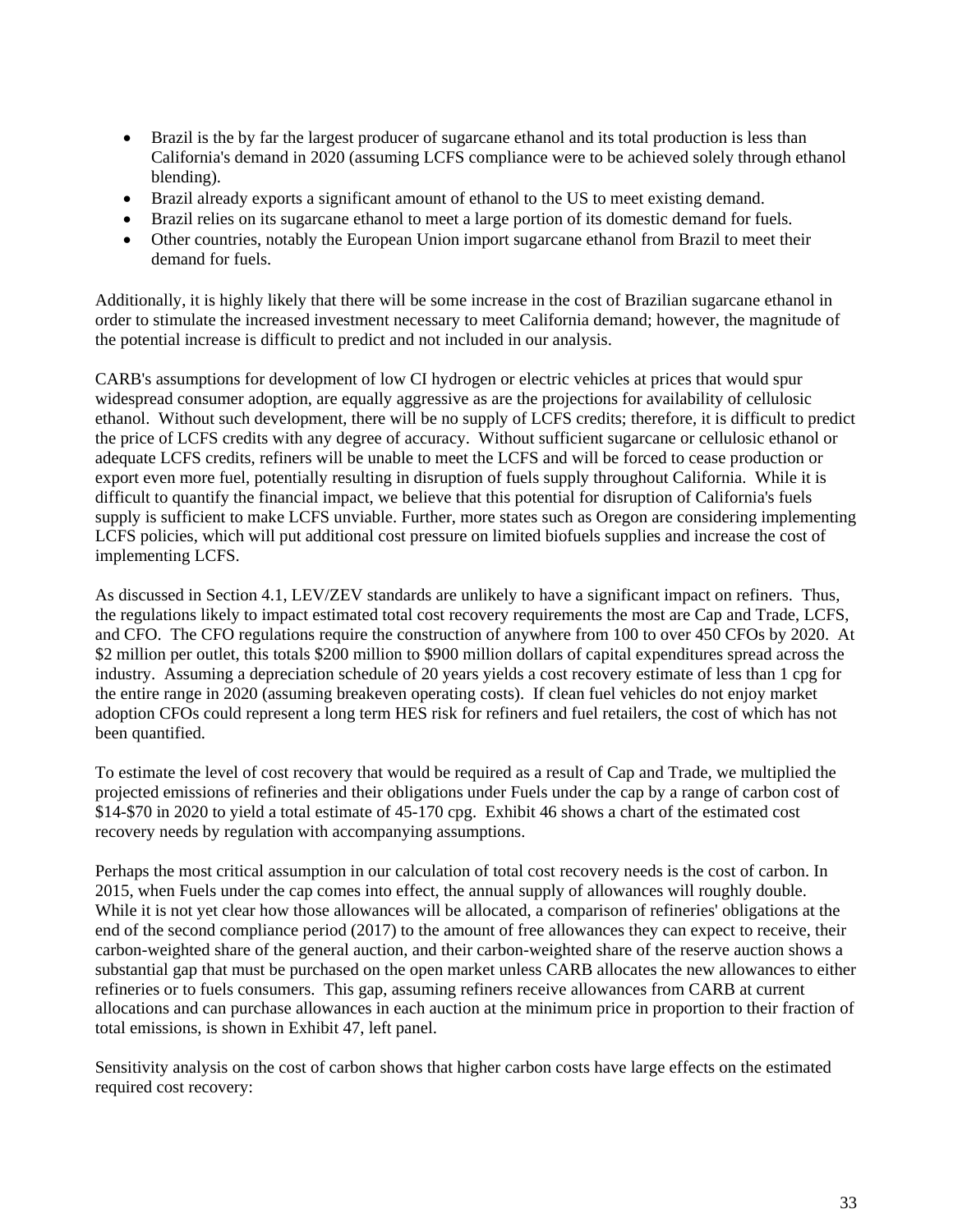- Brazil is the by far the largest producer of sugarcane ethanol and its total production is less than California's demand in 2020 (assuming LCFS compliance were to be achieved solely through ethanol blending).
- Brazil already exports a significant amount of ethanol to the US to meet existing demand.
- Brazil relies on its sugarcane ethanol to meet a large portion of its domestic demand for fuels.
- Other countries, notably the European Union import sugarcane ethanol from Brazil to meet their demand for fuels.

Additionally, it is highly likely that there will be some increase in the cost of Brazilian sugarcane ethanol in order to stimulate the increased investment necessary to meet California demand; however, the magnitude of the potential increase is difficult to predict and not included in our analysis.

CARB's assumptions for development of low CI hydrogen or electric vehicles at prices that would spur widespread consumer adoption, are equally aggressive as are the projections for availability of cellulosic ethanol. Without such development, there will be no supply of LCFS credits; therefore, it is difficult to predict the price of LCFS credits with any degree of accuracy. Without sufficient sugarcane or cellulosic ethanol or adequate LCFS credits, refiners will be unable to meet the LCFS and will be forced to cease production or export even more fuel, potentially resulting in disruption of fuels supply throughout California. While it is difficult to quantify the financial impact, we believe that this potential for disruption of California's fuels supply is sufficient to make LCFS unviable. Further, more states such as Oregon are considering implementing LCFS policies, which will put additional cost pressure on limited biofuels supplies and increase the cost of implementing LCFS.

As discussed in Section 4.1, LEV/ZEV standards are unlikely to have a significant impact on refiners. Thus, the regulations likely to impact estimated total cost recovery requirements the most are Cap and Trade, LCFS, and CFO. The CFO regulations require the construction of anywhere from 100 to over 450 CFOs by 2020. At $2 million per outlet, this totals $200 million to $900 million dollars of capital expenditures spread across the industry. Assuming a depreciation schedule of 20 years yields a cost recovery estimate of less than 1 cpg for the entire range in 2020 (assuming breakeven operating costs). If clean fuel vehicles do not enjoy market adoption CFOs could represent a long term HES risk for refiners and fuel retailers, the cost of which has not been quantified.

To estimate the level of cost recovery that would be required as a result of Cap and Trade, we multiplied the projected emissions of refineries and their obligations under Fuels under the cap by a range of carbon cost of $14-$70 in 2020 to yield a total estimate of 45-170 cpg. Exhibit 46 shows a chart of the estimated cost recovery needs by regulation with accompanying assumptions.

Perhaps the most critical assumption in our calculation of total cost recovery needs is the cost of carbon. In 2015, when Fuels under the cap comes into effect, the annual supply of allowances will roughly double. While it is not yet clear how those allowances will be allocated, a comparison of refineries' obligations at the end of the second compliance period (2017) to the amount of free allowances they can expect to receive, their carbon-weighted share of the general auction, and their carbon-weighted share of the reserve auction shows a substantial gap that must be purchased on the open market unless CARB allocates the new allowances to either refineries or to fuels consumers. This gap, assuming refiners receive allowances from CARB at current allocations and can purchase allowances in each auction at the minimum price in proportion to their fraction of total emissions, is shown in Exhibit 47, left panel.

Sensitivity analysis on the cost of carbon shows that higher carbon costs have large effects on the estimated required cost recovery: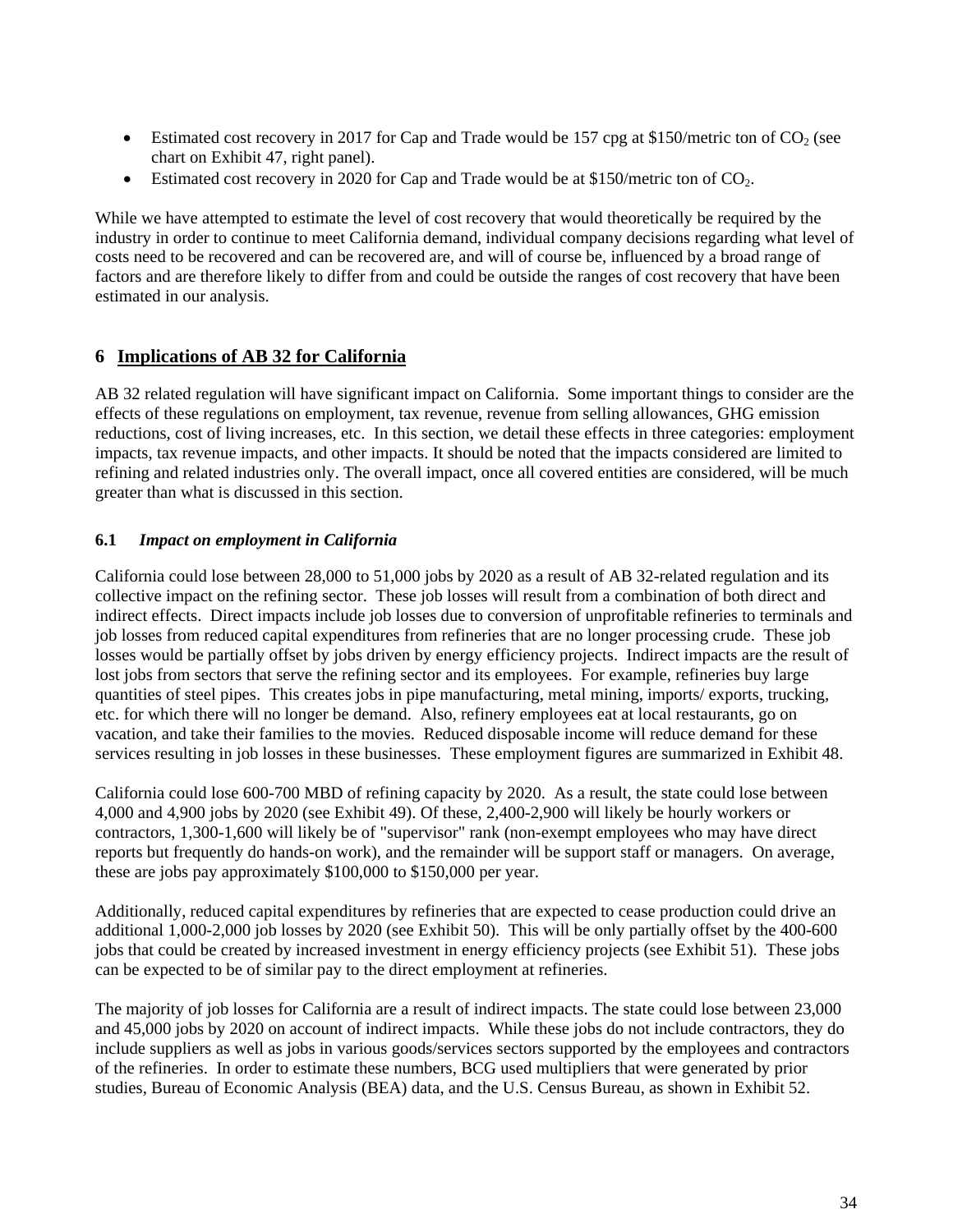- Estimated cost recovery in 2017 for Cap and Trade would be 157 cpg at \$150/metric ton of $CO_2$ (see chart on Exhibit 47, right panel).
- Estimated cost recovery in 2020 for Cap and Trade would be at \$150/metric ton of $CO_2$.

While we have attempted to estimate the level of cost recovery that would theoretically be required by the industry in order to continue to meet California demand, individual company decisions regarding what level of costs need to be recovered and can be recovered are, and will of course be, influenced by a broad range of factors and are therefore likely to differ from and could be outside the ranges of cost recovery that have been estimated in our analysis.

## 6 Implications of AB 32 for California

AB 32 related regulation will have significant impact on California. Some important things to consider are the effects of these regulations on employment, tax revenue, revenue from selling allowances, GHG emission reductions, cost of living increases, etc. In this section, we detail these effects in three categories: employment impacts, tax revenue impacts, and other impacts. It should be noted that the impacts considered are limited to refining and related industries only. The overall impact, once all covered entities are considered, will be much greater than what is discussed in this section.

### 6.1 *Impact on employment in California*

California could lose between 28,000 to 51,000 jobs by 2020 as a result of AB 32-related regulation and its collective impact on the refining sector. These job losses will result from a combination of both direct and indirect effects. Direct impacts include job losses due to conversion of unprofitable refineries to terminals and job losses from reduced capital expenditures from refineries that are no longer processing crude. These job losses would be partially offset by jobs driven by energy efficiency projects. Indirect impacts are the result of lost jobs from sectors that serve the refining sector and its employees. For example, refineries buy large quantities of steel pipes. This creates jobs in pipe manufacturing, metal mining, imports/ exports, trucking, etc. for which there will no longer be demand. Also, refinery employees eat at local restaurants, go on vacation, and take their families to the movies. Reduced disposable income will reduce demand for these services resulting in job losses in these businesses. These employment figures are summarized in Exhibit 48.

California could lose 600-700 MBD of refining capacity by 2020. As a result, the state could lose between 4,000 and 4,900 jobs by 2020 (see Exhibit 49). Of these, 2,400-2,900 will likely be hourly workers or contractors, 1,300-1,600 will likely be of "supervisor" rank (non-exempt employees who may have direct reports but frequently do hands-on work), and the remainder will be support staff or managers. On average, these are jobs pay approximately \$100,000 to \$150,000 per year.

Additionally, reduced capital expenditures by refineries that are expected to cease production could drive an additional 1,000-2,000 job losses by 2020 (see Exhibit 50). This will be only partially offset by the 400-600 jobs that could be created by increased investment in energy efficiency projects (see Exhibit 51). These jobs can be expected to be of similar pay to the direct employment at refineries.

The majority of job losses for California are a result of indirect impacts. The state could lose between 23,000 and 45,000 jobs by 2020 on account of indirect impacts. While these jobs do not include contractors, they do include suppliers as well as jobs in various goods/services sectors supported by the employees and contractors of the refineries. In order to estimate these numbers, BCG used multipliers that were generated by prior studies, Bureau of Economic Analysis (BEA) data, and the U.S. Census Bureau, as shown in Exhibit 52.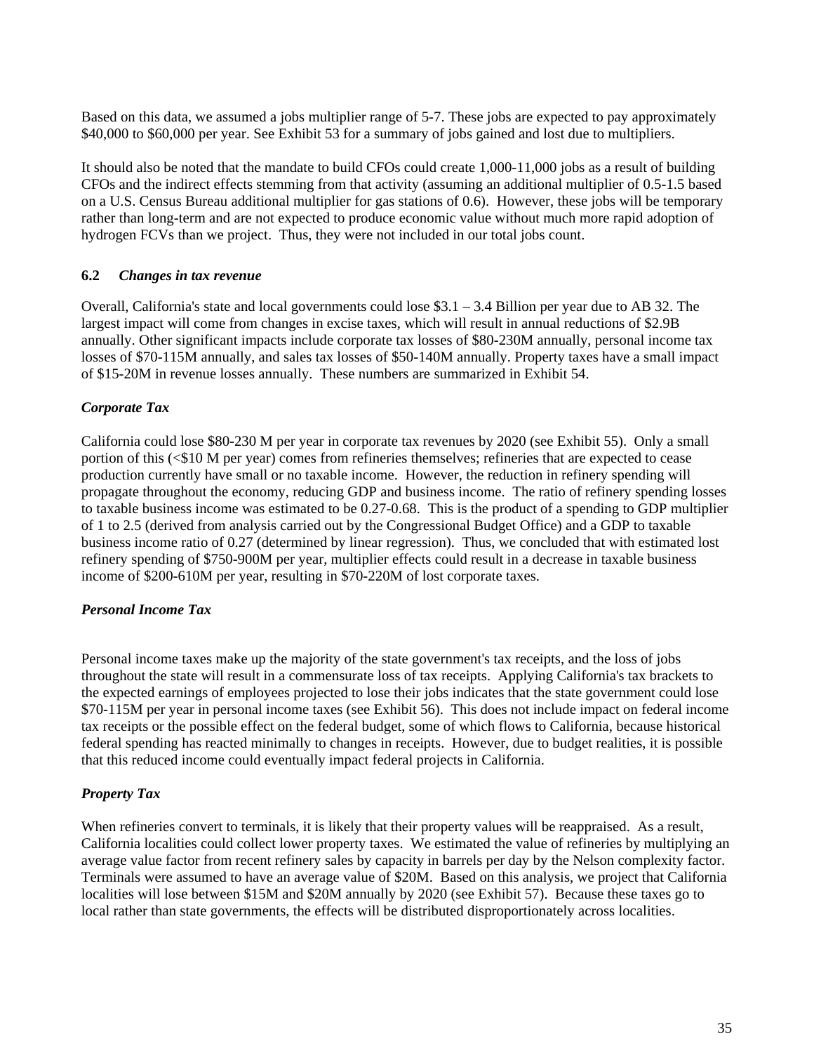Based on this data, we assumed a jobs multiplier range of 5-7. These jobs are expected to pay approximately $40,000 to $60,000 per year. See Exhibit 53 for a summary of jobs gained and lost due to multipliers.

It should also be noted that the mandate to build CFOs could create 1,000-11,000 jobs as a result of building CFOs and the indirect effects stemming from that activity (assuming an additional multiplier of 0.5-1.5 based on a U.S. Census Bureau additional multiplier for gas stations of 0.6). However, these jobs will be temporary rather than long-term and are not expected to produce economic value without much more rapid adoption of hydrogen FCVs than we project. Thus, they were not included in our total jobs count.

### 6.2 *Changes in tax revenue*

Overall, California's state and local governments could lose $3.1 – 3.4 Billion per year due to AB 32. The largest impact will come from changes in excise taxes, which will result in annual reductions of $2.9B annually. Other significant impacts include corporate tax losses of $80-230M annually, personal income tax losses of $70-115M annually, and sales tax losses of $50-140M annually. Property taxes have a small impact of $15-20M in revenue losses annually. These numbers are summarized in Exhibit 54.

#### *Corporate Tax*

California could lose $80-230 M per year in corporate tax revenues by 2020 (see Exhibit 55). Only a small portion of this (<$10 M per year) comes from refineries themselves; refineries that are expected to cease production currently have small or no taxable income. However, the reduction in refinery spending will propagate throughout the economy, reducing GDP and business income. The ratio of refinery spending losses to taxable business income was estimated to be 0.27-0.68. This is the product of a spending to GDP multiplier of 1 to 2.5 (derived from analysis carried out by the Congressional Budget Office) and a GDP to taxable business income ratio of 0.27 (determined by linear regression). Thus, we concluded that with estimated lost refinery spending of $750-900M per year, multiplier effects could result in a decrease in taxable business income of $200-610M per year, resulting in $70-220M of lost corporate taxes.

#### *Personal Income Tax*

Personal income taxes make up the majority of the state government's tax receipts, and the loss of jobs throughout the state will result in a commensurate loss of tax receipts. Applying California's tax brackets to the expected earnings of employees projected to lose their jobs indicates that the state government could lose $70-115M per year in personal income taxes (see Exhibit 56). This does not include impact on federal income tax receipts or the possible effect on the federal budget, some of which flows to California, because historical federal spending has reacted minimally to changes in receipts. However, due to budget realities, it is possible that this reduced income could eventually impact federal projects in California.

#### *Property Tax*

When refineries convert to terminals, it is likely that their property values will be reappraised. As a result, California localities could collect lower property taxes. We estimated the value of refineries by multiplying an average value factor from recent refinery sales by capacity in barrels per day by the Nelson complexity factor. Terminals were assumed to have an average value of $20M. Based on this analysis, we project that California localities will lose between $15M and $20M annually by 2020 (see Exhibit 57). Because these taxes go to local rather than state governments, the effects will be distributed disproportionately across localities.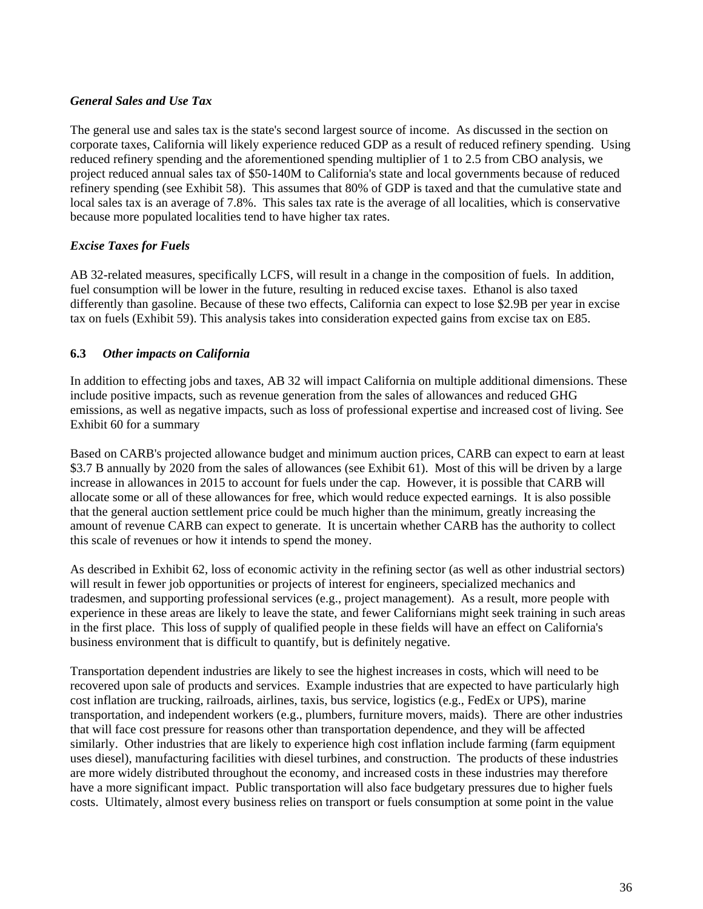*General Sales and Use Tax*

The general use and sales tax is the state's second largest source of income. As discussed in the section on corporate taxes, California will likely experience reduced GDP as a result of reduced refinery spending. Using reduced refinery spending and the aforementioned spending multiplier of 1 to 2.5 from CBO analysis, we project reduced annual sales tax of $50-140M to California's state and local governments because of reduced refinery spending (see Exhibit 58). This assumes that 80% of GDP is taxed and that the cumulative state and local sales tax is an average of 7.8%. This sales tax rate is the average of all localities, which is conservative because more populated localities tend to have higher tax rates.

*Excise Taxes for Fuels*

AB 32-related measures, specifically LCFS, will result in a change in the composition of fuels. In addition, fuel consumption will be lower in the future, resulting in reduced excise taxes. Ethanol is also taxed differently than gasoline. Because of these two effects, California can expect to lose $2.9B per year in excise tax on fuels (Exhibit 59). This analysis takes into consideration expected gains from excise tax on E85.

### 6.3 *Other impacts on California*

In addition to effecting jobs and taxes, AB 32 will impact California on multiple additional dimensions. These include positive impacts, such as revenue generation from the sales of allowances and reduced GHG emissions, as well as negative impacts, such as loss of professional expertise and increased cost of living. See Exhibit 60 for a summary

Based on CARB's projected allowance budget and minimum auction prices, CARB can expect to earn at least $3.7 B annually by 2020 from the sales of allowances (see Exhibit 61). Most of this will be driven by a large increase in allowances in 2015 to account for fuels under the cap. However, it is possible that CARB will allocate some or all of these allowances for free, which would reduce expected earnings. It is also possible that the general auction settlement price could be much higher than the minimum, greatly increasing the amount of revenue CARB can expect to generate. It is uncertain whether CARB has the authority to collect this scale of revenues or how it intends to spend the money.

As described in Exhibit 62, loss of economic activity in the refining sector (as well as other industrial sectors) will result in fewer job opportunities or projects of interest for engineers, specialized mechanics and tradesmen, and supporting professional services (e.g., project management). As a result, more people with experience in these areas are likely to leave the state, and fewer Californians might seek training in such areas in the first place. This loss of supply of qualified people in these fields will have an effect on California's business environment that is difficult to quantify, but is definitely negative.

Transportation dependent industries are likely to see the highest increases in costs, which will need to be recovered upon sale of products and services. Example industries that are expected to have particularly high cost inflation are trucking, railroads, airlines, taxis, bus service, logistics (e.g., FedEx or UPS), marine transportation, and independent workers (e.g., plumbers, furniture movers, maids). There are other industries that will face cost pressure for reasons other than transportation dependence, and they will be affected similarly. Other industries that are likely to experience high cost inflation include farming (farm equipment uses diesel), manufacturing facilities with diesel turbines, and construction. The products of these industries are more widely distributed throughout the economy, and increased costs in these industries may therefore have a more significant impact. Public transportation will also face budgetary pressures due to higher fuels costs. Ultimately, almost every business relies on transport or fuels consumption at some point in the value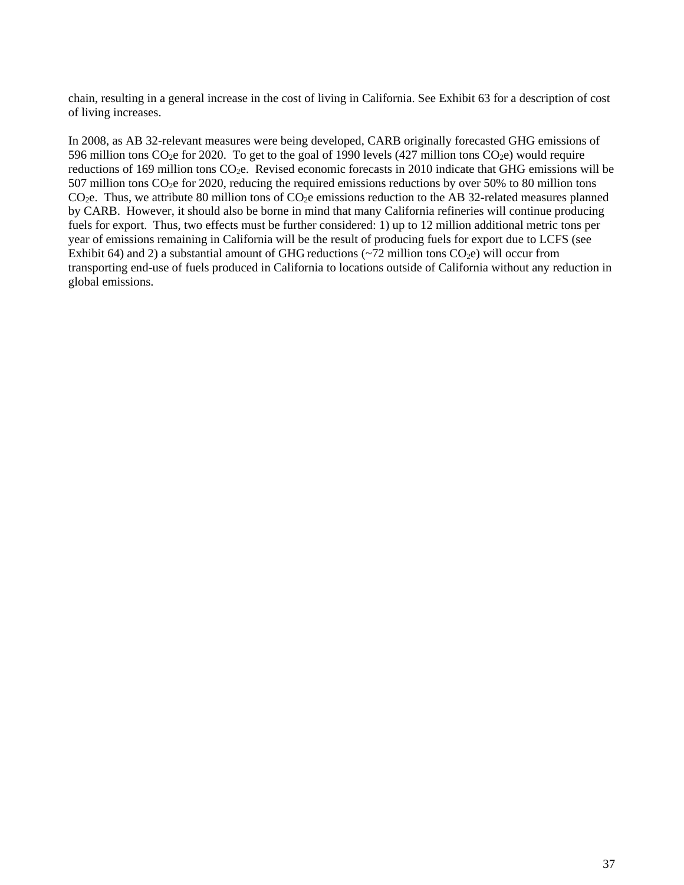chain, resulting in a general increase in the cost of living in California. See Exhibit 63 for a description of cost of living increases.

In 2008, as AB 32-relevant measures were being developed, CARB originally forecasted GHG emissions of 596 million tons $CO_2e$ for 2020. To get to the goal of 1990 levels (427 million tons $CO_2e$) would require reductions of 169 million tons $CO_2e$. Revised economic forecasts in 2010 indicate that GHG emissions will be 507 million tons $CO_2e$ for 2020, reducing the required emissions reductions by over 50% to 80 million tons $CO_2e$. Thus, we attribute 80 million tons of $CO_2e$ emissions reduction to the AB 32-related measures planned by CARB. However, it should also be borne in mind that many California refineries will continue producing fuels for export. Thus, two effects must be further considered: 1) up to 12 million additional metric tons per year of emissions remaining in California will be the result of producing fuels for export due to LCFS (see Exhibit 64) and 2) a substantial amount of GHG reductions (~72 million tons $CO_2e$) will occur from transporting end-use of fuels produced in California to locations outside of California without any reduction in global emissions.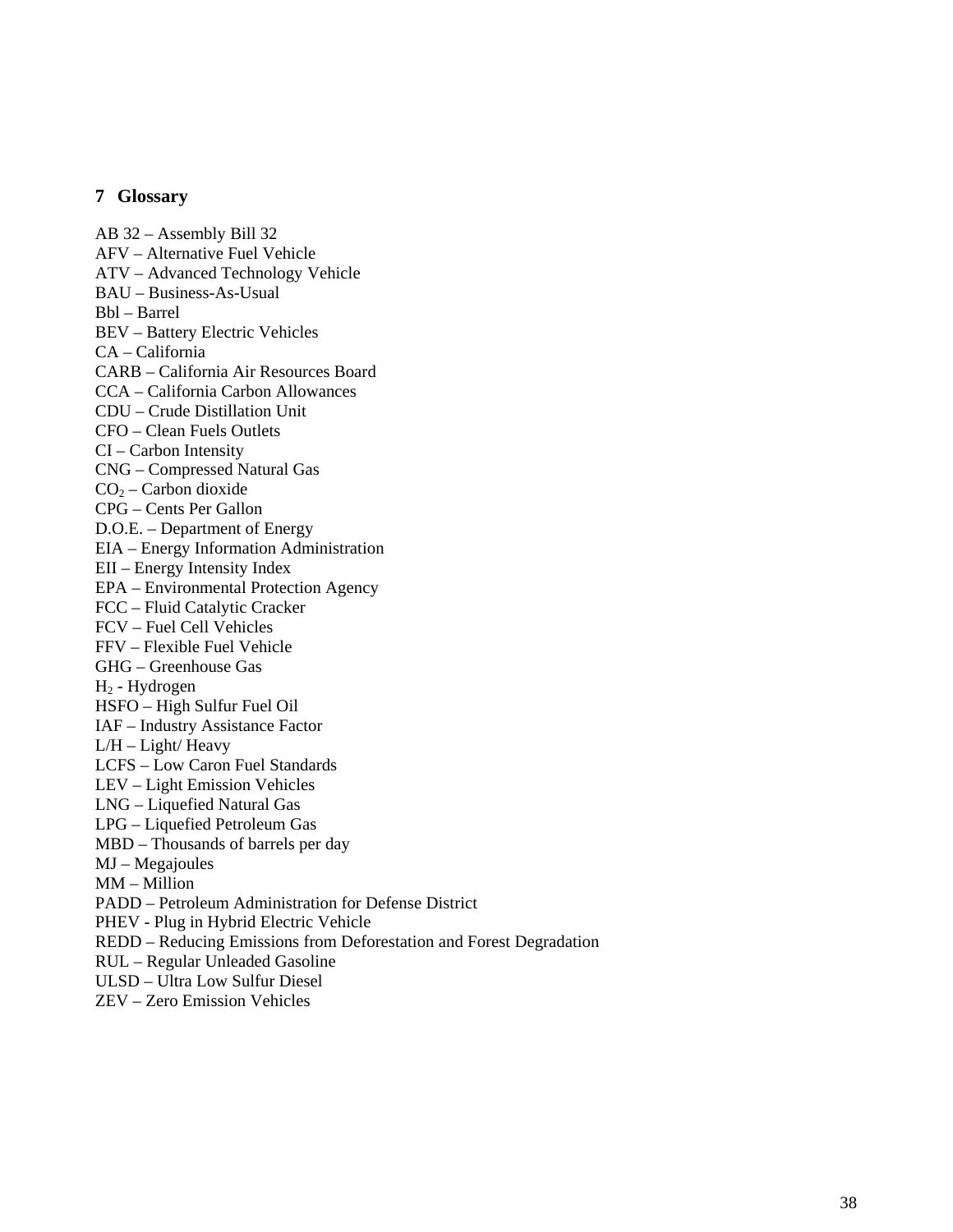## 7 Glossary

AB 32 – Assembly Bill 32
AFV – Alternative Fuel Vehicle
ATV – Advanced Technology Vehicle
BAU – Business-As-Usual
Bbl – Barrel
BEV – Battery Electric Vehicles
CA – California
CARB – California Air Resources Board
CCA – California Carbon Allowances
CDU – Crude Distillation Unit
CFO – Clean Fuels Outlets
CI – Carbon Intensity
CNG – Compressed Natural Gas
$CO_2$ – Carbon dioxide
CPG – Cents Per Gallon
D.O.E. – Department of Energy
EIA – Energy Information Administration
EII – Energy Intensity Index
EPA – Environmental Protection Agency
FCC – Fluid Catalytic Cracker
FCV – Fuel Cell Vehicles
FFV – Flexible Fuel Vehicle
GHG – Greenhouse Gas
$H_2$ - Hydrogen
HSFO – High Sulfur Fuel Oil
IAF – Industry Assistance Factor
L/H – Light/ Heavy
LCFS – Low Caron Fuel Standards
LEV – Light Emission Vehicles
LNG – Liquefied Natural Gas
LPG – Liquefied Petroleum Gas
MBD – Thousands of barrels per day
MJ – Megajoules
MM – Million
PADD – Petroleum Administration for Defense District
PHEV - Plug in Hybrid Electric Vehicle
REDD – Reducing Emissions from Deforestation and Forest Degradation
RUL – Regular Unleaded Gasoline
ULSD – Ultra Low Sulfur Diesel
ZEV – Zero Emission Vehicles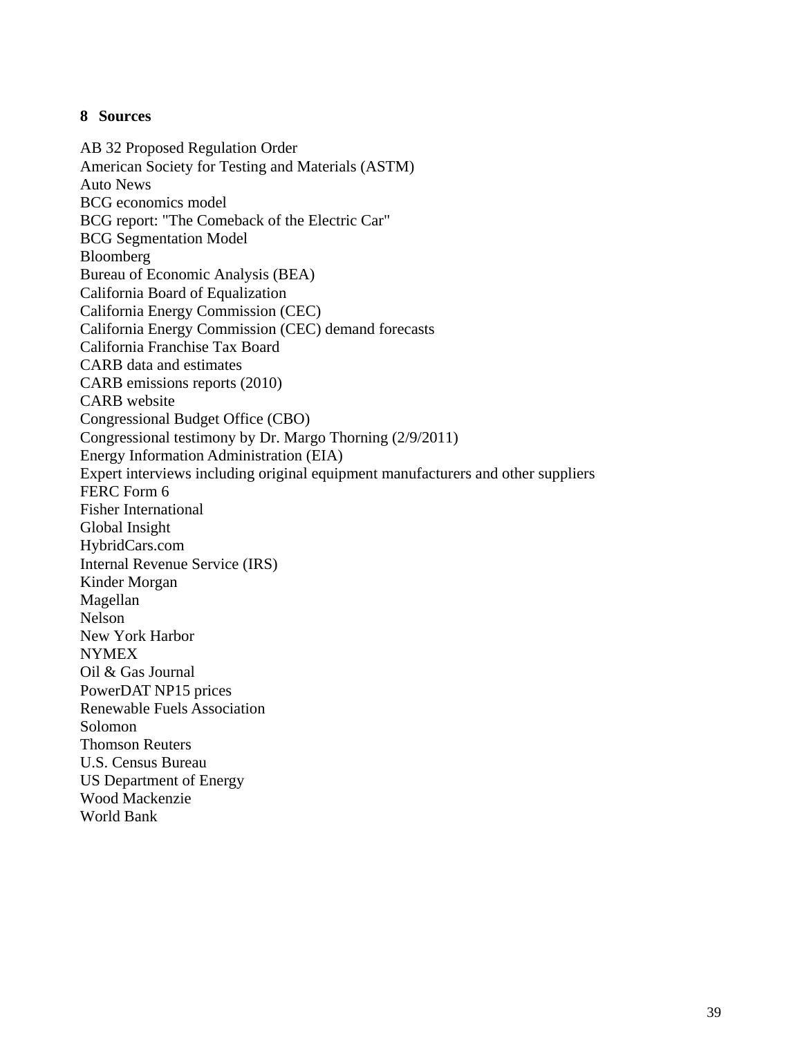## 8 Sources

AB 32 Proposed Regulation Order
American Society for Testing and Materials (ASTM)
Auto News
BCG economics model
BCG report: "The Comeback of the Electric Car"
BCG Segmentation Model
Bloomberg
Bureau of Economic Analysis (BEA)
California Board of Equalization
California Energy Commission (CEC)
California Energy Commission (CEC) demand forecasts
California Franchise Tax Board
CARB data and estimates
CARB emissions reports (2010)
CARB website
Congressional Budget Office (CBO)
Congressional testimony by Dr. Margo Thorning (2/9/2011)
Energy Information Administration (EIA)
Expert interviews including original equipment manufacturers and other suppliers
FERC Form 6
Fisher International
Global Insight
HybridCars.com
Internal Revenue Service (IRS)
Kinder Morgan
Magellan
Nelson
New York Harbor
NYMEX
Oil & Gas Journal
PowerDAT NP15 prices
Renewable Fuels Association
Solomon
Thomson Reuters
U.S. Census Bureau
US Department of Energy
Wood Mackenzie
World Bank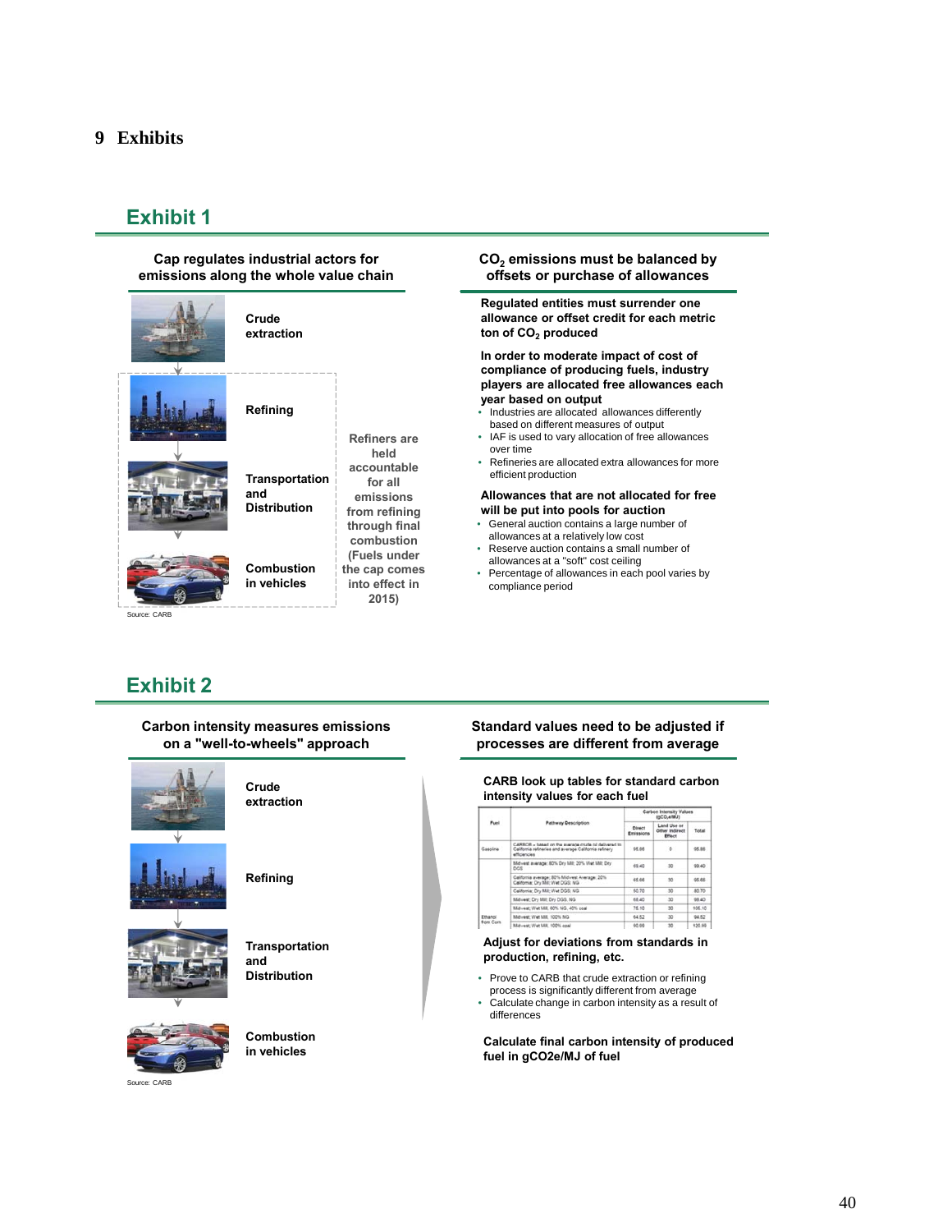# 9 Exhibits

## Exhibit 1

**Cap regulates industrial actors for emissions along the whole value chain**

- Crude extraction
- Refining
- Transportation and Distribution
- Combustion in vehicles

Refiners are held accountable for all emissions from refining through final combustion (Fuels under the cap comes into effect in 2015)

Source: CARB

**$CO_2$ emissions must be balanced by offsets or purchase of allowances**

**Regulated entities must surrender one allowance or offset credit for each metric ton of $CO_2$ produced**

**In order to moderate impact of cost of compliance of producing fuels, industry players are allocated free allowances each year based on output**

- Industries are allocated allowances differently based on different measures of output
- IAF is used to vary allocation of free allowances over time
- Refineries are allocated extra allowances for more efficient production

**Allowances that are not allocated for free will be put into pools for auction**

- General auction contains a large number of allowances at a relatively low cost
- Reserve auction contains a small number of allowances at a "soft" cost ceiling
- Percentage of allowances in each pool varies by compliance period

## Exhibit 2

**Carbon intensity measures emissions on a "well-to-wheels" approach**

- Crude extraction
- Refining
- Transportation and Distribution
- Combustion in vehicles

Source: CARB

**Standard values need to be adjusted if processes are different from average**

**CARB look up tables for standard carbon intensity values for each fuel**

| Fuel | Pathway Description | Carbon Intensity Values (gCO2e/MJ) | | |
|---|---|---|---|---|
| | | Direct Emissions | Land Use or Other Indirect Effect | Total |
| Gasoline | CARBOB – based on the average crude oil delivered to California refineries and average California refinery efficiencies | 95.86 | 0 | 95.86 |
| Ethanol from Corn | Midwest average; 80% Dry Mill; 20% Wet Mill; Dry DGS | 69.40 | 30 | 99.40 |
| | California average; 80% Midwest Average; 20% California; Dry Mill; Wet DGS; NG | 65.66 | 30 | 95.66 |
| | California; Dry Mill; Wet DGS; NG | 50.70 | 30 | 80.70 |
| | Midwest; Dry Mill; Dry DGS, NG | 68.40 | 30 | 98.40 |
| | Midwest; Wet Mill, 60% NG, 40% coal | 75.10 | 30 | 105.10 |
| | Midwest; Wet Mill, 100% NG | 64.52 | 30 | 94.52 |
| | Midwest; Wet Mill, 100% coal | 90.99 | 30 | 120.99 |

**Adjust for deviations from standards in production, refining, etc.**

- Prove to CARB that crude extraction or refining process is significantly different from average
- Calculate change in carbon intensity as a result of differences

**Calculate final carbon intensity of produced fuel in gCO2e/MJ of fuel**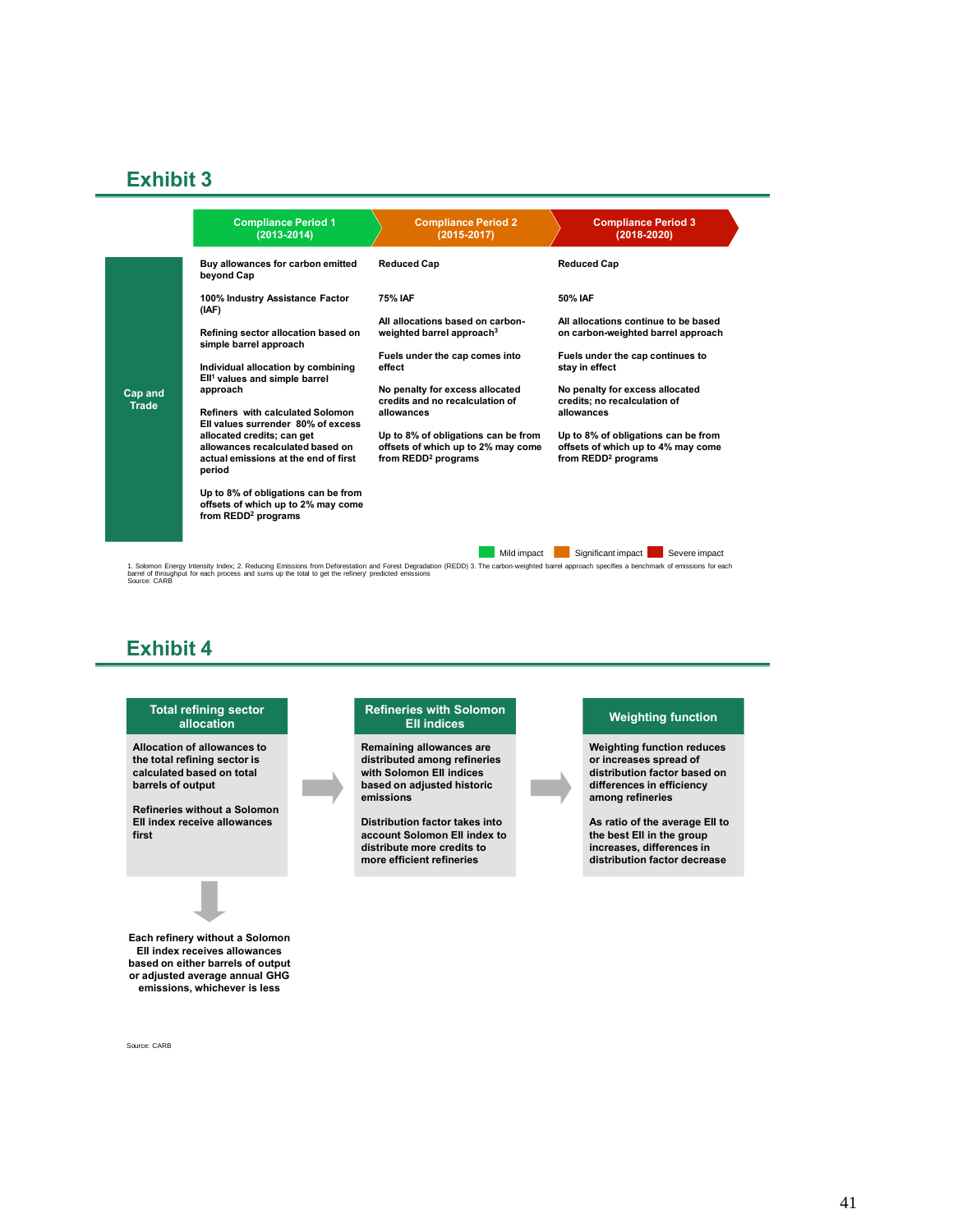## Exhibit 3

| | Compliance Period 1 (2013-2014) | Compliance Period 2 (2015-2017) | Compliance Period 3 (2018-2020) |
|---|---|---|---|
| Cap and Trade | Buy allowances for carbon emitted beyond Cap | Reduced Cap | Reduced Cap |
| | 100% Industry Assistance Factor (IAF) | 75% IAF | 50% IAF |
| | Refining sector allocation based on simple barrel approach | All allocations based on carbon-weighted barrel approach[3] | All allocations continue to be based on carbon-weighted barrel approach |
| | Individual allocation by combining EII[1] values and simple barrel approach | Fuels under the cap comes into effect | Fuels under the cap continues to stay in effect |
| | Refiners with calculated Solomon EII values surrender 80% of excess allocated credits; can get allowances recalculated based on actual emissions at the end of first period | No penalty for excess allocated credits and no recalculation of allowances | No penalty for excess allocated credits; no recalculation of allowances |
| | Up to 8% of obligations can be from offsets of which up to 2% may come from REDD[2] programs | Up to 8% of obligations can be from offsets of which up to 2% may come from REDD[2] programs | Up to 8% of obligations can be from offsets of which up to 4% may come from REDD[2] programs |

Mild impact (Compliance Period 1) | Significant impact (Compliance Period 2) | Severe impact (Compliance Period 3)

1. Solomon Energy Intensity Index; 2. Reducing Emissions from Deforestation and Forest Degradation (REDD) 3. The carbon-weighted barrel approach specifies a benchmark of emissions for each barrel of throughput for each process and sums up the total to get the refinery' predicted emissions
Source: CARB

## Exhibit 4

**Total refining sector allocation**

Allocation of allowances to the total refining sector is calculated based on total barrels of output

Refineries without a Solomon EII index receive allowances first

→ Each refinery without a Solomon EII index receives allowances based on either barrels of output or adjusted average annual GHG emissions, whichever is less

**Refineries with Solomon EII indices**

Remaining allowances are distributed among refineries with Solomon EII indices based on adjusted historic emissions

Distribution factor takes into account Solomon EII index to distribute more credits to more efficient refineries

**Weighting function**

Weighting function reduces or increases spread of distribution factor based on differences in efficiency among refineries

As ratio of the average EII to the best EII in the group increases, differences in distribution factor decrease

Source: CARB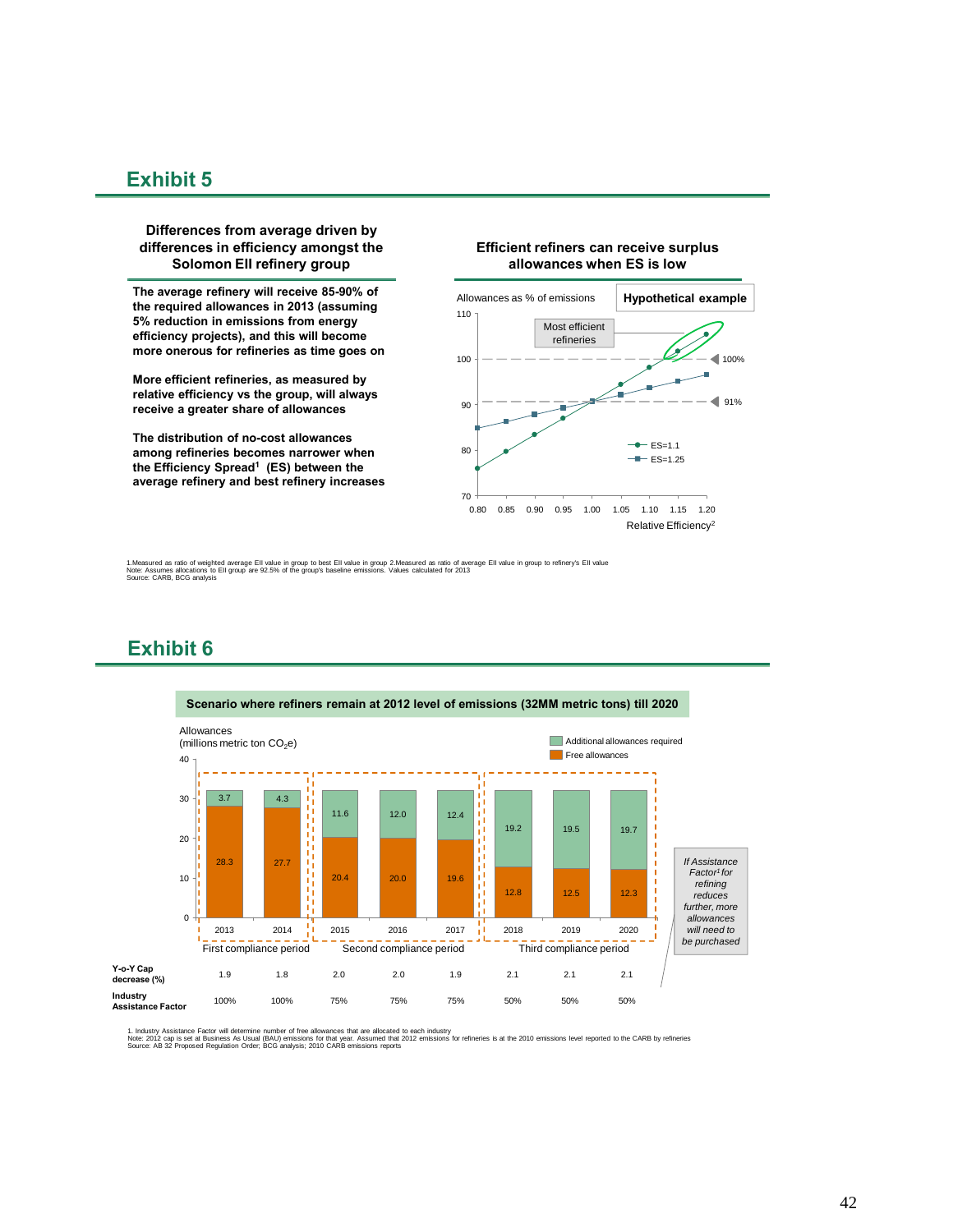## Exhibit 5

**Differences from average driven by differences in efficiency amongst the Solomon EII refinery group**

**The average refinery will receive 85-90% of the required allowances in 2013 (assuming 5% reduction in emissions from energy efficiency projects), and this will become more onerous for refineries as time goes on**

**More efficient refineries, as measured by relative efficiency vs the group, will always receive a greater share of allowances**

**The distribution of no-cost allowances among refineries becomes narrower when the Efficiency Spread[1] (ES) between the average refinery and best refinery increases**

**Efficient refiners can receive surplus allowances when ES is low**

Allowances as % of emissions — **Hypothetical example**

Most efficient refineries

100%

91%

ES=1.1

ES=1.25

Relative Efficiency[2]

1.Measured as ratio of weighted average EII value in group to best EII value in group 2.Measured as ratio of average EII value in group to refinery's EII value
Note: Assumes allocations to EII group are 92.5% of the group's baseline emissions. Values calculated for 2013
Source: CARB, BCG analysis

## Exhibit 6

**Scenario where refiners remain at 2012 level of emissions (32MM metric tons) till 2020**

Allowances (millions metric ton $CO_2$e)

| | First compliance period | | Second compliance period | | | Third compliance period | | |
|---|---|---|---|---|---|---|---|---|
| | 2013 | 2014 | 2015 | 2016 | 2017 | 2018 | 2019 | 2020 |
| Additional allowances required | 3.7 | 4.3 | 11.6 | 12.0 | 12.4 | 19.2 | 19.5 | 19.7 |
| Free allowances | 28.3 | 27.7 | 20.4 | 20.0 | 19.6 | 12.8 | 12.5 | 12.3 |
| **Y-o-Y Cap decrease (%)** | 1.9 | 1.8 | 2.0 | 2.0 | 1.9 | 2.1 | 2.1 | 2.1 |
| **Industry Assistance Factor** | 100% | 100% | 75% | 75% | 75% | 50% | 50% | 50% |

*If Assistance Factor[1] for refining reduces further, more allowances will need to be purchased*

1. Industry Assistance Factor will determine number of free allowances that are allocated to each industry
Note: 2012 cap is set at Business As Usual (BAU) emissions for that year. Assumed that 2012 emissions for refineries is at the 2010 emissions level reported to the CARB by refineries
Source: AB 32 Proposed Regulation Order; BCG analysis; 2010 CARB emissions reports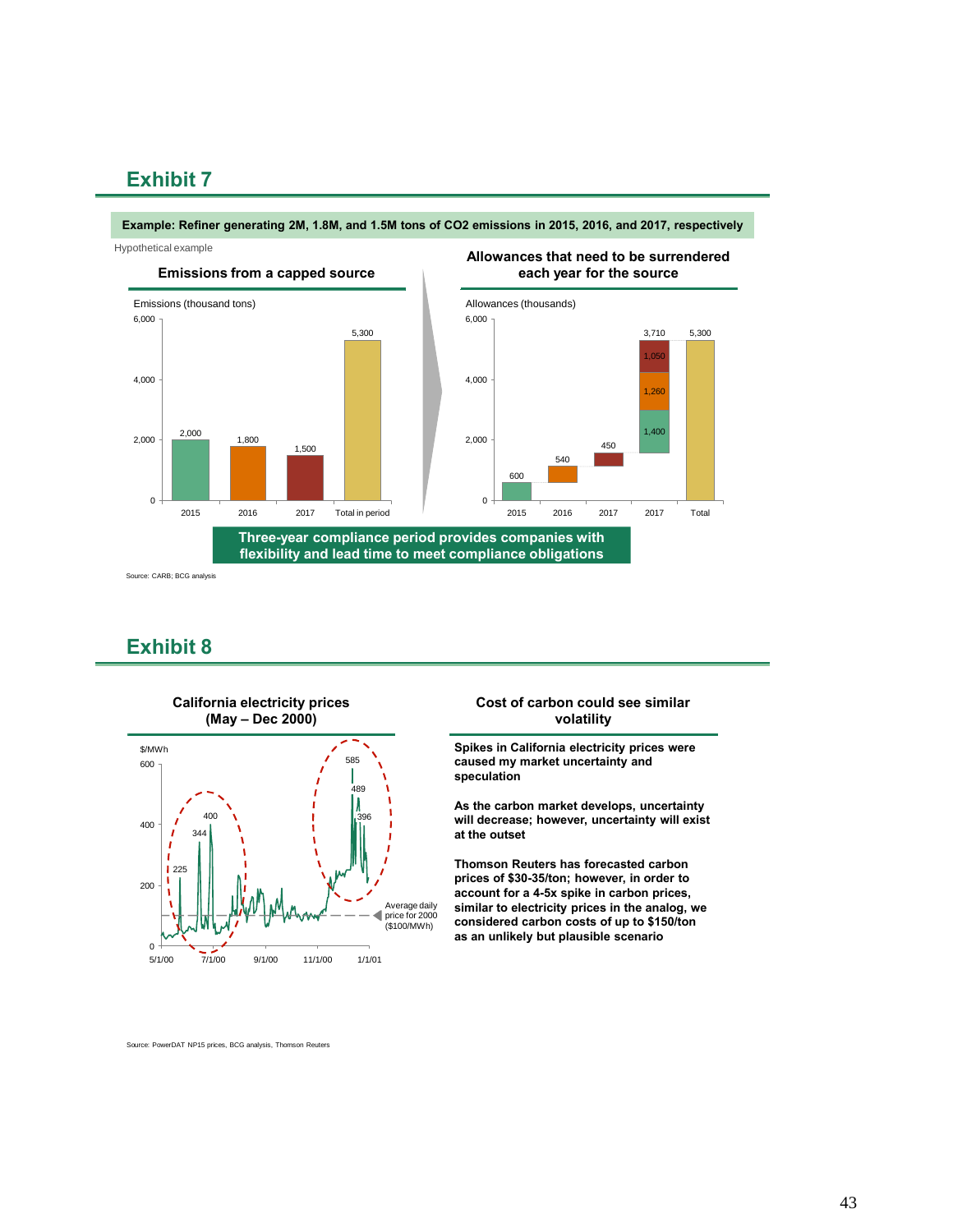## Exhibit 7

**Example: Refiner generating 2M, 1.8M, and 1.5M tons of $CO_2$ emissions in 2015, 2016, and 2017, respectively**

Hypothetical example

**Emissions from a capped source**

Emissions (thousand tons)

| | 2015 | 2016 | 2017 | Total in period |
|---|---|---|---|---|
| Emissions | 2,000 | 1,800 | 1,500 | 5,300 |

**Allowances that need to be surrendered each year for the source**

Allowances (thousands)

| | 2015 | 2016 | 2017 | 2017 | Total |
|---|---|---|---|---|---|
| Allowances | 600 | 540 | 450 | 3,710 (1,400 + 1,260 + 1,050) | 5,300 |

**Three-year compliance period provides companies with flexibility and lead time to meet compliance obligations**

Source: CARB; BCG analysis

## Exhibit 8

**California electricity prices (May – Dec 2000)**

$/MWh; labeled peaks: 225, 344, 400, 585, 489, 396; Average daily price for 2000 ($100/MWh); x-axis: 5/1/00, 7/1/00, 9/1/00, 11/1/00, 1/1/01

**Cost of carbon could see similar volatility**

**Spikes in California electricity prices were caused my market uncertainty and speculation**

**As the carbon market develops, uncertainty will decrease; however, uncertainty will exist at the outset**

**Thomson Reuters has forecasted carbon prices of $30-35/ton; however, in order to account for a 4-5x spike in carbon prices, similar to electricity prices in the analog, we considered carbon costs of up to $150/ton as an unlikely but plausible scenario**

Source: PowerDAT NP15 prices, BCG analysis, Thomson Reuters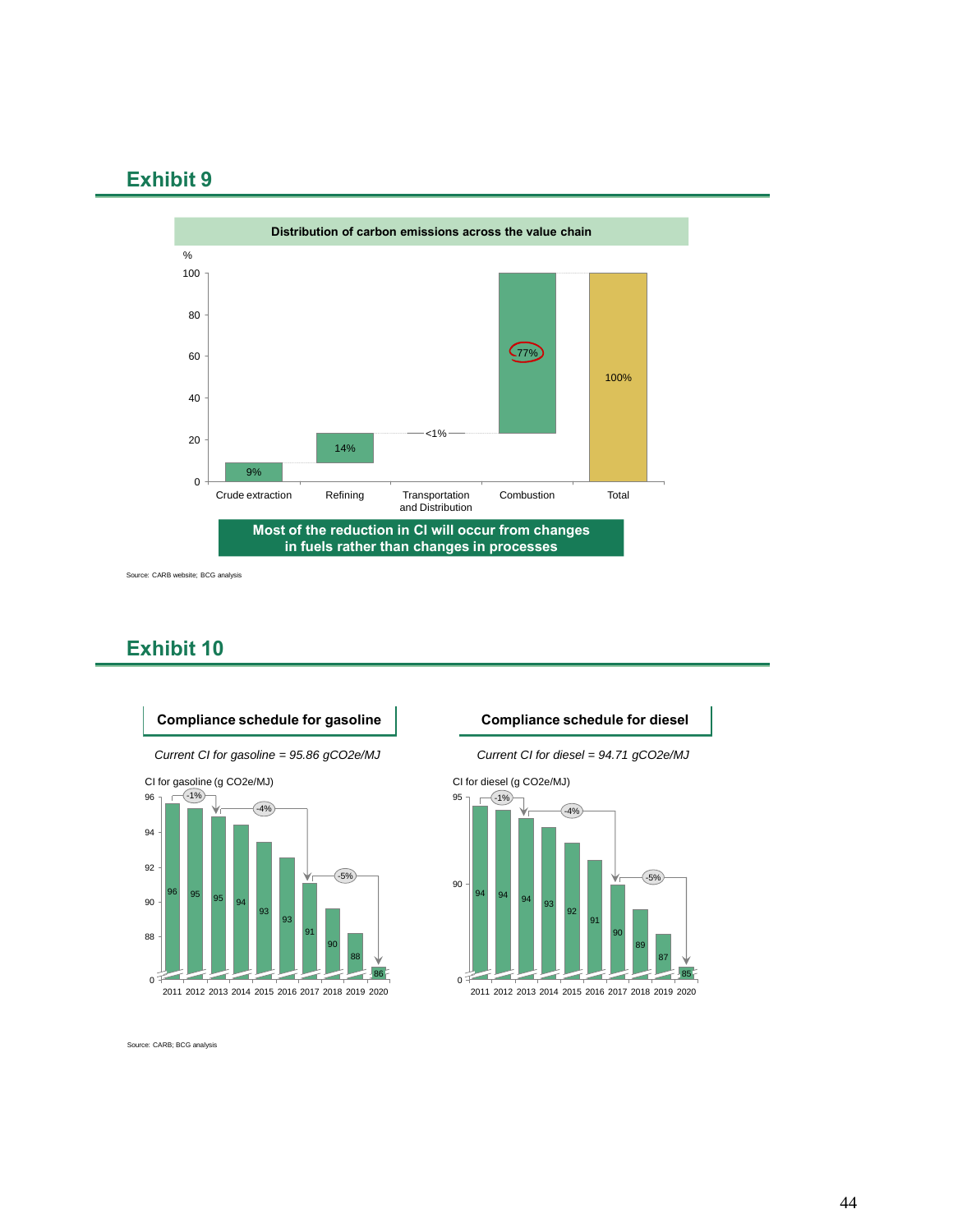## Exhibit 9

**Distribution of carbon emissions across the value chain**

| Stage | % |
|---|---|
| Crude extraction | 9% |
| Refining | 14% |
| Transportation and Distribution | <1% |
| Combustion | 77% |
| Total | 100% |

**Most of the reduction in CI will occur from changes in fuels rather than changes in processes**

Source: CARB website; BCG analysis

## Exhibit 10

**Compliance schedule for gasoline**

*Current CI for gasoline = 95.86 gCO2e/MJ*

CI for gasoline (g CO2e/MJ)

| Year | 2011 | 2012 | 2013 | 2014 | 2015 | 2016 | 2017 | 2018 | 2019 | 2020 |
|---|---|---|---|---|---|---|---|---|---|---|
| CI | 96 | 95 | 95 | 94 | 93 | 93 | 91 | 90 | 88 | 86 |

Reductions: -1% (2011–2013), -4% (2013–2017), -5% (2017–2020)

**Compliance schedule for diesel**

*Current CI for diesel = 94.71 gCO2e/MJ*

CI for diesel (g CO2e/MJ)

| Year | 2011 | 2012 | 2013 | 2014 | 2015 | 2016 | 2017 | 2018 | 2019 | 2020 |
|---|---|---|---|---|---|---|---|---|---|---|
| CI | 94 | 94 | 94 | 93 | 92 | 91 | 90 | 89 | 87 | 85 |

Reductions: -1% (2011–2013), -4% (2013–2017), -5% (2017–2020)

Source: CARB; BCG analysis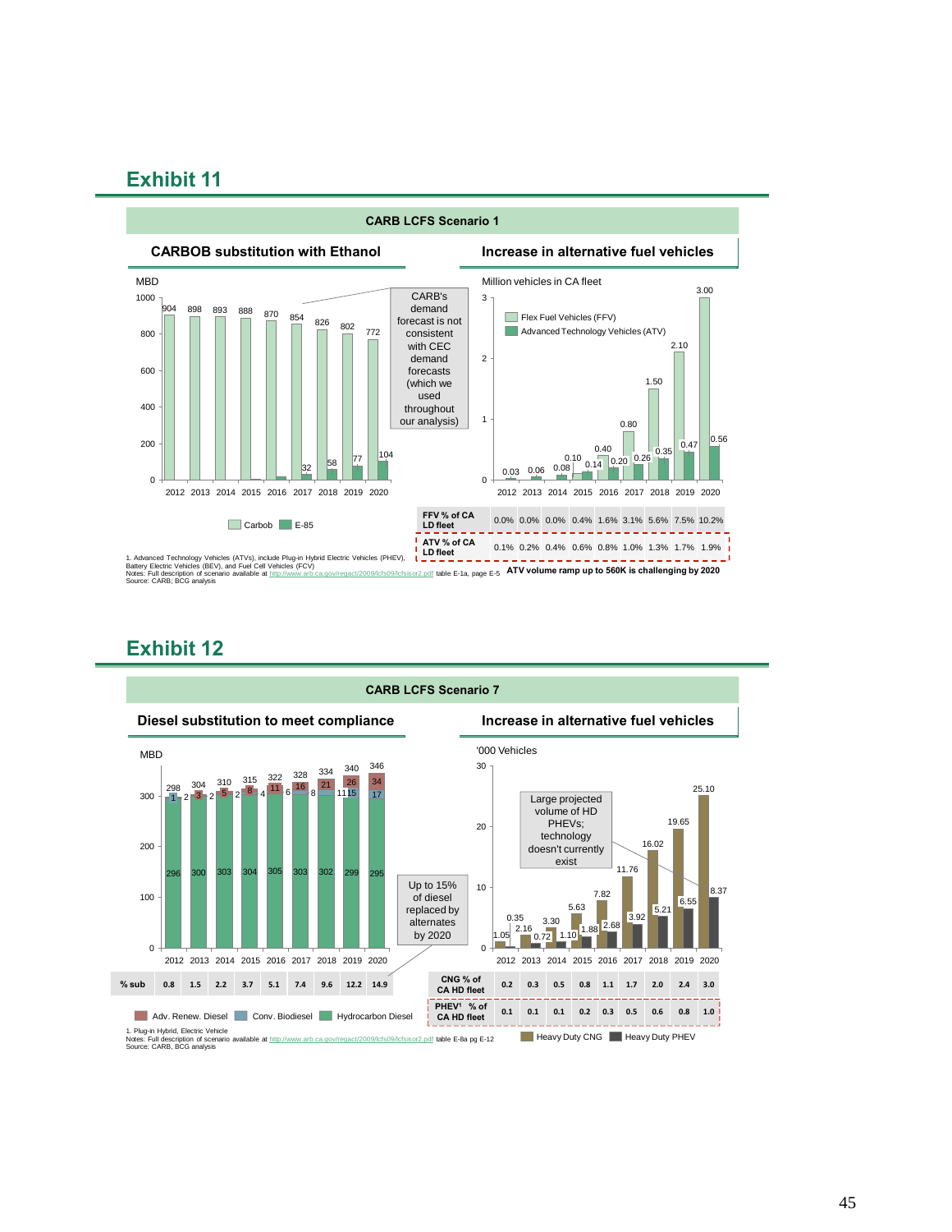## Exhibit 11

**CARB LCFS Scenario 1**

### CARBOB substitution with Ethanol

MBD

| Year | Carbob | E-85 |
|---|---|---|
| 2012 | 904 | |
| 2013 | 898 | |
| 2014 | 893 | |
| 2015 | 888 | |
| 2016 | 870 | |
| 2017 | 854 | 32 |
| 2018 | 826 | 58 |
| 2019 | 802 | 77 |
| 2020 | 772 | 104 |

CARB's demand forecast is not consistent with CEC demand forecasts (which we used throughout our analysis)

### Increase in alternative fuel vehicles

Million vehicles in CA fleet

| Year | Flex Fuel Vehicles (FFV) | Advanced Technology Vehicles (ATV) |
|---|---|---|
| 2012 | 0.03 | |
| 2013 | 0.06 | |
| 2014 | 0.08 | |
| 2015 | 0.10 | 0.14 |
| 2016 | 0.40 | 0.20 |
| 2017 | 0.80 | 0.26 |
| 2018 | 1.50 | 0.35 |
| 2019 | 2.10 | 0.47 |
| 2020 | 3.00 | 0.56 |

| | 2012 | 2013 | 2014 | 2015 | 2016 | 2017 | 2018 | 2019 | 2020 |
|---|---|---|---|---|---|---|---|---|---|
| FFV % of CA LD fleet | 0.0% | 0.0% | 0.0% | 0.4% | 1.6% | 3.1% | 5.6% | 7.5% | 10.2% |
| ATV % of CA LD fleet | 0.1% | 0.2% | 0.4% | 0.6% | 0.8% | 1.0% | 1.3% | 1.7% | 1.9% |

**ATV volume ramp up to 560K is challenging by 2020**

1. Advanced Technology Vehicles (ATVs), include Plug-in Hybrid Electric Vehicles (PHEV), Battery Electric Vehicles (BEV), and Fuel Cell Vehicles (FCV)
Notes: Full description of scenario available at http://www.arb.ca.gov/regact/2009/lcfs09/lcfsisor2.pdf table E-1a, page E-5
Source: CARB; BCG analysis

## Exhibit 12

**CARB LCFS Scenario 7**

### Diesel substitution to meet compliance

MBD

| Year | Hydrocarbon Diesel | Conv. Biodiesel | Adv. Renew. Diesel | Total |
|---|---|---|---|---|
| 2012 | 296 | 2 | 1 | 298 |
| 2013 | 300 | 2 | 3 | 304 |
| 2014 | 303 | 2 | 5 | 310 |
| 2015 | 304 | 4 | 8 | 315 |
| 2016 | 305 | 6 | 11 | 322 |
| 2017 | 303 | 8 | 16 | 328 |
| 2018 | 302 | 11 | 21 | 334 |
| 2019 | 299 | 15 | 26 | 340 |
| 2020 | 295 | 17 | 34 | 346 |

| | 2012 | 2013 | 2014 | 2015 | 2016 | 2017 | 2018 | 2019 | 2020 |
|---|---|---|---|---|---|---|---|---|---|
| % sub | 0.8 | 1.5 | 2.2 | 3.7 | 5.1 | 7.4 | 9.6 | 12.2 | 14.9 |

Up to 15% of diesel replaced by alternates by 2020

### Increase in alternative fuel vehicles

'000 Vehicles

| Year | Heavy Duty CNG | Heavy Duty PHEV |
|---|---|---|
| 2012 | 1.05 | |
| 2013 | 2.16 | 0.35 |
| 2014 | 3.30 | 0.72 |
| 2015 | 5.63 | 1.10 |
| 2016 | 7.82 | 1.88 |
| 2017 | 11.76 | 2.68 |
| 2018 | 16.02 | 3.92 |
| 2019 | 19.65 | 5.21 |
| 2020 | 25.10 | 6.55 / 8.37 |

Large projected volume of HD PHEVs; technology doesn't currently exist

| | 2012 | 2013 | 2014 | 2015 | 2016 | 2017 | 2018 | 2019 | 2020 |
|---|---|---|---|---|---|---|---|---|---|
| CNG % of CA HD fleet | 0.2 | 0.3 | 0.5 | 0.8 | 1.1 | 1.7 | 2.0 | 2.4 | 3.0 |
| PHEV[1] % of CA HD fleet | 0.1 | 0.1 | 0.1 | 0.2 | 0.3 | 0.5 | 0.6 | 0.8 | 1.0 |

1. Plug-in Hybrid, Electric Vehicle
Notes: Full description of scenario available at http://www.arb.ca.gov/regact/2009/lcfs09/lcfsisor2.pdf table E-8a pg E-12
Source: CARB, BCG analysis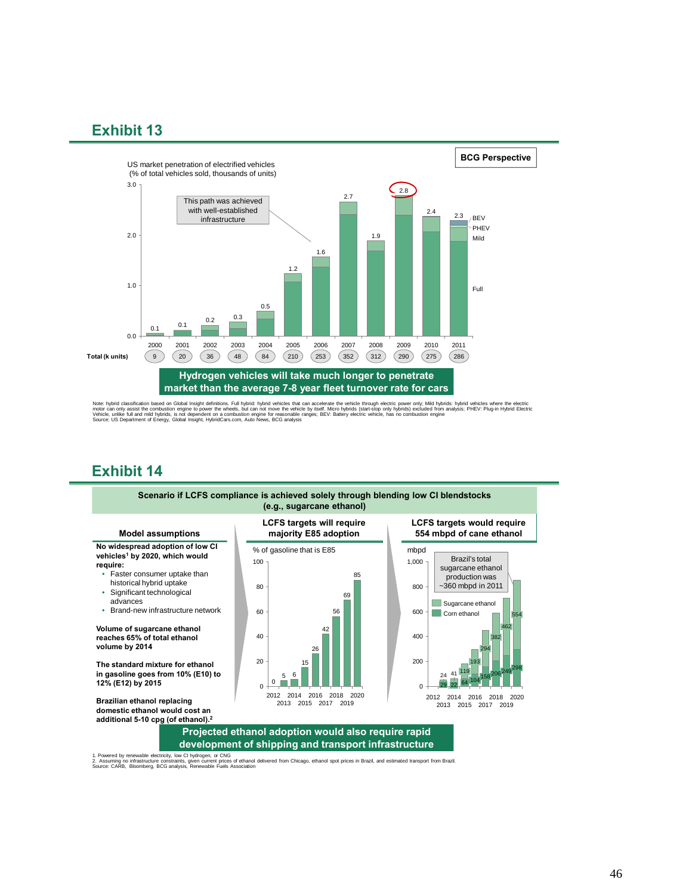## Exhibit 13

**BCG Perspective**

US market penetration of electrified vehicles (% of total vehicles sold, thousands of units)

This path was achieved with well-established infrastructure

| Year | 2000 | 2001 | 2002 | 2003 | 2004 | 2005 | 2006 | 2007 | 2008 | 2009 | 2010 | 2011 |
|---|---|---|---|---|---|---|---|---|---|---|---|---|
| % of total vehicles sold | 0.1 | 0.1 | 0.2 | 0.3 | 0.5 | 1.2 | 1.6 | 2.7 | 1.9 | 2.8 | 2.4 | 2.3 |
| Total (k units) | 9 | 20 | 36 | 48 | 84 | 210 | 253 | 352 | 312 | 290 | 275 | 286 |

Legend: BEV, PHEV, Mild, Full

**Hydrogen vehicles will take much longer to penetrate market than the average 7-8 year fleet turnover rate for cars**

Note: hybrid classification based on Global Insight definitions. Full hybrid: hybrid vehicles that can accelerate the vehicle through electric power only; Mild hybrids: hybrid vehicles where the electric motor can only assist the combustion engine to power the wheels, but can not move the vehicle by itself. Micro hybrids (start-stop only hybrids) excluded from analysis; PHEV: Plug-in Hybrid Electric Vehicle, unlike full and mild hybrids, is not dependent on a combustion engine for reasonable ranges; BEV: Battery electric vehicle, has no combustion engine
Source: US Department of Energy, Global Insight, HybridCars.com, Auto News, BCG analysis

## Exhibit 14

**Scenario if LCFS compliance is achieved solely through blending low CI blendstocks (e.g., sugarcane ethanol)**

**Model assumptions**

**No widespread adoption of low CI vehicles[1] by 2020, which would require:**
- Faster consumer uptake than historical hybrid uptake
- Significant technological advances
- Brand-new infrastructure network

**Volume of sugarcane ethanol reaches 65% of total ethanol volume by 2014**

**The standard mixture for ethanol in gasoline goes from 10% (E10) to 12% (E12) by 2015**

**Brazilian ethanol replacing domestic ethanol would cost an additional 5-10 cpg (of ethanol).[2]**

**LCFS targets will require majority E85 adoption**

% of gasoline that is E85

| Year | 2012 | 2013 | 2014 | 2015 | 2016 | 2017 | 2018 | 2019 | 2020 |
|---|---|---|---|---|---|---|---|---|---|
| % | 0 | 5 | 6 | 15 | 26 | 42 | 56 | 69 | 85 |

**LCFS targets would require 554 mbpd of cane ethanol**

mbpd

Brazil's total sugarcane ethanol production was ~360 mbpd in 2011

| Year | 2013 | 2014 | 2015 | 2016 | 2017 | 2018 | 2019 | 2020 |
|---|---|---|---|---|---|---|---|---|
| Sugarcane ethanol | 24 | 41 | 119 | 193 | 294 | 382 | 462 | 554 |
| Corn ethanol | 29 | 22 | 64 | 104 | 158 | 206 | 249 | 298 |

**Projected ethanol adoption would also require rapid development of shipping and transport infrastructure**

1. Powered by renewable electricity, low CI hydrogen, or CNG
2. Assuming no infrastructure constraints, given current prices of ethanol delivered from Chicago, ethanol spot prices in Brazil, and estimated transport from Brazil.
Source: CARB, Bloomberg, BCG analysis, Renewable Fuels Association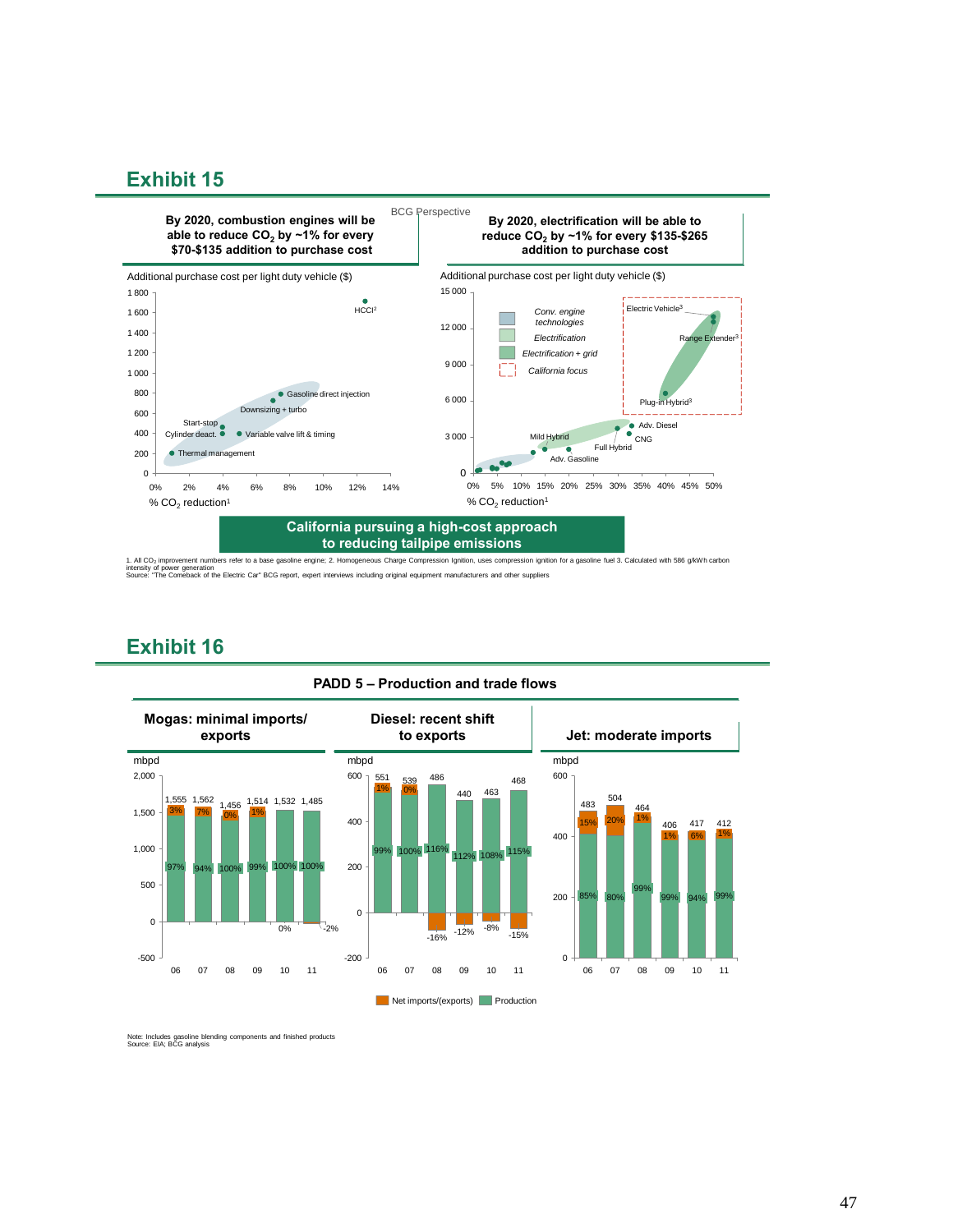## Exhibit 15

BCG Perspective

**By 2020, combustion engines will be able to reduce $CO_2$ by ~1% for every \$70-\$135 addition to purchase cost**

Additional purchase cost per light duty vehicle (\$)

| Technology | % $CO_2$ reduction[1] (approx.) | Additional cost (\$, approx.) |
|---|---|---|
| Thermal management | 1% | 200 |
| Cylinder deact. | 4% | 400 |
| Start-stop | 4% | 450 |
| Variable valve lift & timing | 5% | 400 |
| Downsizing + turbo | 7% | 725 |
| Gasoline direct injection | 7.5% | 800 |
| HCCI[2] | 12.5% | 1,700 |

**By 2020, electrification will be able to reduce $CO_2$ by ~1% for every \$135-\$265 addition to purchase cost**

Additional purchase cost per light duty vehicle (\$)

Legend: Conv. engine technologies; Electrification; Electrification + grid; California focus

Labeled points: Mild Hybrid, Adv. Gasoline, Full Hybrid, CNG, Adv. Diesel, Plug-in Hybrid[3], Range Extender[3], Electric Vehicle[3]

Axes: 0–15 000 (\$); 0%–50% % $CO_2$ reduction[1]

**California pursuing a high-cost approach to reducing tailpipe emissions**

1. All $CO_2$ improvement numbers refer to a base gasoline engine; 2. Homogeneous Charge Compression Ignition, uses compression ignition for a gasoline fuel 3. Calculated with 586 g/kWh carbon intensity of power generation
Source: "The Comeback of the Electric Car" BCG report, expert interviews including original equipment manufacturers and other suppliers

## Exhibit 16

**PADD 5 – Production and trade flows**

**Mogas: minimal imports/ exports** (mbpd)

| Year | Total | Net imports/(exports) | Production |
|---|---|---|---|
| 06 | 1,555 | 3% | 97% |
| 07 | 1,562 | 7% | 94% |
| 08 | 1,456 | 0% | 100% |
| 09 | 1,514 | 1% | 99% |
| 10 | 1,532 | 0% | 100% |
| 11 | 1,485 | -2% | 100% |

**Diesel: recent shift to exports** (mbpd)

| Year | Total | Net imports/(exports) | Production |
|---|---|---|---|
| 06 | 551 | 1% | 99% |
| 07 | 539 | 0% | 100% |
| 08 | 486 | -16% | 116% |
| 09 | 440 | -12% | 112% |
| 10 | 463 | -8% | 108% |
| 11 | 468 | -15% | 115% |

**Jet: moderate imports** (mbpd)

| Year | Total | Net imports/(exports) | Production |
|---|---|---|---|
| 06 | 483 | 15% | 85% |
| 07 | 504 | 20% | 80% |
| 08 | 464 | 1% | 99% |
| 09 | 406 | 1% | 99% |
| 10 | 417 | 6% | 94% |
| 11 | 412 | 1% | 99% |

Note: Includes gasoline blending components and finished products
Source: EIA; BCG analysis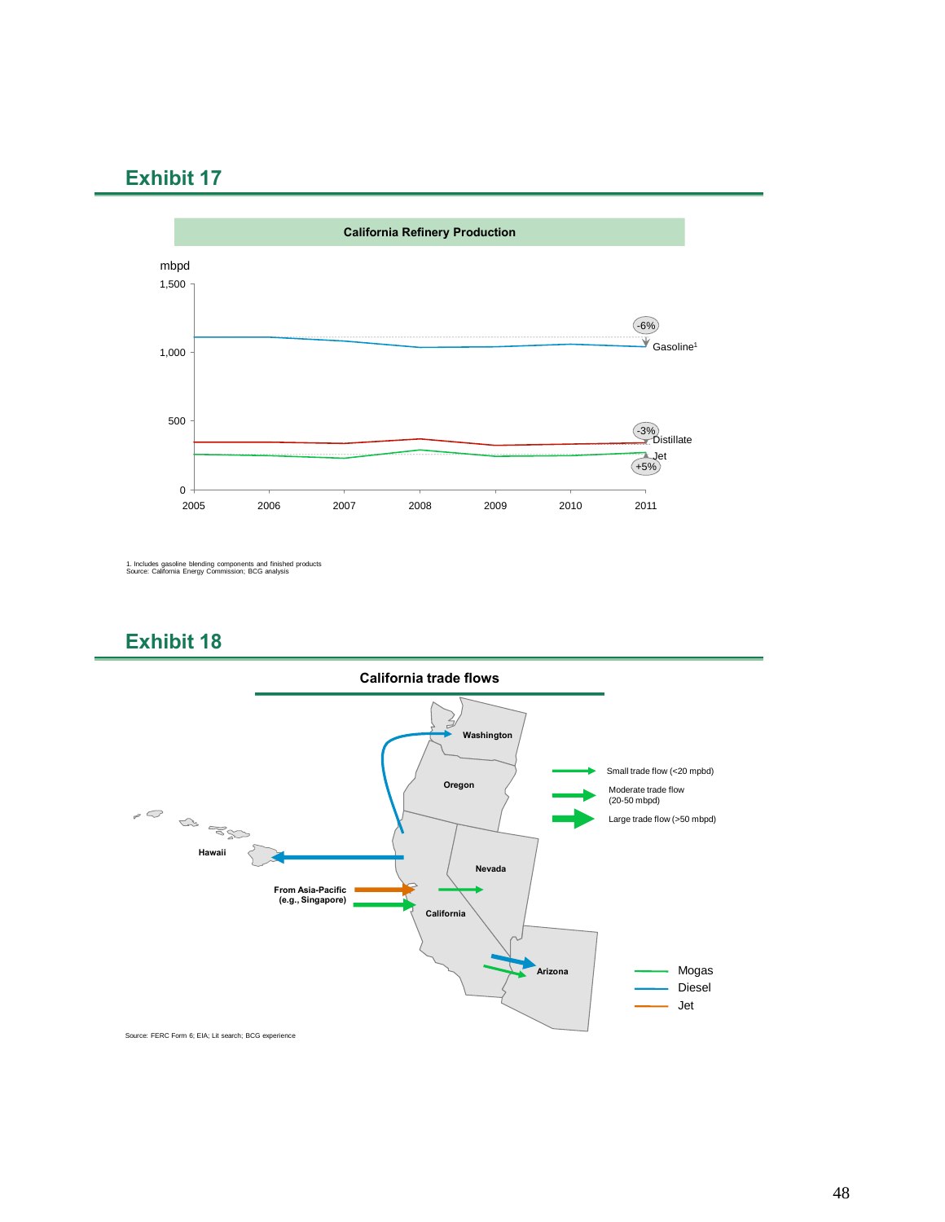## Exhibit 17

**California Refinery Production**

mbpd

1,500

1,000

500

0

2005 2006 2007 2008 2009 2010 2011

-6% Gasoline[1]

-3% Distillate

Jet +5%

1. Includes gasoline blending components and finished products
Source: California Energy Commission; BCG analysis

## Exhibit 18

**California trade flows**

Washington

Oregon

Nevada

California

Arizona

Hawaii

From Asia-Pacific (e.g., Singapore)

Small trade flow (<20 mpbd)

Moderate trade flow (20-50 mbpd)

Large trade flow (>50 mbpd)

Mogas

Diesel

Jet

Source: FERC Form 6; EIA; Lit search; BCG experience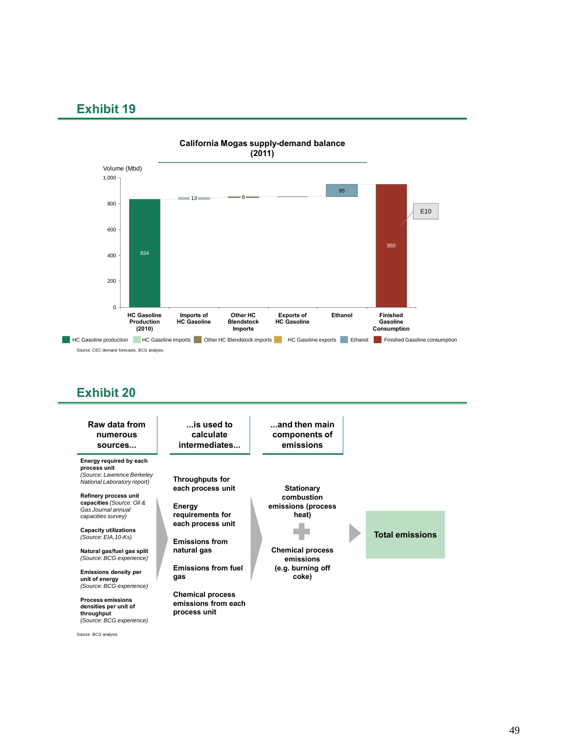## Exhibit 19

**California Mogas supply-demand balance (2011)**

Volume (Mbd)

| Category | Volume (Mbd) |
|---|---|
| HC Gasoline Production (2010) | 834 |
| Imports of HC Gasoline | 13 |
| Other HC Blendstock Imports | 8 |
| Exports of HC Gasoline | |
| Ethanol | 95 |
| Finished Gasoline Consumption | 950 |

E10

Legend: HC Gasoline production, HC Gasoline imports, Other HC Blendstock imports, HC Gasoline exports, Ethanol, Finished Gasoline consumption

Source: CEC demand forecasts, BCG analysis

## Exhibit 20

**Raw data from numerous sources...**

- **Energy required by each process unit** *(Source: Lawrence Berkeley National Laboratory report)*
- **Refinery process unit capacities** *(Source: Oil & Gas Journal annual capacities survey)*
- **Capacity utilizations** *(Source: EIA,10-Ks)*
- **Natural gas/fuel gas split** *(Source: BCG experience)*
- **Emissions density per unit of energy** *(Source: BCG experience)*
- **Process emissions densities per unit of throughput** *(Source: BCG experience)*

**...is used to calculate intermediates...**

- Throughputs for each process unit
- Energy requirements for each process unit
- Emissions from natural gas
- Emissions from fuel gas
- Chemical process emissions from each process unit

**...and then main components of emissions**

- Stationary combustion emissions (process heat)
- +
- Chemical process emissions (e.g. burning off coke)

**Total emissions**

Source: BCG analysis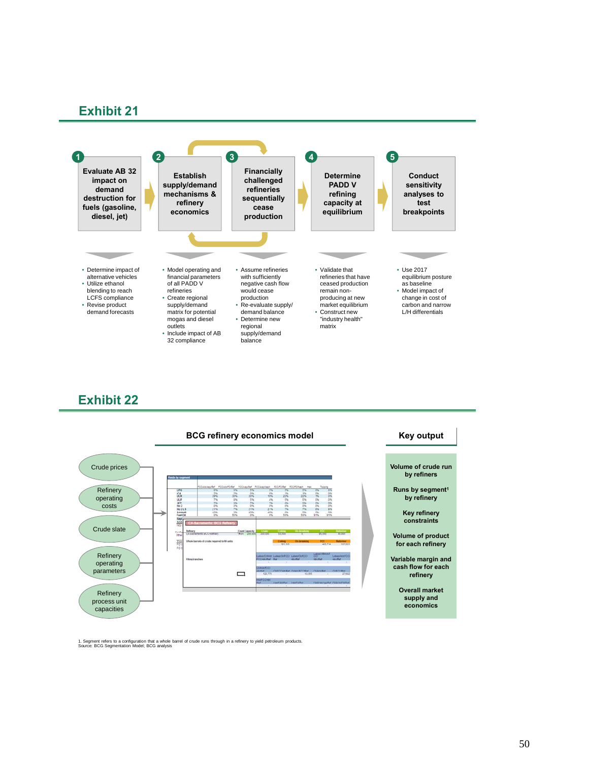## Exhibit 21

**1. Evaluate AB 32 impact on demand destruction for fuels (gasoline, diesel, jet)**

- Determine impact of alternative vehicles
- Utilize ethanol blending to reach LCFS compliance
- Revise product demand forecasts

**2. Establish supply/demand mechanisms & refinery economics**

- Model operating and financial parameters of all PADD V refineries
- Create regional supply/demand matrix for potential mogas and diesel outlets
- Include impact of AB 32 compliance

**3. Financially challenged refineries sequentially cease production**

- Assume refineries with sufficiently negative cash flow would cease production
- Re-evaluate supply/ demand balance
- Determine new regional supply/demand balance

**4. Determine PADD V refining capacity at equilibrium**

- Validate that refineries that have ceased production remain non-producing at new market equilibrium
- Construct new "industry health" matrix

**5. Conduct sensitivity analyses to test breakpoints**

- Use 2017 equilibrium posture as baseline
- Model impact of change in cost of carbon and narrow L/H differentials

## Exhibit 22

**Inputs:**

- Crude prices
- Refinery operating costs
- Crude slate
- Refinery operating parameters
- Refinery process unit capacities

**BCG refinery economics model**

**Key output**

- Volume of crude run by refiners
- Runs by segment[1] by refinery
- Key refinery constraints
- Volume of product for each refinery
- Variable margin and cash flow for each refinery
- Overall market supply and economics

1. Segment refers to a configuration that a whole barrel of crude runs through in a refinery to yield petroleum products.
Source: BCG Segmentation Model; BCG analysis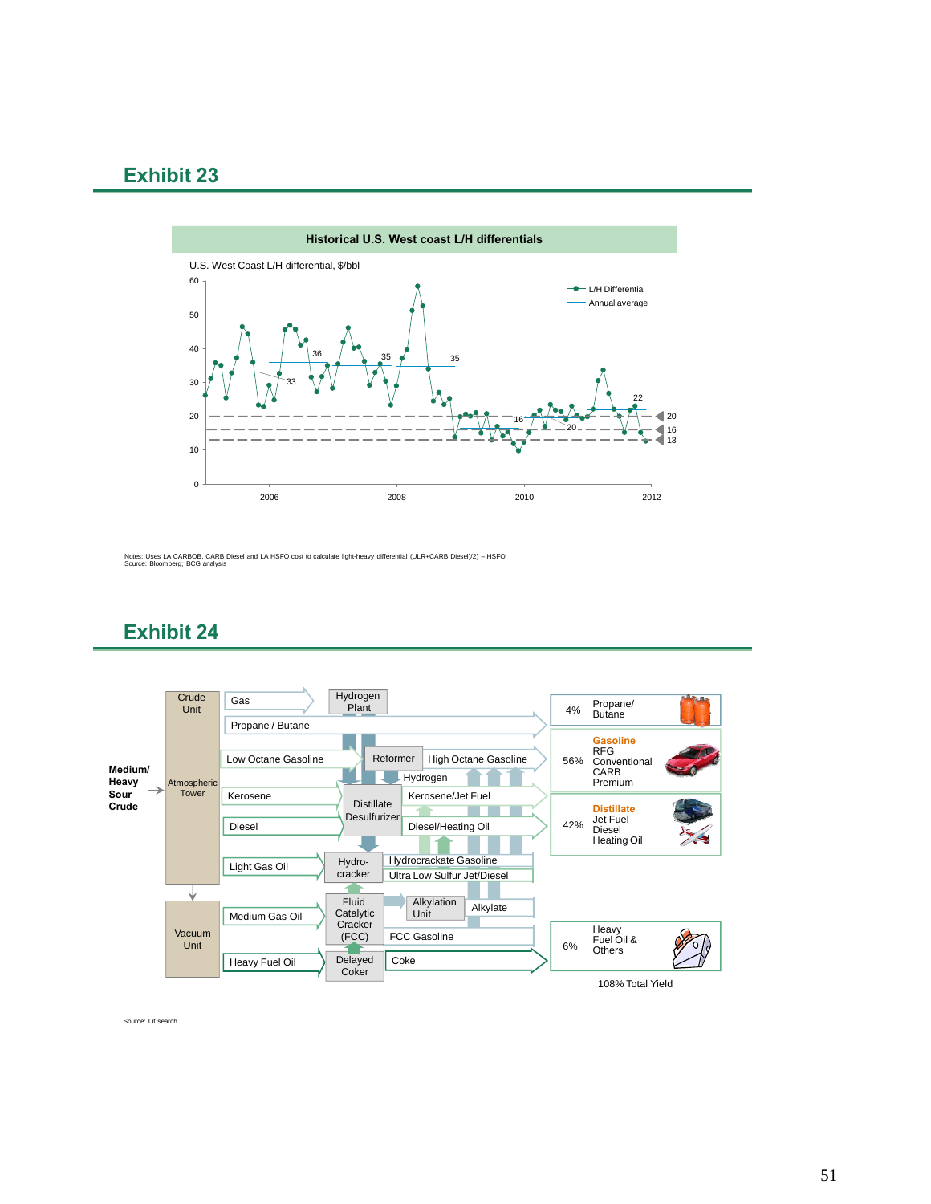## Exhibit 23

**Historical U.S. West coast L/H differentials**

U.S. West Coast L/H differential, $/bbl

Notes: Uses LA CARBOB, CARB Diesel and LA HSFO cost to calculate light-heavy differential (ULR+CARB Diesel)/2) – HSFO
Source: Bloomberg; BCG analysis

## Exhibit 24

Source: Lit search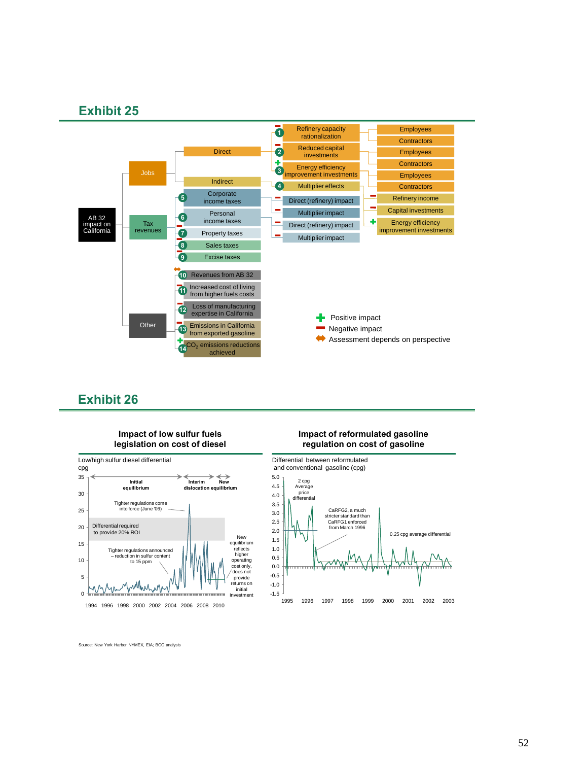## Exhibit 25

AB 32 impact on California

- Jobs
  - Direct
    - 1 (−) Refinery capacity rationalization
      - Employees
      - Contractors
    - 2 (−) Reduced capital investments
      - Employees
      - Contractors
    - 3 (+) Energy efficiency improvement investments
      - Employees
      - Contractors
  - Indirect
    - 4 Multiplier effects
- Tax revenues
  - 5 Corporate income taxes
    - (−) Direct (refinery) impact
      - (−) Refinery income
      - (−) Capital investments
      - (+) Energy efficiency improvement investments
    - (−) Multiplier impact
  - 6 Personal income taxes
    - (−) Direct (refinery) impact
    - (−) Multiplier impact
  - 7 (−) Property taxes
  - 8 (−) Sales taxes
  - 9 (−) Excise taxes
- Other
  - 10 (↔) Revenues from AB 32
  - 11 (−) Increased cost of living from higher fuels costs
  - 12 (−) Loss of manufacturing expertise in California
  - 13 (−) Emissions in California from exported gasoline
  - 14 (+) $CO_2$ emissions reductions achieved

Legend:
- (+) Positive impact
- (−) Negative impact
- (↔) Assessment depends on perspective

## Exhibit 26

**Impact of low sulfur fuels legislation on cost of diesel**

Low/high sulfur diesel differential cpg

Chart annotations: Initial equilibrium; Interim dislocation; New equilibrium; Tighter regulations come into force (June '06); Differential required to provide 20% ROI; Tighter regulations announced – reduction in sulfur content to 15 ppm; New equilibrium reflects higher operating cost only, does not provide returns on initial investment

Y-axis: 0–35; X-axis: 1994–2010

**Impact of reformulated gasoline regulation on cost of gasoline**

Differential between reformulated and conventional gasoline (cpg)

Chart annotations: 2 cpg Average price differential; CaRFG2, a much stricter standard than CaRFG1 enforced from March 1996; 0.25 cpg average differential

Y-axis: -1.5–5.0; X-axis: 1995–2003

Source: New York Harbor NYMEX, EIA; BCG analysis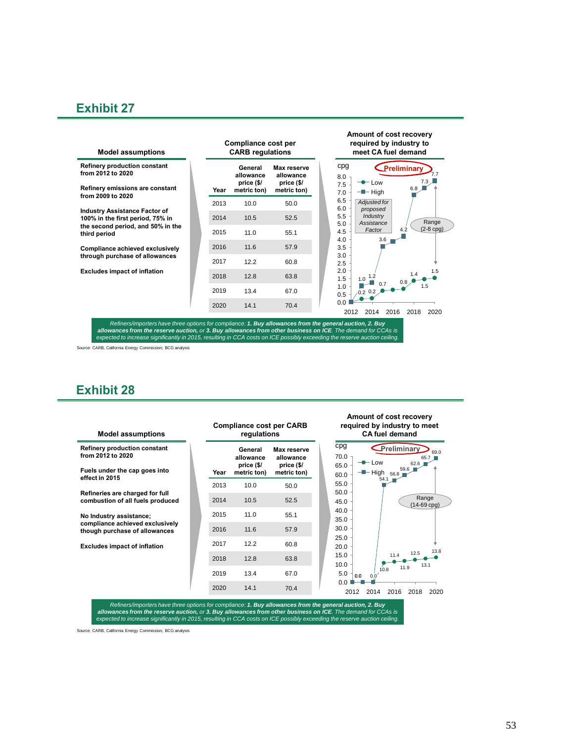## Exhibit 27

**Model assumptions**

- Refinery production constant from 2012 to 2020
- Refinery emissions are constant from 2009 to 2020
- Industry Assistance Factor of 100% in the first period, 75% in the second period, and 50% in the third period
- Compliance achieved exclusively through purchase of allowances
- Excludes impact of inflation

**Compliance cost per CARB regulations**

| Year | General allowance price ($/ metric ton) | Max reserve allowance price ($/ metric ton) |
|---|---|---|
| 2013 | 10.0 | 50.0 |
| 2014 | 10.5 | 52.5 |
| 2015 | 11.0 | 55.1 |
| 2016 | 11.6 | 57.9 |
| 2017 | 12.2 | 60.8 |
| 2018 | 12.8 | 63.8 |
| 2019 | 13.4 | 67.0 |
| 2020 | 14.1 | 70.4 |

**Amount of cost recovery required by industry to meet CA fuel demand**

Preliminary

cpg

| Year | 2012 | 2013 | 2014 | 2015 | 2016 | 2017 | 2018 | 2019 | 2020 |
|---|---|---|---|---|---|---|---|---|---|
| Low | 0.0 | 0.2 | 0.2 | 0.7 | 0.7 | 0.8 | 1.4 | 1.5 | 1.5 |
| High | 0.0 | 1.0 | 1.2 | 3.6 | 3.9 | 4.2 | 6.8 | 7.3 | 7.7 |

*Adjusted for proposed Industry Assistance Factor*

Range (2-8 cpg)

*Refiners/importers have three options for compliance:* ***1. Buy allowances from the general auction, 2. Buy allowances from the reserve auction****, or* ***3. Buy allowances from other business on ICE****. The demand for CCAs is expected to increase significantly in 2015, resulting in CCA costs on ICE possibly exceeding the reserve auction ceiling.*

Source: CARB, California Energy Commission; BCG analysis

## Exhibit 28

**Model assumptions**

- Refinery production constant from 2012 to 2020
- Fuels under the cap goes into effect in 2015
- Refineries are charged for full combustion of all fuels produced
- No Industry assistance; compliance achieved exclusively though purchase of allowances
- Excludes impact of inflation

**Compliance cost per CARB regulations**

| Year | General allowance price ($/ metric ton) | Max reserve allowance price ($/ metric ton) |
|---|---|---|
| 2013 | 10.0 | 50.0 |
| 2014 | 10.5 | 52.5 |
| 2015 | 11.0 | 55.1 |
| 2016 | 11.6 | 57.9 |
| 2017 | 12.2 | 60.8 |
| 2018 | 12.8 | 63.8 |
| 2019 | 13.4 | 67.0 |
| 2020 | 14.1 | 70.4 |

**Amount of cost recovery required by industry to meet CA fuel demand**

Preliminary

cpg

| Year | 2012 | 2013 | 2014 | 2015 | 2016 | 2017 | 2018 | 2019 | 2020 |
|---|---|---|---|---|---|---|---|---|---|
| Low | 0.0 | 0.0 | 0.0 | 10.8 | 11.4 | 11.9 | 12.5 | 13.1 | 13.8 |
| High | 0.0 | 0.0 | 0.0 | 54.1 | 56.8 | 59.6 | 62.6 | 65.7 | 69.0 |

Range (14-69 cpg)

*Refiners/importers have three options for compliance:* ***1. Buy allowances from the general auction, 2. Buy allowances from the reserve auction****, or* ***3. Buy allowances from other business on ICE****. The demand for CCAs is expected to increase significantly in 2015, resulting in CCA costs on ICE possibly exceeding the reserve auction ceiling.*

Source: CARB, California Energy Commission; BCG analysis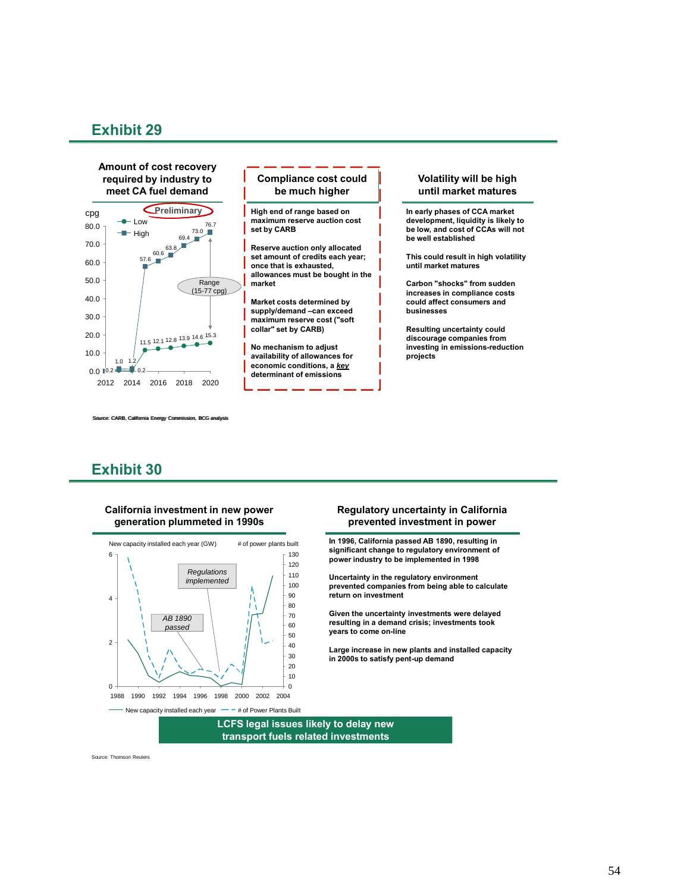## Exhibit 29

**Amount of cost recovery required by industry to meet CA fuel demand**

Preliminary

| Year | Low (cpg) | High (cpg) |
|---|---|---|
| 2012 | 0.2 | 1.0 |
| 2013 | 0.2 | 1.2 |
| 2014 | 11.5 | 57.6 |
| 2015 | 12.1 | 60.6 |
| 2016 | 12.8 | 63.8 |
| 2017 | 13.9 | 69.4 |
| 2018 | 14.6 | 73.0 |
| 2019 | 15.3 | 76.7 |

Range (15-77 cpg)

**Compliance cost could be much higher**

High end of range based on maximum reserve auction cost set by CARB

Reserve auction only allocated set amount of credits each year; once that is exhausted, allowances must be bought in the market

Market costs determined by supply/demand –can exceed maximum reserve cost ("soft collar" set by CARB)

No mechanism to adjust availability of allowances for economic conditions, a *key* determinant of emissions

**Volatility will be high until market matures**

In early phases of CCA market development, liquidity is likely to be low, and cost of CCAs will not be well established

This could result in high volatility until market matures

Carbon "shocks" from sudden increases in compliance costs could affect consumers and businesses

Resulting uncertainty could discourage companies from investing in emissions-reduction projects

Source: CARB, California Energy Commission, BCG analysis

## Exhibit 30

**California investment in new power generation plummeted in 1990s**

New capacity installed each year (GW) — # of power plants built

Regulations implemented

AB 1890 passed

— New capacity installed each year — # of Power Plants Built

**Regulatory uncertainty in California prevented investment in power**

In 1996, California passed AB 1890, resulting in significant change to regulatory environment of power industry to be implemented in 1998

Uncertainty in the regulatory environment prevented companies from being able to calculate return on investment

Given the uncertainty investments were delayed resulting in a demand crisis; investments took years to come on-line

Large increase in new plants and installed capacity in 2000s to satisfy pent-up demand

**LCFS legal issues likely to delay new transport fuels related investments**

Source: Thomson Reuters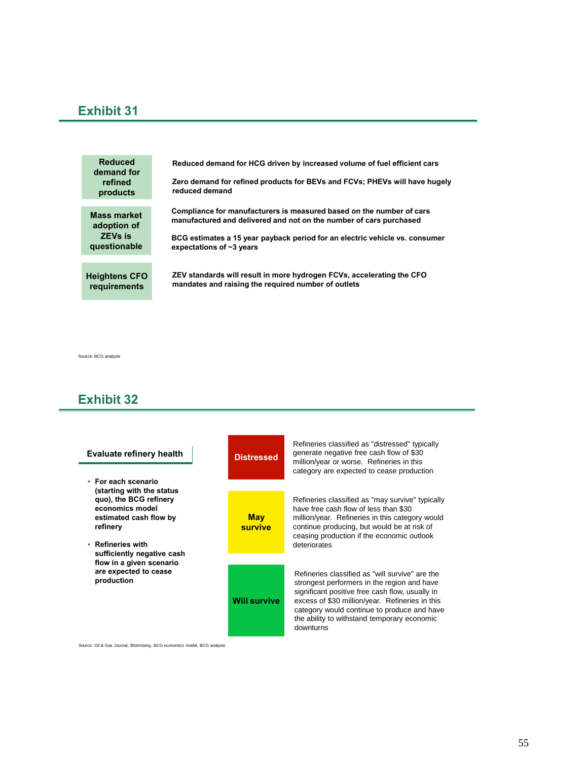## Exhibit 31

| | |
|---|---|
| **Reduced demand for refined products** | **Reduced demand for HCG driven by increased volume of fuel efficient cars**<br><br>**Zero demand for refined products for BEVs and FCVs; PHEVs will have hugely reduced demand** |
| **Mass market adoption of ZEVs is questionable** | **Compliance for manufacturers is measured based on the number of cars manufactured and delivered and not on the number of cars purchased**<br><br>**BCG estimates a 15 year payback period for an electric vehicle vs. consumer expectations of ~3 years** |
| **Heightens CFO requirements** | **ZEV standards will result in more hydrogen FCVs, accelerating the CFO mandates and raising the required number of outlets** |

Source: BCG analysis

## Exhibit 32

**Evaluate refinery health**

- **For each scenario (starting with the status quo), the BCG refinery economics model estimated cash flow by refinery**
- **Refineries with sufficiently negative cash flow in a given scenario are expected to cease production**

| | |
|---|---|
| **Distressed** | Refineries classified as "distressed" typically generate negative free cash flow of $30 million/year or worse. Refineries in this category are expected to cease production |
| **May survive** | Refineries classified as "may survive" typically have free cash flow of less than $30 million/year. Refineries in this category would continue producing, but would be at risk of ceasing production if the economic outlook deteriorates |
| **Will survive** | Refineries classified as "will survive" are the strongest performers in the region and have significant positive free cash flow, usually in excess of $30 million/year. Refineries in this category would continue to produce and have the ability to withstand temporary economic downturns |

Source: Oil & Gas Journal, Bloomberg, BCG economics model, BCG analysis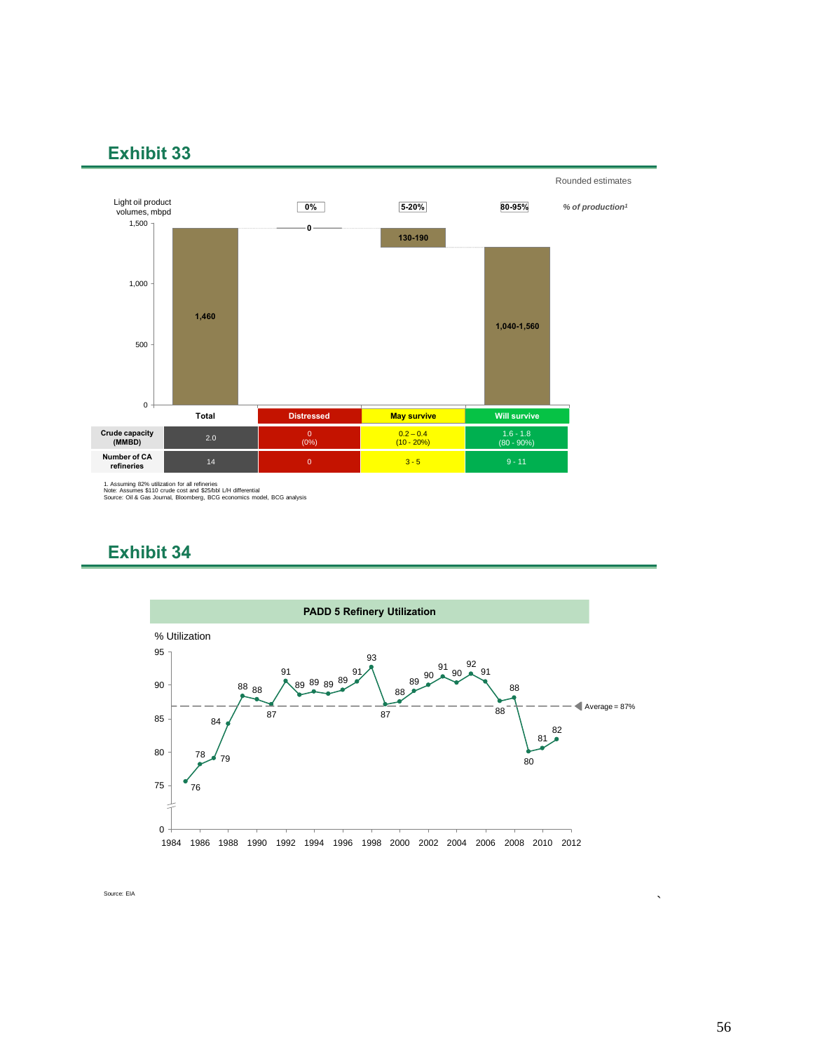## Exhibit 33

Rounded estimates

Light oil product volumes, mbpd

| | 0% | 5-20% | 80-95% | *% of production¹* |
|---|---|---|---|---|
| | Total | Distressed | May survive | Will survive |
| Light oil product volumes, mbpd | 1,460 | 0 | 130-190 | 1,040-1,560 |
| Crude capacity (MMBD) | 2.0 | 0 (0%) | 0.2 – 0.4 (10 - 20%) | 1.6 - 1.8 (80 - 90%) |
| Number of CA refineries | 14 | 0 | 3 - 5 | 9 - 11 |

1. Assuming 82% utilization for all refineries
Note: Assumes $110 crude cost and $25/bbl L/H differential
Source: Oil & Gas Journal, Bloomberg, BCG economics model, BCG analysis

## Exhibit 34

**PADD 5 Refinery Utilization**

% Utilization

| Year | 1985 | 1986 | 1987 | 1988 | 1989 | 1990 | 1991 | 1992 | 1993 | 1994 | 1995 | 1996 | 1997 | 1998 | 1999 | 2000 | 2001 | 2002 | 2003 | 2004 | 2005 | 2006 | 2007 | 2008 | 2009 | 2010 | 2011 |
|---|---|---|---|---|---|---|---|---|---|---|---|---|---|---|---|---|---|---|---|---|---|---|---|---|---|---|---|
| % Utilization | 76 | 78 | 79 | 84 | 88 | 88 | 87 | 91 | 89 | 89 | 89 | 89 | 91 | 93 | 87 | 88 | 89 | 90 | 91 | 90 | 92 | 91 | 88 | 88 | 80 | 81 | 82 |

Average = 87%

Source: EIA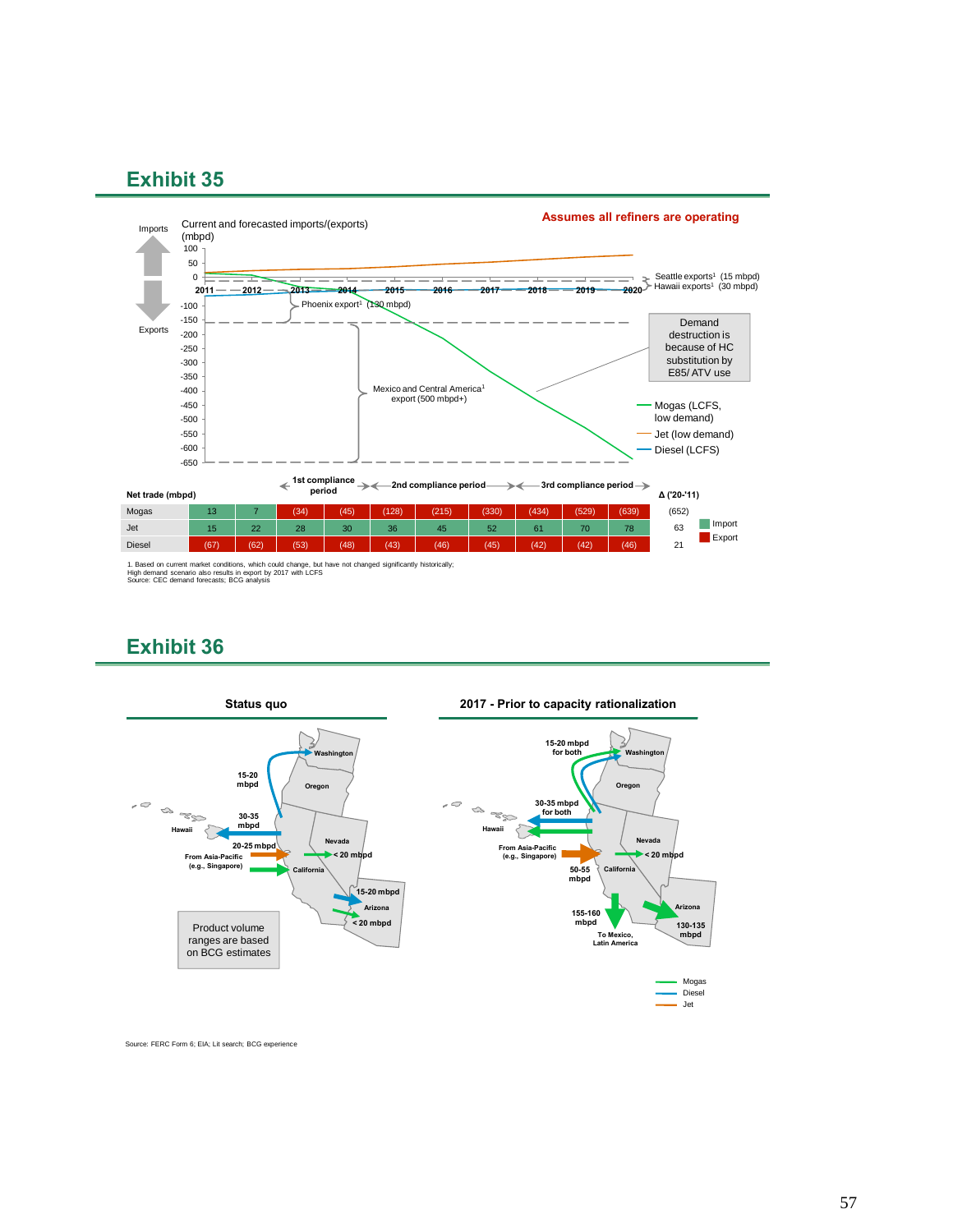## Exhibit 35

**Assumes all refiners are operating**

Current and forecasted imports/(exports) (mbpd)

Imports / Exports

- Seattle exports[1] (15 mbpd)
- Hawaii exports[1] (30 mbpd)
- Phoenix export[1] (130 mbpd)
- Mexico and Central America[1] export (500 mbpd+)

Demand destruction is because of HC substitution by E85/ ATV use

- Mogas (LCFS, low demand)
- Jet (low demand)
- Diesel (LCFS)

1st compliance period → 2nd compliance period → 3rd compliance period

| Net trade (mbpd) | 2011 | 2012 | 2013 | 2014 | 2015 | 2016 | 2017 | 2018 | 2019 | 2020 | Δ ('20-'11) |
|---|---|---|---|---|---|---|---|---|---|---|---|
| Mogas | 13 | 7 | (34) | (45) | (128) | (215) | (330) | (434) | (529) | (639) | (652) |
| Jet | 15 | 22 | 28 | 30 | 36 | 45 | 52 | 61 | 70 | 78 | 63 |
| Diesel | (67) | (62) | (53) | (48) | (43) | (46) | (45) | (42) | (42) | (46) | 21 |

Import / Export

1. Based on current market conditions, which could change, but have not changed significantly historically;
High demand scenario also results in export by 2017 with LCFS
Source: CEC demand forecasts; BCG analysis

## Exhibit 36

**Status quo**

Washington, Oregon, Nevada, California, Arizona, Hawaii

- 15-20 mbpd
- 30-35 mbpd
- 20-25 mbpd
- From Asia-Pacific (e.g., Singapore)
- < 20 mbpd
- 15-20 mbpd
- < 20 mbpd

Product volume ranges are based on BCG estimates

**2017 - Prior to capacity rationalization**

- 15-20 mbpd for both
- 30-35 mbpd for both
- From Asia-Pacific (e.g., Singapore)
- 50-55 mbpd
- < 20 mbpd
- 155-160 mbpd
- To Mexico, Latin America
- 130-135 mbpd

- Mogas
- Diesel
- Jet

Source: FERC Form 6; EIA; Lit search; BCG experience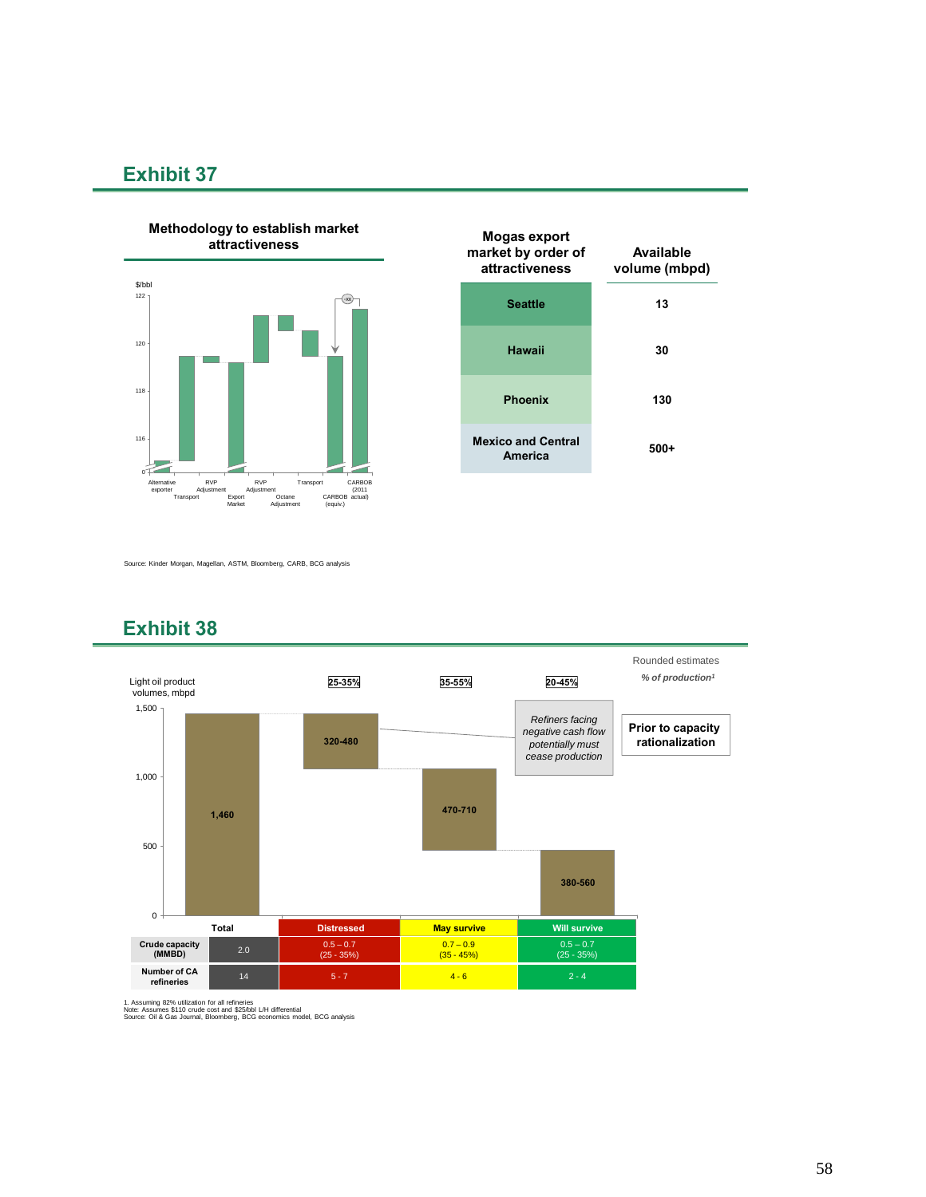## Exhibit 37

**Methodology to establish market attractiveness**

$/bbl

Alternative exporter, Transport, RVP Adjustment, Export Market, RVP Adjustment, Octane Adjustment, Transport, CARBOB (equiv.), CARBOB (2011 actual)

| Mogas export market by order of attractiveness | Available volume (mbpd) |
|---|---|
| Seattle | 13 |
| Hawaii | 30 |
| Phoenix | 130 |
| Mexico and Central America | 500+ |

Source: Kinder Morgan, Magellan, ASTM, Bloomberg, CARB, BCG analysis

## Exhibit 38

Rounded estimates

*% of production¹*

Light oil product volumes, mbpd

| | Total | Distressed | May survive | Will survive |
|---|---|---|---|---|
| % of production[1] | | 25-35% | 35-55% | 20-45% |
| Light oil product volumes, mbpd | 1,460 | 320-480 | 470-710 | 380-560 |
| Crude capacity (MMBD) | 2.0 | 0.5 – 0.7 (25 - 35%) | 0.7 – 0.9 (35 - 45%) | 0.5 – 0.7 (25 - 35%) |
| Number of CA refineries | 14 | 5 - 7 | 4 - 6 | 2 - 4 |

*Refiners facing negative cash flow potentially must cease production*

**Prior to capacity rationalization**

1. Assuming 82% utilization for all refineries

Note: Assumes $110 crude cost and $25/bbl L/H differential

Source: Oil & Gas Journal, Bloomberg, BCG economics model, BCG analysis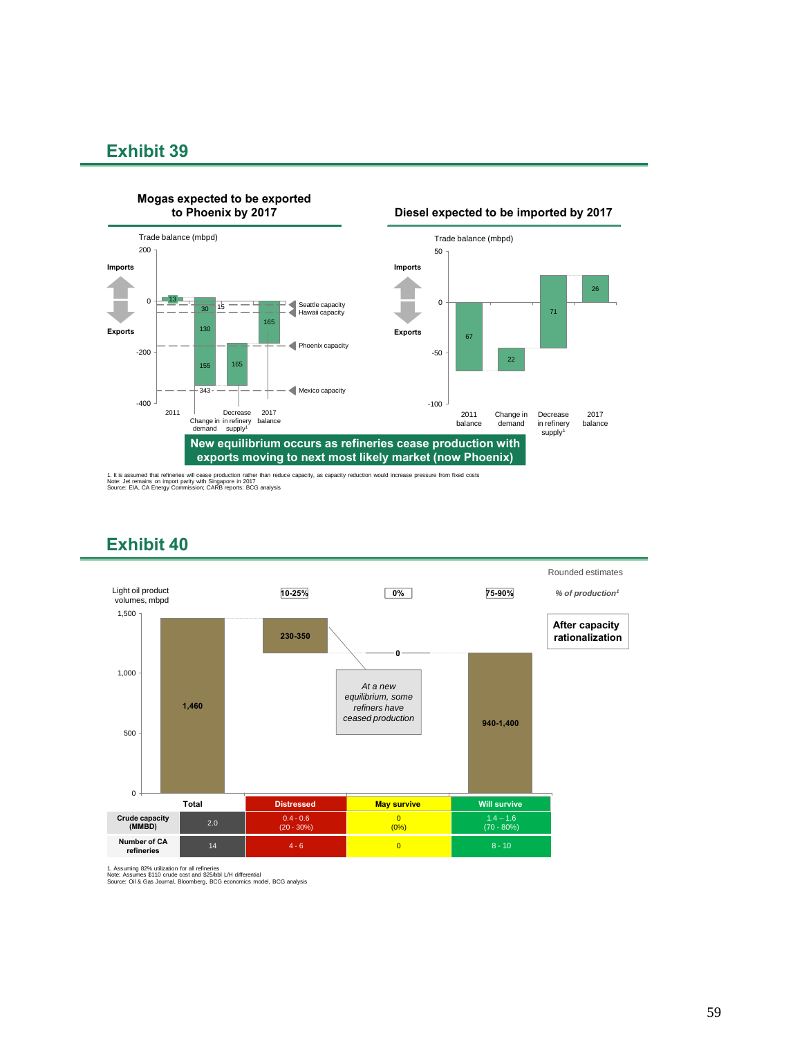## Exhibit 39

**Mogas expected to be exported to Phoenix by 2017**

Trade balance (mbpd)

Imports / Exports

| | 2011 | Change in demand | Decrease in refinery supply[1] | 2017 balance |
|---|---|---|---|---|
| Values | 13 | 30, 130, 155 (343) | 15, 165 | 165 |

Reference lines: Seattle capacity; Hawaii capacity; Phoenix capacity; Mexico capacity

**Diesel expected to be imported by 2017**

Trade balance (mbpd)

Imports / Exports

| 2011 balance | Change in demand | Decrease in refinery supply[1] | 2017 balance |
|---|---|---|---|
| 67 | 22 | 71 | 26 |

**New equilibrium occurs as refineries cease production with exports moving to next most likely market (now Phoenix)**

1. It is assumed that refineries will cease production rather than reduce capacity, as capacity reduction would increase pressure from fixed costs
Note: Jet remains on import parity with Singapore in 2017
Source: EIA, CA Energy Commission; CARB reports; BCG analysis

## Exhibit 40

Rounded estimates

Light oil product volumes, mbpd

| | Total | Distressed | May survive | Will survive |
|---|---|---|---|---|
| % of production[1] | | 10-25% | 0% | 75-90% |
| Light oil product volumes, mbpd | 1,460 | 230-350 | 0 | 940-1,400 |
| Crude capacity (MMBD) | 2.0 | 0.4 - 0.6 (20 - 30%) | 0 (0%) | 1.4 – 1.6 (70 - 80%) |
| Number of CA refineries | 14 | 4 - 6 | 0 | 8 - 10 |

*At a new equilibrium, some refiners have ceased production*

After capacity rationalization

1. Assuming 82% utilization for all refineries
Note: Assumes $110 crude cost and $25/bbl L/H differential
Source: Oil & Gas Journal, Bloomberg, BCG economics model, BCG analysis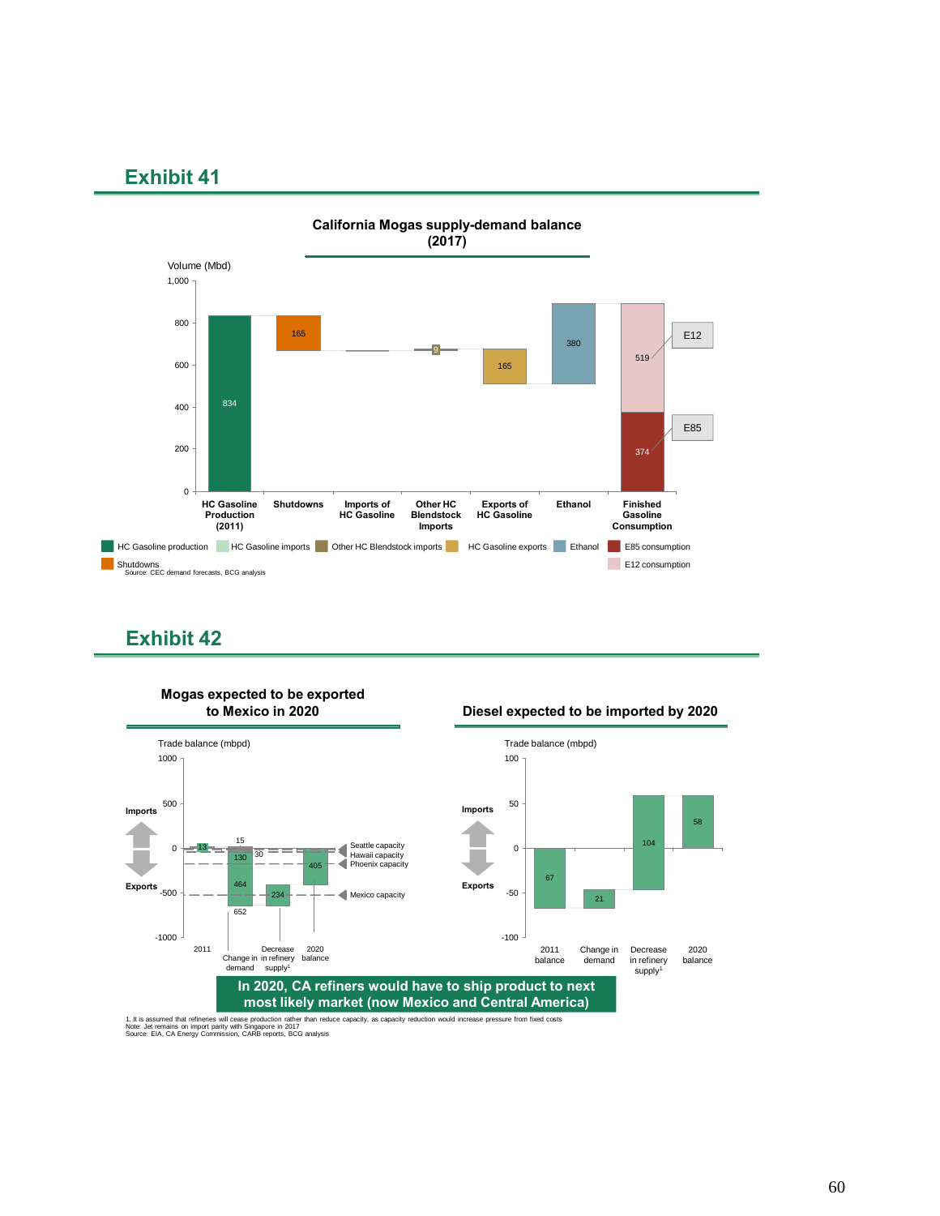## Exhibit 41

**California Mogas supply-demand balance (2017)**

Volume (Mbd)

| Category | Value |
|---|---|
| HC Gasoline Production (2011) | 834 |
| Shutdowns | 165 |
| Imports of HC Gasoline | |
| Other HC Blendstock Imports | 9 |
| Exports of HC Gasoline | 165 |
| Ethanol | 380 |
| Finished Gasoline Consumption – E12 | 519 |
| Finished Gasoline Consumption – E85 | 374 |

Legend: HC Gasoline production; HC Gasoline imports; Other HC Blendstock imports; HC Gasoline exports; Ethanol; E85 consumption; Shutdowns; E12 consumption

Source: CEC demand forecasts, BCG analysis

## Exhibit 42

**Mogas expected to be exported to Mexico in 2020**

Trade balance (mbpd)

| Category | Value |
|---|---|
| 2011 | 13 |
| Change in demand | 15; 130; 30; 464; 652 |
| Decrease in refinery supply[1] | 234 |
| 2020 balance | 405 |

Reference lines: Seattle capacity; Hawaii capacity; Phoenix capacity; Mexico capacity

**Diesel expected to be imported by 2020**

Trade balance (mbpd)

| Category | Value |
|---|---|
| 2011 balance | 67 |
| Change in demand | 21 |
| Decrease in refinery supply[1] | 104 |
| 2020 balance | 58 |

**In 2020, CA refiners would have to ship product to next most likely market (now Mexico and Central America)**

1. It is assumed that refineries will cease production rather than reduce capacity, as capacity reduction would increase pressure from fixed costs
Note: Jet remains on import parity with Singapore in 2017
Source: EIA, CA Energy Commission, CARB reports, BCG analysis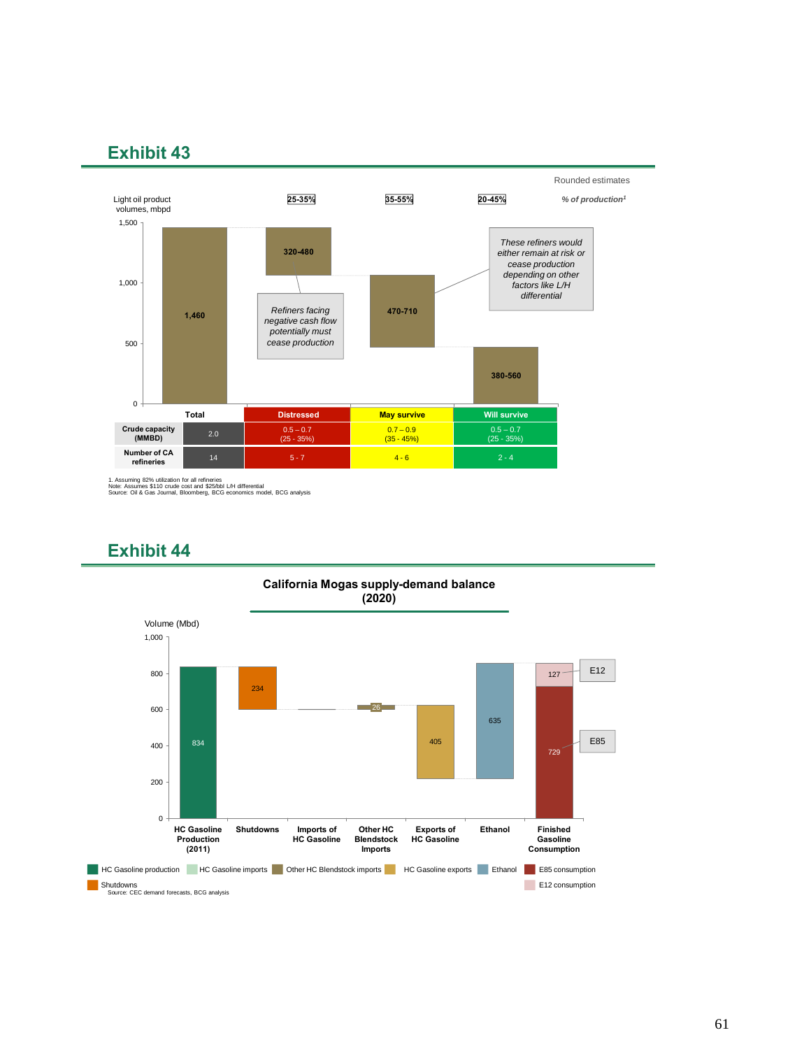## Exhibit 43

Rounded estimates

Light oil product volumes, mbpd

| | 25-35% | 35-55% | 20-45% | % of production[1] |
|---|---|---|---|---|
| 1,460 | 320-480 | 470-710 | 380-560 | |

*Refiners facing negative cash flow potentially must cease production*

*These refiners would either remain at risk or cease production depending on other factors like L/H differential*

| | Total | Distressed | May survive | Will survive |
|---|---|---|---|---|
| Crude capacity (MMBD) | 2.0 | 0.5 – 0.7 (25 - 35%) | 0.7 – 0.9 (35 - 45%) | 0.5 – 0.7 (25 - 35%) |
| Number of CA refineries | 14 | 5 - 7 | 4 - 6 | 2 - 4 |

1. Assuming 82% utilization for all refineries
Note: Assumes $110 crude cost and $25/bbl L/H differential
Source: Oil & Gas Journal, Bloomberg, BCG economics model, BCG analysis

## Exhibit 44

**California Mogas supply-demand balance (2020)**

Volume (Mbd)

| HC Gasoline Production (2011) | Shutdowns | Imports of HC Gasoline | Other HC Blendstock Imports | Exports of HC Gasoline | Ethanol | Finished Gasoline Consumption |
|---|---|---|---|---|---|---|
| 834 | 234 | | 26 | 405 | 635 | 729 (E85), 127 (E12) |

Legend: HC Gasoline production; HC Gasoline imports; Other HC Blendstock imports; HC Gasoline exports; Ethanol; E85 consumption; Shutdowns; E12 consumption

Source: CEC demand forecasts, BCG analysis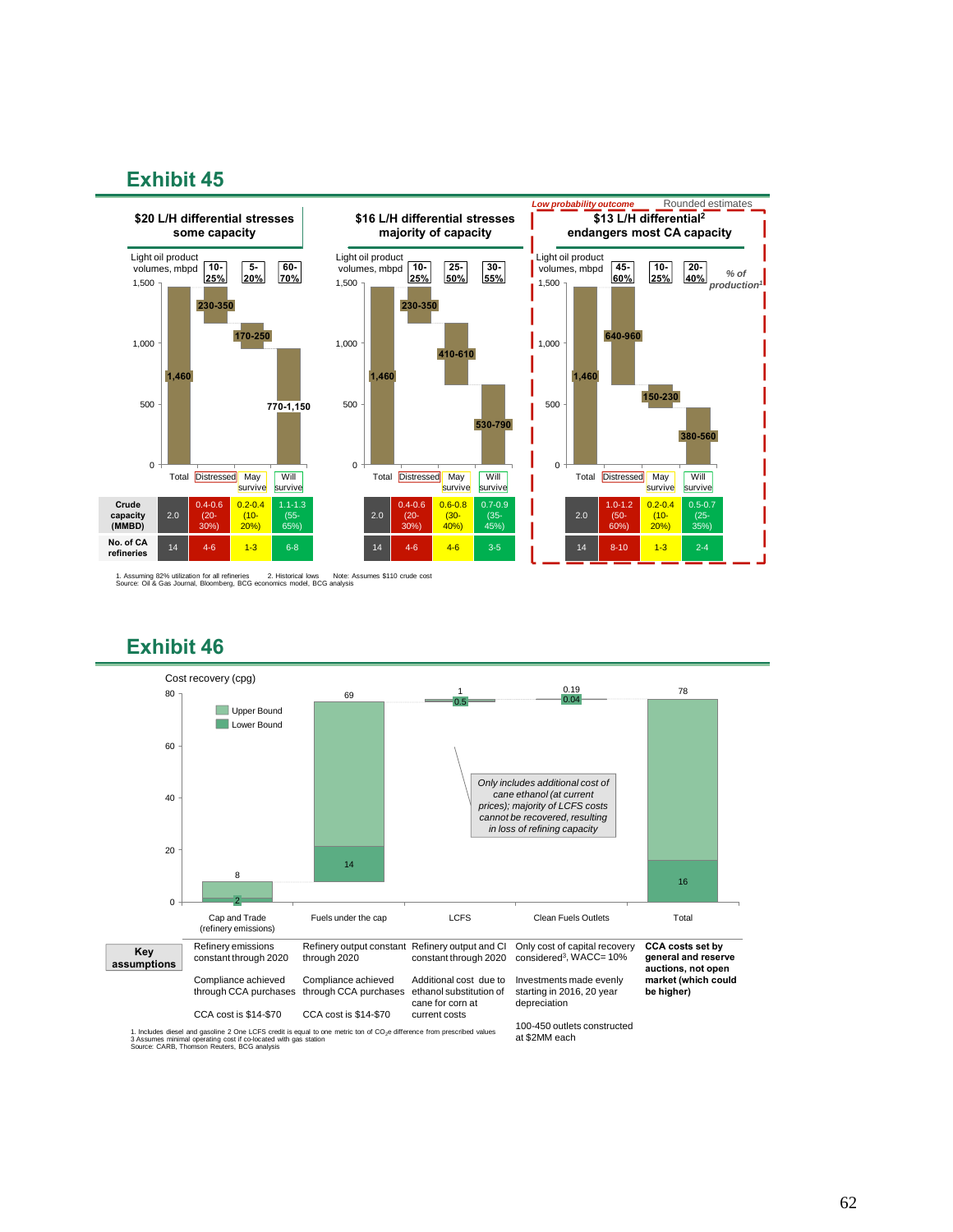## Exhibit 45

*Low probability outcome* — Rounded estimates

### $20 L/H differential stresses some capacity

Light oil product volumes, mbpd

| | Total | Distressed (10-25%) | May survive (5-20%) | Will survive (60-70%) |
|---|---|---|---|---|
| Light oil product volumes, mbpd | 1,460 | 230-350 | 170-250 | 770-1,150 |
| Crude capacity (MMBD) | 2.0 | 0.4-0.6 (20-30%) | 0.2-0.4 (10-20%) | 1.1-1.3 (55-65%) |
| No. of CA refineries | 14 | 4-6 | 1-3 | 6-8 |

### $16 L/H differential stresses majority of capacity

| | Total | Distressed (10-25%) | May survive (25-50%) | Will survive (30-55%) |
|---|---|---|---|---|
| Light oil product volumes, mbpd | 1,460 | 230-350 | 410-610 | 530-790 |
| Crude capacity (MMBD) | 2.0 | 0.4-0.6 (20-30%) | 0.6-0.8 (30-40%) | 0.7-0.9 (35-45%) |
| No. of CA refineries | 14 | 4-6 | 4-6 | 3-5 |

### $13 L/H differential[2] endangers most CA capacity

% of production[1]

| | Total | Distressed (45-60%) | May survive (10-25%) | Will survive (20-40%) |
|---|---|---|---|---|
| Light oil product volumes, mbpd | 1,460 | 640-960 | 150-230 | 380-560 |
| Crude capacity (MMBD) | 2.0 | 1.0-1.2 (50-60%) | 0.2-0.4 (10-20%) | 0.5-0.7 (25-35%) |
| No. of CA refineries | 14 | 8-10 | 1-3 | 2-4 |

1. Assuming 82% utilization for all refineries 2. Historical lows Note: Assumes $110 crude cost
Source: Oil & Gas Journal, Bloomberg, BCG economics model, BCG analysis

## Exhibit 46

Cost recovery (cpg)

| | Cap and Trade (refinery emissions) | Fuels under the cap | LCFS | Clean Fuels Outlets | Total |
|---|---|---|---|---|---|
| Upper Bound | 8 | 69 | 1 | 0.19 | 78 |
| Lower Bound | 2 | 14 | 0.5 | 0.04 | 16 |

*Only includes additional cost of cane ethanol (at current prices); majority of LCFS costs cannot be recovered, resulting in loss of refining capacity*

| Key assumptions | Cap and Trade (refinery emissions) | Fuels under the cap | LCFS | Clean Fuels Outlets | Total |
|---|---|---|---|---|---|
| | Refinery emissions constant through 2020 | Refinery output constant through 2020 | Refinery output and CI constant through 2020 | Only cost of capital recovery considered[3], WACC= 10% | **CCA costs set by general and reserve auctions, not open market (which could be higher)** |
| | Compliance achieved through CCA purchases | Compliance achieved through CCA purchases | Additional cost due to ethanol substitution of cane for corn at current costs | Investments made evenly starting in 2016, 20 year depreciation | |
| | CCA cost is $14-$70 | CCA cost is $14-$70 | | 100-450 outlets constructed at $2MM each | |

1. Includes diesel and gasoline 2 One LCFS credit is equal to one metric ton of $CO_2e$ difference from prescribed values
3 Assumes minimal operating cost if co-located with gas station
Source: CARB, Thomson Reuters, BCG analysis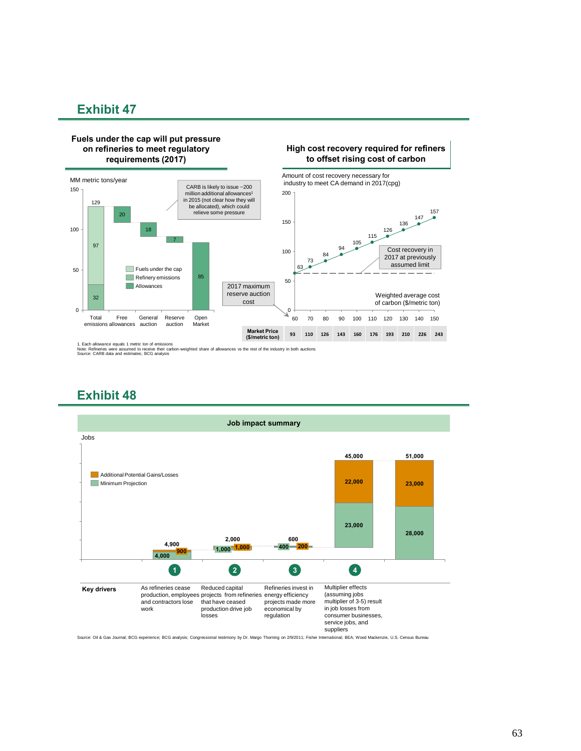## Exhibit 47

### Fuels under the cap will put pressure on refineries to meet regulatory requirements (2017)

MM metric tons/year

| | Total emissions allowances | Free allowances | General auction | Reserve auction | Open Market |
|---|---|---|---|---|---|
| Value | 129 (Fuels under the cap: 97; Refinery emissions: 32) | 20 | 18 | 7 | 85 |

CARB is likely to issue ~200 million additional allowances[1] in 2015 (not clear how they will be allocated), which could relieve some pressure

2017 maximum reserve auction cost

Legend: Fuels under the cap; Refinery emissions; Allowances

### High cost recovery required for refiners to offset rising cost of carbon

Amount of cost recovery necessary for industry to meet CA demand in 2017(cpg)

| Weighted average cost of carbon ($/metric ton) | 60 | 70 | 80 | 90 | 100 | 110 | 120 | 130 | 140 | 150 |
|---|---|---|---|---|---|---|---|---|---|---|
| Cost recovery (cpg) | 63 | 73 | 84 | 94 | 105 | 115 | 126 | 136 | 147 | 157 |
| Market Price ($/metric ton) | 93 | 110 | 126 | 143 | 160 | 176 | 193 | 210 | 226 | 243 |

Cost recovery in 2017 at previously assumed limit

1. Each allowance equals 1 metric ton of emissions
Note: Refineries were assumed to receive their carbon-weighted share of allowances vs the rest of the industry in both auctions
Source: CARB data and estimates; BCG analysis

## Exhibit 48

### Job impact summary

Jobs

| | 1 | 2 | 3 | 4 | Total |
|---|---|---|---|---|---|
| Minimum Projection | 4,000 | 1,000 | 400 | 23,000 | 28,000 |
| Additional Potential Gains/Losses | 900 | 1,000 | 200 | 22,000 | 23,000 |
| Total | 4,900 | 2,000 | 600 | 45,000 | 51,000 |

**Key drivers**

1. As refineries cease production, employees and contractors lose work
2. Reduced capital projects from refineries that have ceased production drive job losses
3. Refineries invest in energy efficiency projects made more economical by regulation
4. Multiplier effects (assuming jobs multiplier of 3-5) result in job losses from consumer businesses, service jobs, and suppliers

Source: Oil & Gas Journal; BCG experience; BCG analysis; Congressional testimony by Dr. Margo Thorning on 2/9/2011; Fisher International; BEA; Wood Mackenzie, U.S. Census Bureau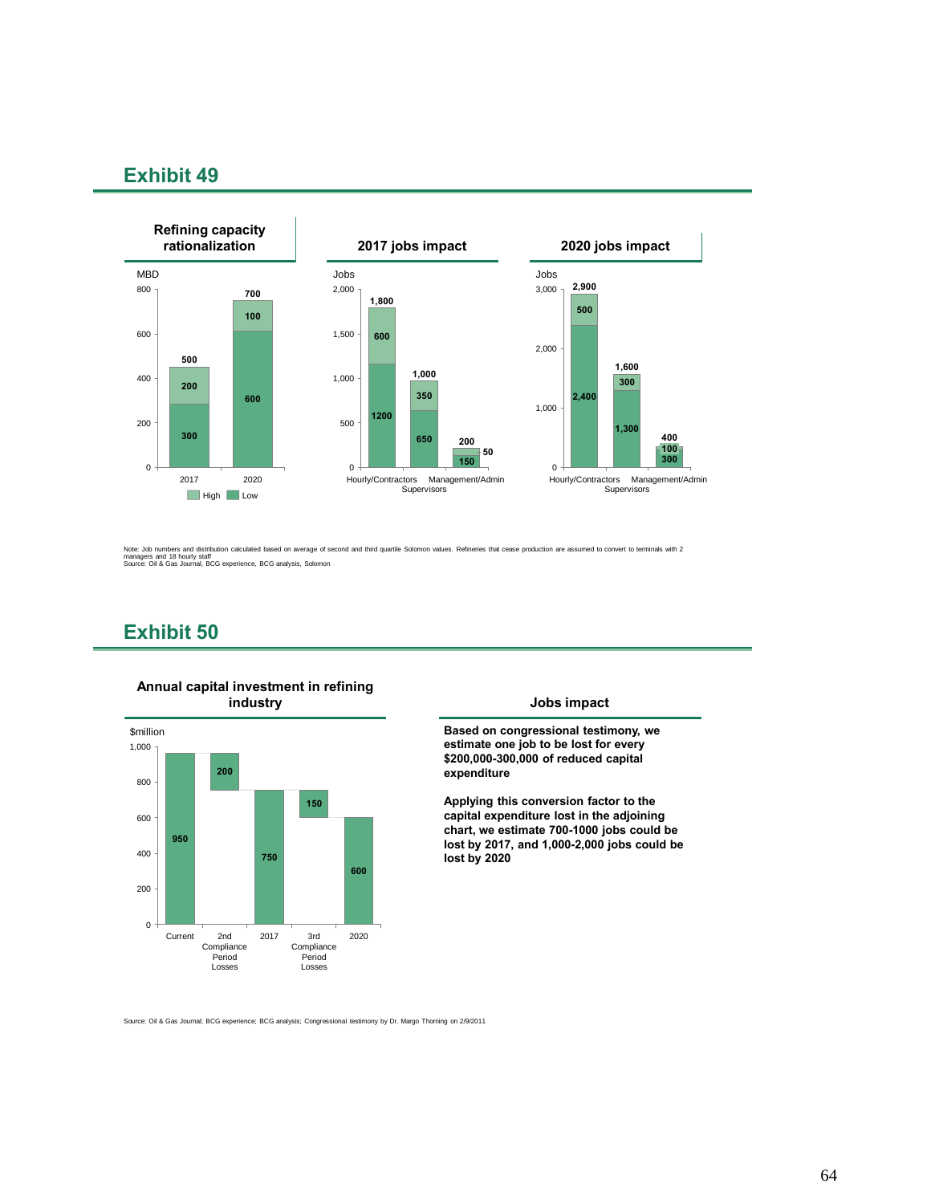## Exhibit 49

**Refining capacity rationalization**

MBD

| | High | Low | Total |
|---|---|---|---|
| 2017 | 200 | 300 | 500 |
| 2020 | 100 | 600 | 700 |

**2017 jobs impact**

Jobs

| | High | Low | Total |
|---|---|---|---|
| Hourly/Contractors | 600 | 1200 | 1,800 |
| Supervisors | 350 | 650 | 1,000 |
| Management/Admin | 50 | 150 | 200 |

**2020 jobs impact**

Jobs

| | High | Low | Total |
|---|---|---|---|
| Hourly/Contractors | 500 | 2,400 | 2,900 |
| Supervisors | 300 | 1,300 | 1,600 |
| Management/Admin | 100 | 300 | 400 |

Note: Job numbers and distribution calculated based on average of second and third quartile Solomon values. Refineries that cease production are assumed to convert to terminals with 2 managers and 18 hourly staff
Source: Oil & Gas Journal, BCG experience, BCG analysis, Solomon

## Exhibit 50

**Annual capital investment in refining industry**

$million

| | Value |
|---|---|
| Current | 950 |
| 2nd Compliance Period Losses | 200 |
| 2017 | 750 |
| 3rd Compliance Period Losses | 150 |
| 2020 | 600 |

**Jobs impact**

**Based on congressional testimony, we estimate one job to be lost for every $200,000-300,000 of reduced capital expenditure**

**Applying this conversion factor to the capital expenditure lost in the adjoining chart, we estimate 700-1000 jobs could be lost by 2017, and 1,000-2,000 jobs could be lost by 2020**

Source: Oil & Gas Journal; BCG experience; BCG analysis; Congressional testimony by Dr. Margo Thorning on 2/9/2011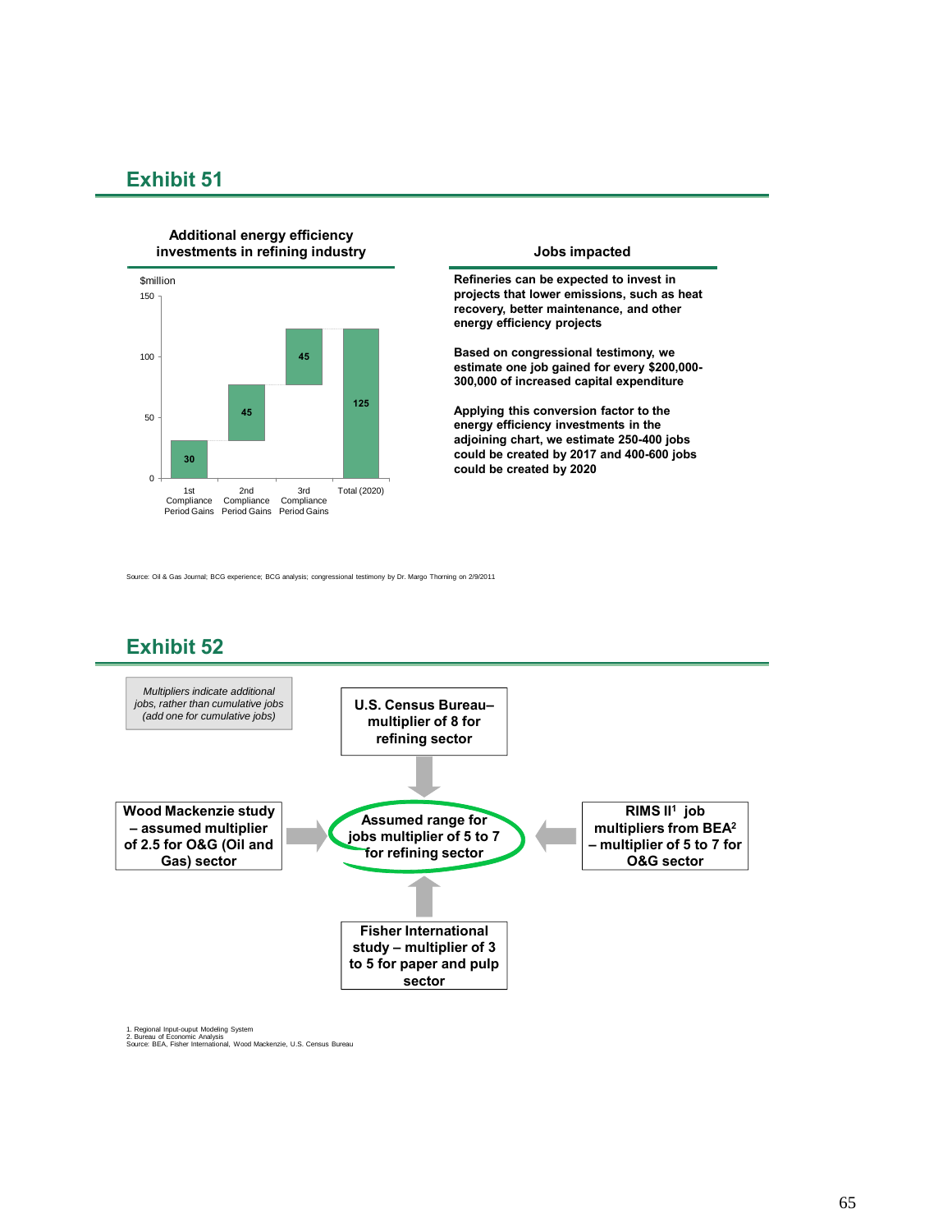## Exhibit 51

**Additional energy efficiency investments in refining industry**

$million

| | 1st Compliance Period Gains | 2nd Compliance Period Gains | 3rd Compliance Period Gains | Total (2020) |
|---|---|---|---|---|
| $million | 30 | 45 | 45 | 125 |

**Jobs impacted**

**Refineries can be expected to invest in projects that lower emissions, such as heat recovery, better maintenance, and other energy efficiency projects**

**Based on congressional testimony, we estimate one job gained for every $200,000-300,000 of increased capital expenditure**

**Applying this conversion factor to the energy efficiency investments in the adjoining chart, we estimate 250-400 jobs could be created by 2017 and 400-600 jobs could be created by 2020**

Source: Oil & Gas Journal; BCG experience; BCG analysis; congressional testimony by Dr. Margo Thorning on 2/9/2011

## Exhibit 52

*Multipliers indicate additional jobs, rather than cumulative jobs (add one for cumulative jobs)*

**U.S. Census Bureau– multiplier of 8 for refining sector**

**Wood Mackenzie study – assumed multiplier of 2.5 for O&G (Oil and Gas) sector**

**Assumed range for jobs multiplier of 5 to 7 for refining sector**

**RIMS II[1] job multipliers from BEA[2] – multiplier of 5 to 7 for O&G sector**

**Fisher International study – multiplier of 3 to 5 for paper and pulp sector**

1. Regional Input-ouput Modeling System
2. Bureau of Economic Analysis
Source: BEA, Fisher International, Wood Mackenzie, U.S. Census Bureau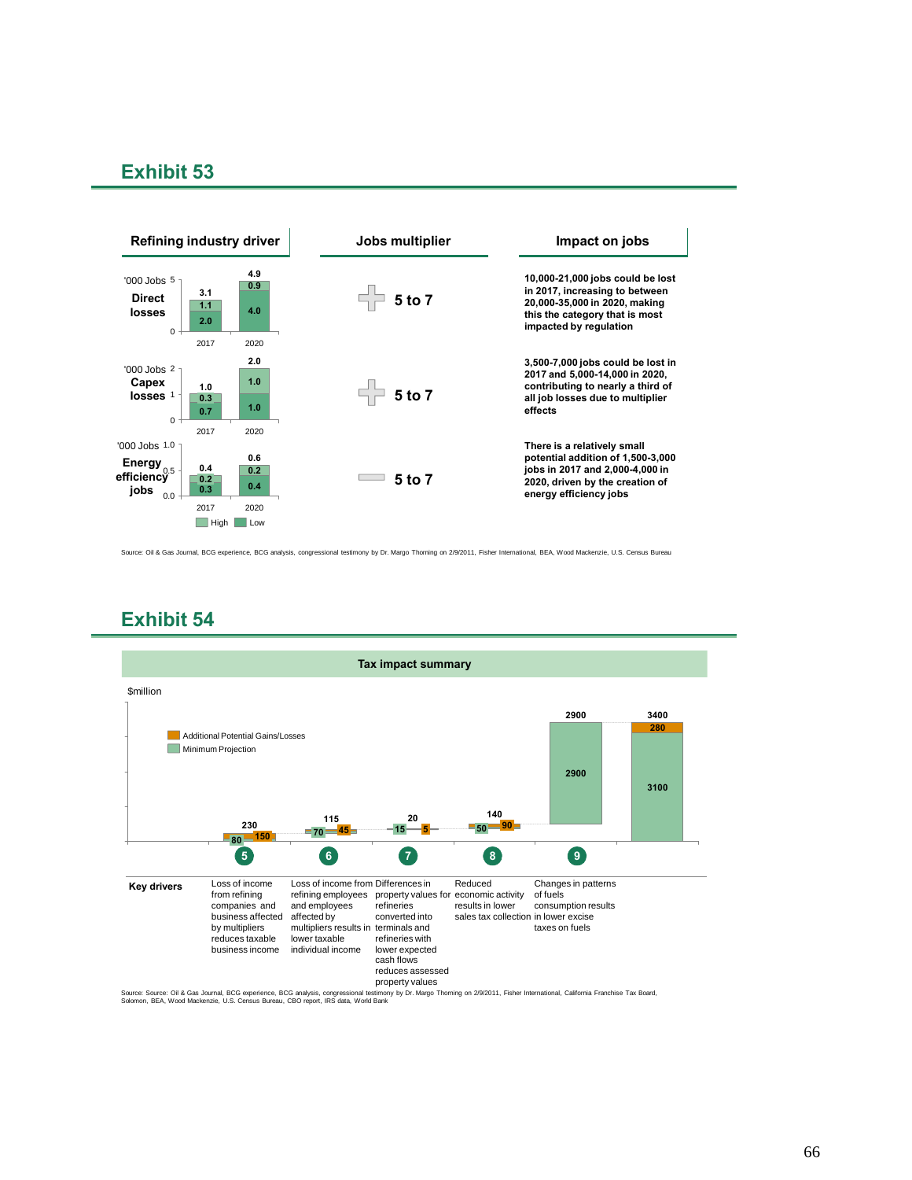## Exhibit 53

| Refining industry driver | | | Jobs multiplier | Impact on jobs |
|---|---|---|---|---|
| **Direct losses** ('000 Jobs) | 2017: 3.1 (Low 2.0, High 1.1) | 2020: 4.9 (Low 4.0, High 0.9) | 5 to 7 | 10,000-21,000 jobs could be lost in 2017, increasing to between 20,000-35,000 in 2020, making this the category that is most impacted by regulation |
| **Capex losses** ('000 Jobs) | 2017: 1.0 (Low 0.7, High 0.3) | 2020: 2.0 (Low 1.0, High 1.0) | 5 to 7 | 3,500-7,000 jobs could be lost in 2017 and 5,000-14,000 in 2020, contributing to nearly a third of all job losses due to multiplier effects |
| **Energy efficiency jobs** ('000 Jobs) | 2017: 0.4 (Low 0.3, High 0.2) | 2020: 0.6 (Low 0.4, High 0.2) | 5 to 7 | There is a relatively small potential addition of 1,500-3,000 jobs in 2017 and 2,000-4,000 in 2020, driven by the creation of energy efficiency jobs |

Source: Oil & Gas Journal, BCG experience, BCG analysis, congressional testimony by Dr. Margo Thorning on 2/9/2011, Fisher International, BEA, Wood Mackenzie, U.S. Census Bureau

## Exhibit 54

**Tax impact summary**

$million

| | 5 | 6 | 7 | 8 | 9 | Total |
|---|---|---|---|---|---|---|
| Total | 230 | 115 | 20 | 140 | 2900 | 3400 |
| Minimum Projection | 80 | 70 | 15 | 50 | 2900 | 3100 |
| Additional Potential Gains/Losses | 150 | 45 | 5 | 90 | | 280 |
| **Key drivers** | Loss of income from refining companies and business affected by multipliers reduces taxable business income | Loss of income from refining employees and employees affected by multipliers results in lower taxable individual income | Differences in property values for refineries converted into terminals and refineries with lower expected cash flows reduces assessed property values | Reduced economic activity results in lower sales tax collection | Changes in patterns of fuels consumption results in lower excise taxes on fuels | |

Source: Source: Oil & Gas Journal, BCG experience, BCG analysis, congressional testimony by Dr. Margo Thorning on 2/9/2011, Fisher International, California Franchise Tax Board, Solomon, BEA, Wood Mackenzie, U.S. Census Bureau, CBO report, IRS data, World Bank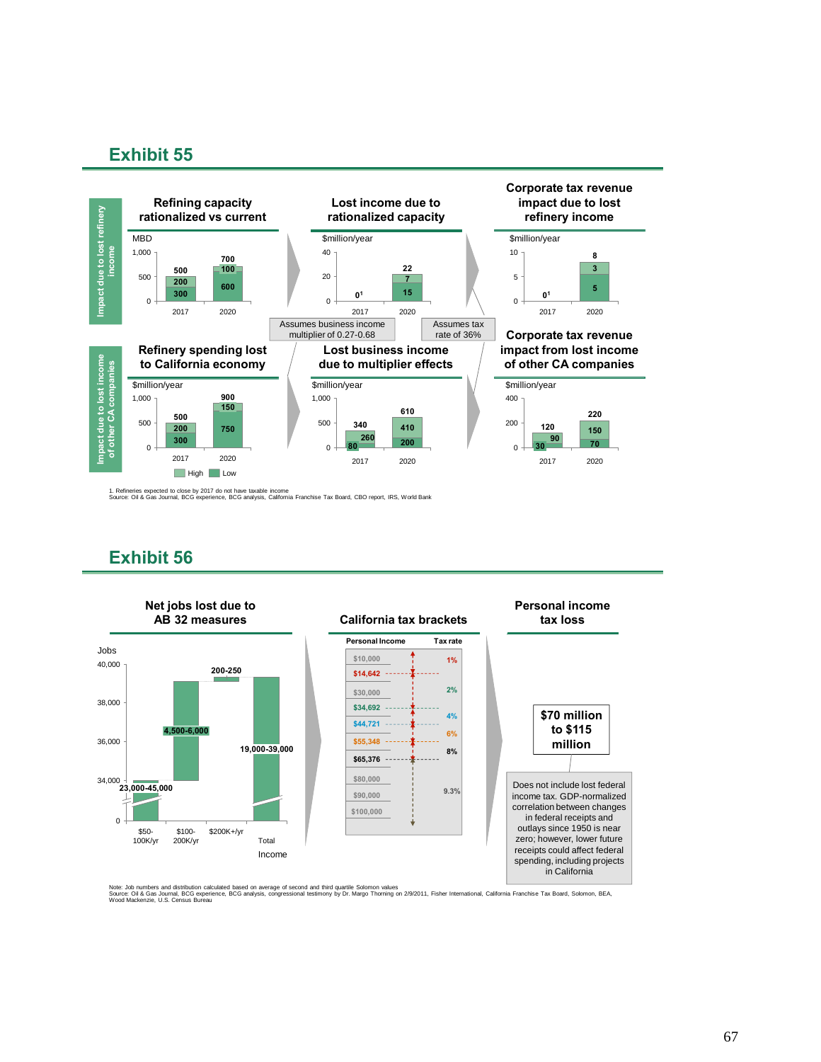## Exhibit 55

**Impact due to lost refinery income**

**Refining capacity rationalized vs current** (MBD)

| | 2017 | 2020 |
|---|---|---|
| High | 200 | 100 |
| Low | 300 | 600 |
| Total | 500 | 700 |

**Lost income due to rationalized capacity** ($million/year)

| | 2017 | 2020 |
|---|---|---|
| High | | 7 |
| Low | | 15 |
| Total | 0[1] | 22 |

**Corporate tax revenue impact due to lost refinery income** ($million/year)

| | 2017 | 2020 |
|---|---|---|
| High | | 3 |
| Low | | 5 |
| Total | 0[1] | 8 |

Assumes business income multiplier of 0.27-0.68

Assumes tax rate of 36%

**Impact due to lost income of other CA companies**

**Refinery spending lost to California economy** ($million/year)

| | 2017 | 2020 |
|---|---|---|
| High | 200 | 150 |
| Low | 300 | 750 |
| Total | 500 | 900 |

**Lost business income due to multiplier effects** ($million/year)

| | 2017 | 2020 |
|---|---|---|
| High | 260 | 410 |
| Low | 80 | 200 |
| Total | 340 | 610 |

**Corporate tax revenue impact from lost income of other CA companies** ($million/year)

| | 2017 | 2020 |
|---|---|---|
| High | 90 | 150 |
| Low | 30 | 70 |
| Total | 120 | 220 |

1. Refineries expected to close by 2017 do not have taxable income
Source: Oil & Gas Journal, BCG experience, BCG analysis, California Franchise Tax Board, CBO report, IRS, World Bank

## Exhibit 56

**Net jobs lost due to AB 32 measures** (Jobs)

| Income | Jobs |
|---|---|
| \$50-100K/yr | 23,000-45,000 |
| \$100-200K/yr | 4,500-6,000 |
| \$200K+/yr | 200-250 |
| Total | 19,000-39,000 |

**California tax brackets**

| Personal Income | Tax rate |
|---|---|
| \$10,000 – \$14,642 | 1% |
| \$14,642 – \$34,692 | 2% |
| \$34,692 – \$44,721 | 4% |
| \$44,721 – \$55,348 | 6% |
| \$55,348 – \$65,376 | 8% |
| \$65,376+ | 9.3% |

**Personal income tax loss**

\$70 million to \$115 million

Does not include lost federal income tax. GDP-normalized correlation between changes in federal receipts and outlays since 1950 is near zero; however, lower future receipts could affect federal spending, including projects in California

Note: Job numbers and distribution calculated based on average of second and third quartile Solomon values
Source: Oil & Gas Journal, BCG experience, BCG analysis, congressional testimony by Dr. Margo Thorning on 2/9/2011, Fisher International, California Franchise Tax Board, Solomon, BEA, Wood Mackenzie, U.S. Census Bureau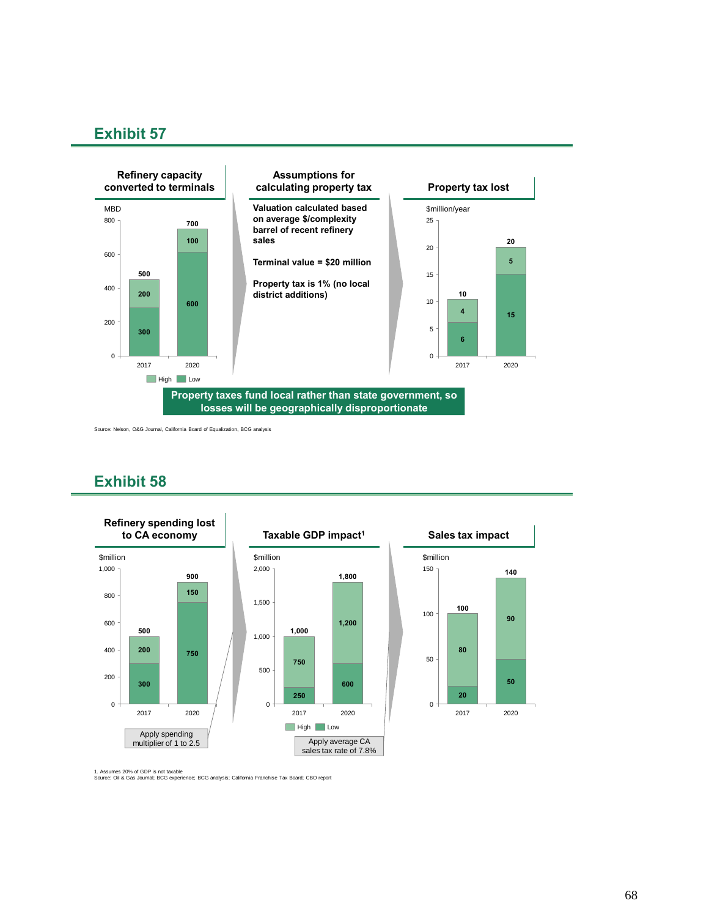## Exhibit 57

### Refinery capacity converted to terminals

MBD

| | 2017 | 2020 |
|---|---|---|
| High | 200 | 100 |
| Low | 300 | 600 |
| Total | 500 | 700 |

### Assumptions for calculating property tax

**Valuation calculated based on average $/complexity barrel of recent refinery sales**

**Terminal value = $20 million**

**Property tax is 1% (no local district additions)**

### Property tax lost

$million/year

| | 2017 | 2020 |
|---|---|---|
| High | 4 | 5 |
| Low | 6 | 15 |
| Total | 10 | 20 |

**Property taxes fund local rather than state government, so losses will be geographically disproportionate**

Source: Nelson, O&G Journal, California Board of Equalization, BCG analysis

## Exhibit 58

### Refinery spending lost to CA economy

$million

| | 2017 | 2020 |
|---|---|---|
| High | 200 | 150 |
| Low | 300 | 750 |
| Total | 500 | 900 |

Apply spending multiplier of 1 to 2.5

### Taxable GDP impact[1]

$million

| | 2017 | 2020 |
|---|---|---|
| High | 750 | 1,200 |
| Low | 250 | 600 |
| Total | 1,000 | 1,800 |

Apply average CA sales tax rate of 7.8%

### Sales tax impact

$million

| | 2017 | 2020 |
|---|---|---|
| High | 80 | 90 |
| Low | 20 | 50 |
| Total | 100 | 140 |

1. Assumes 20% of GDP is not taxable
Source: Oil & Gas Journal; BCG experience; BCG analysis; California Franchise Tax Board; CBO report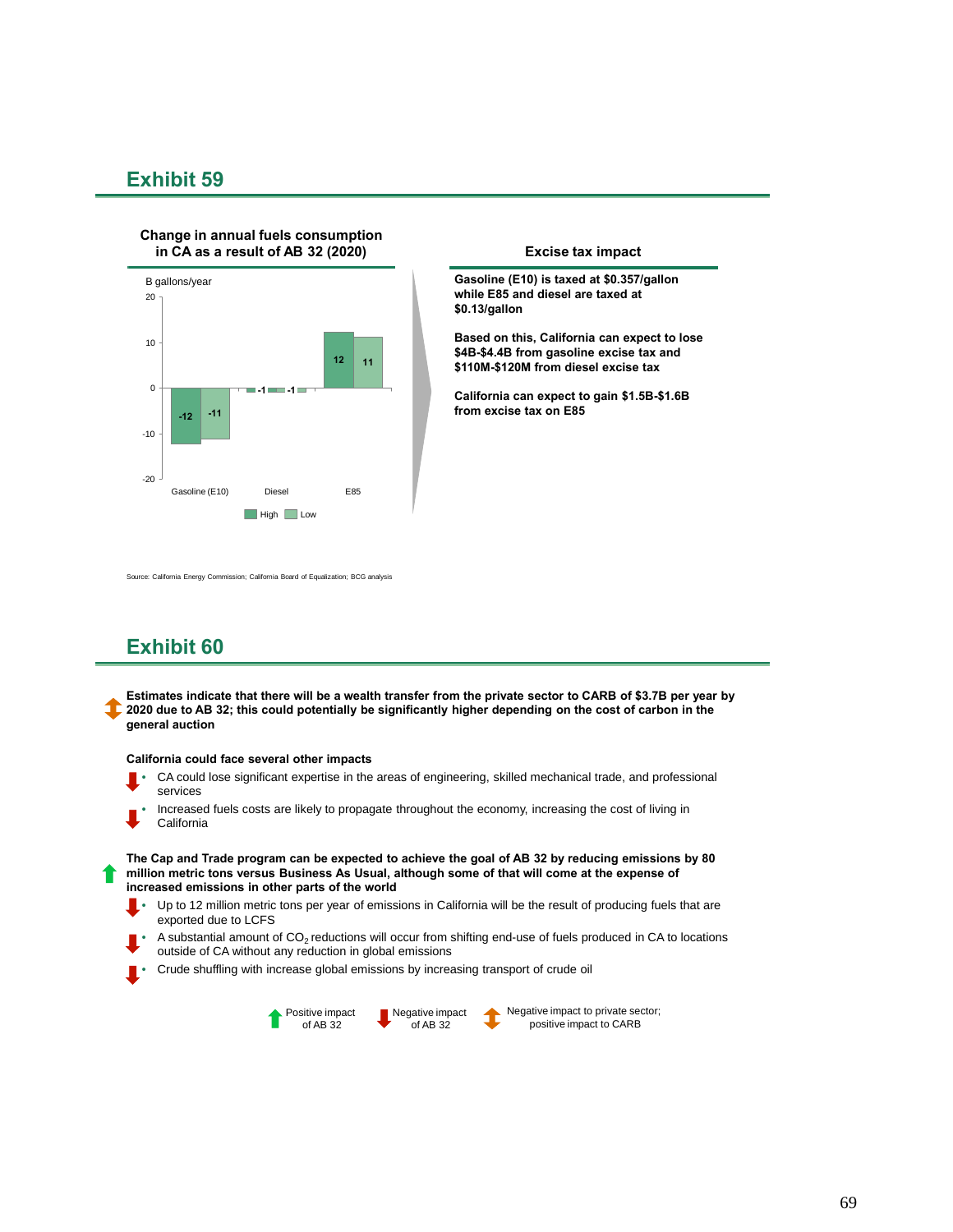## Exhibit 59

**Change in annual fuels consumption in CA as a result of AB 32 (2020)**

B gallons/year

| | High | Low |
|---|---|---|
| Gasoline (E10) | -12 | -11 |
| Diesel | -1 | -1 |
| E85 | 12 | 11 |

**Excise tax impact**

**Gasoline (E10) is taxed at $0.357/gallon while E85 and diesel are taxed at $0.13/gallon**

**Based on this, California can expect to lose $4B-$4.4B from gasoline excise tax and $110M-$120M from diesel excise tax**

**California can expect to gain $1.5B-$1.6B from excise tax on E85**

Source: California Energy Commission; California Board of Equalization; BCG analysis

## Exhibit 60

**Estimates indicate that there will be a wealth transfer from the private sector to CARB of $3.7B per year by 2020 due to AB 32; this could potentially be significantly higher depending on the cost of carbon in the general auction**

**California could face several other impacts**

- CA could lose significant expertise in the areas of engineering, skilled mechanical trade, and professional services
- Increased fuels costs are likely to propagate throughout the economy, increasing the cost of living in California

**The Cap and Trade program can be expected to achieve the goal of AB 32 by reducing emissions by 80 million metric tons versus Business As Usual, although some of that will come at the expense of increased emissions in other parts of the world**

- Up to 12 million metric tons per year of emissions in California will be the result of producing fuels that are exported due to LCFS
- A substantial amount of $CO_2$ reductions will occur from shifting end-use of fuels produced in CA to locations outside of CA without any reduction in global emissions
- Crude shuffling with increase global emissions by increasing transport of crude oil

Positive impact of AB 32 | Negative impact of AB 32 | Negative impact to private sector; positive impact to CARB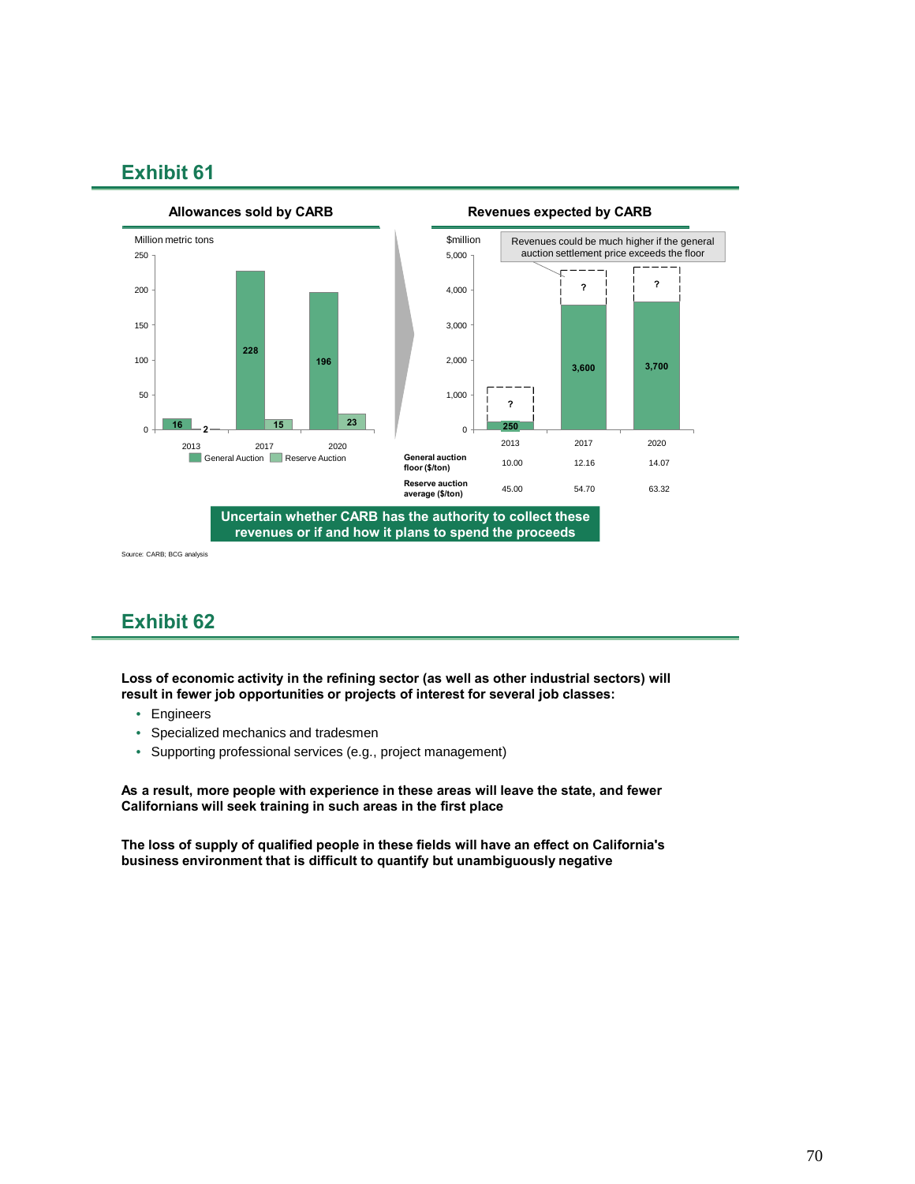## Exhibit 61

**Allowances sold by CARB**

Million metric tons

| Year | General Auction | Reserve Auction |
|---|---|---|
| 2013 | 16 | 2 |
| 2017 | 228 | 15 |
| 2020 | 196 | 23 |

**Revenues expected by CARB**

$million

Revenues could be much higher if the general auction settlement price exceeds the floor

| | 2013 | 2017 | 2020 |
|---|---|---|---|
| Revenues ($million) | 250 (+ ?) | 3,600 (+ ?) | 3,700 (+ ?) |
| General auction floor ($/ton) | 10.00 | 12.16 | 14.07 |
| Reserve auction average ($/ton) | 45.00 | 54.70 | 63.32 |

**Uncertain whether CARB has the authority to collect these revenues or if and how it plans to spend the proceeds**

Source: CARB; BCG analysis

## Exhibit 62

**Loss of economic activity in the refining sector (as well as other industrial sectors) will result in fewer job opportunities or projects of interest for several job classes:**

- Engineers
- Specialized mechanics and tradesmen
- Supporting professional services (e.g., project management)

**As a result, more people with experience in these areas will leave the state, and fewer Californians will seek training in such areas in the first place**

**The loss of supply of qualified people in these fields will have an effect on California's business environment that is difficult to quantify but unambiguously negative**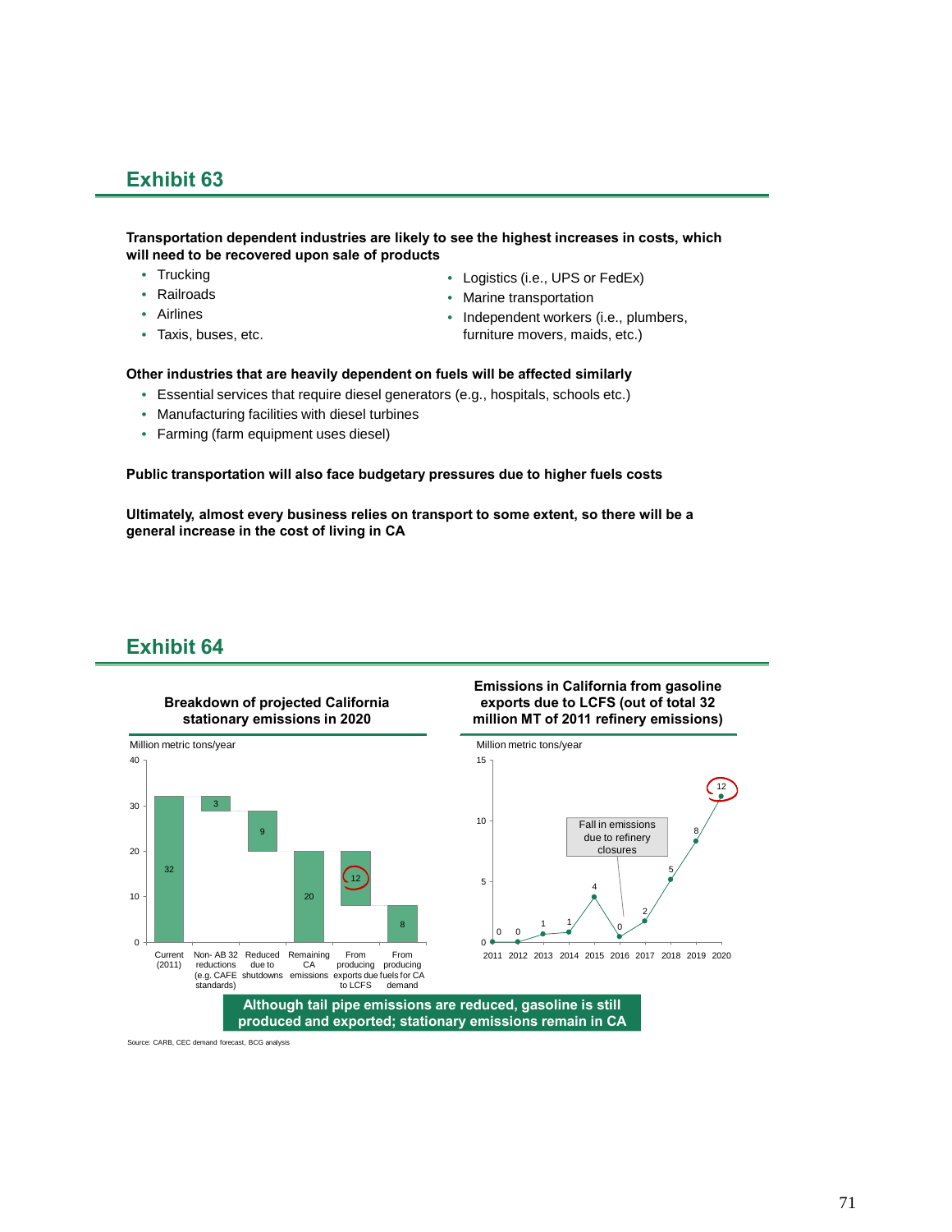## Exhibit 63

**Transportation dependent industries are likely to see the highest increases in costs, which will need to be recovered upon sale of products**

- Trucking
- Railroads
- Airlines
- Taxis, buses, etc.
- Logistics (i.e., UPS or FedEx)
- Marine transportation
- Independent workers (i.e., plumbers, furniture movers, maids, etc.)

**Other industries that are heavily dependent on fuels will be affected similarly**

- Essential services that require diesel generators (e.g., hospitals, schools etc.)
- Manufacturing facilities with diesel turbines
- Farming (farm equipment uses diesel)

**Public transportation will also face budgetary pressures due to higher fuels costs**

**Ultimately, almost every business relies on transport to some extent, so there will be a general increase in the cost of living in CA**

## Exhibit 64

**Breakdown of projected California stationary emissions in 2020**

Million metric tons/year

40
30
20
10
0

32
3
9
20
12
8

Current (2011)
Non- AB 32 reductions (e.g. CAFE standards)
Reduced due to shutdowns
Remaining CA emissions
From producing exports due to LCFS
From producing fuels for CA demand

**Emissions in California from gasoline exports due to LCFS (out of total 32 million MT of 2011 refinery emissions)**

Million metric tons/year

15
10
5
0

0
0
1
1
4
0
2
5
8
12

Fall in emissions due to refinery closures

2011
2012
2013
2014
2015
2016
2017
2018
2019
2020

**Although tail pipe emissions are reduced, gasoline is still produced and exported; stationary emissions remain in CA**

Source: CARB, CEC demand forecast, BCG analysis